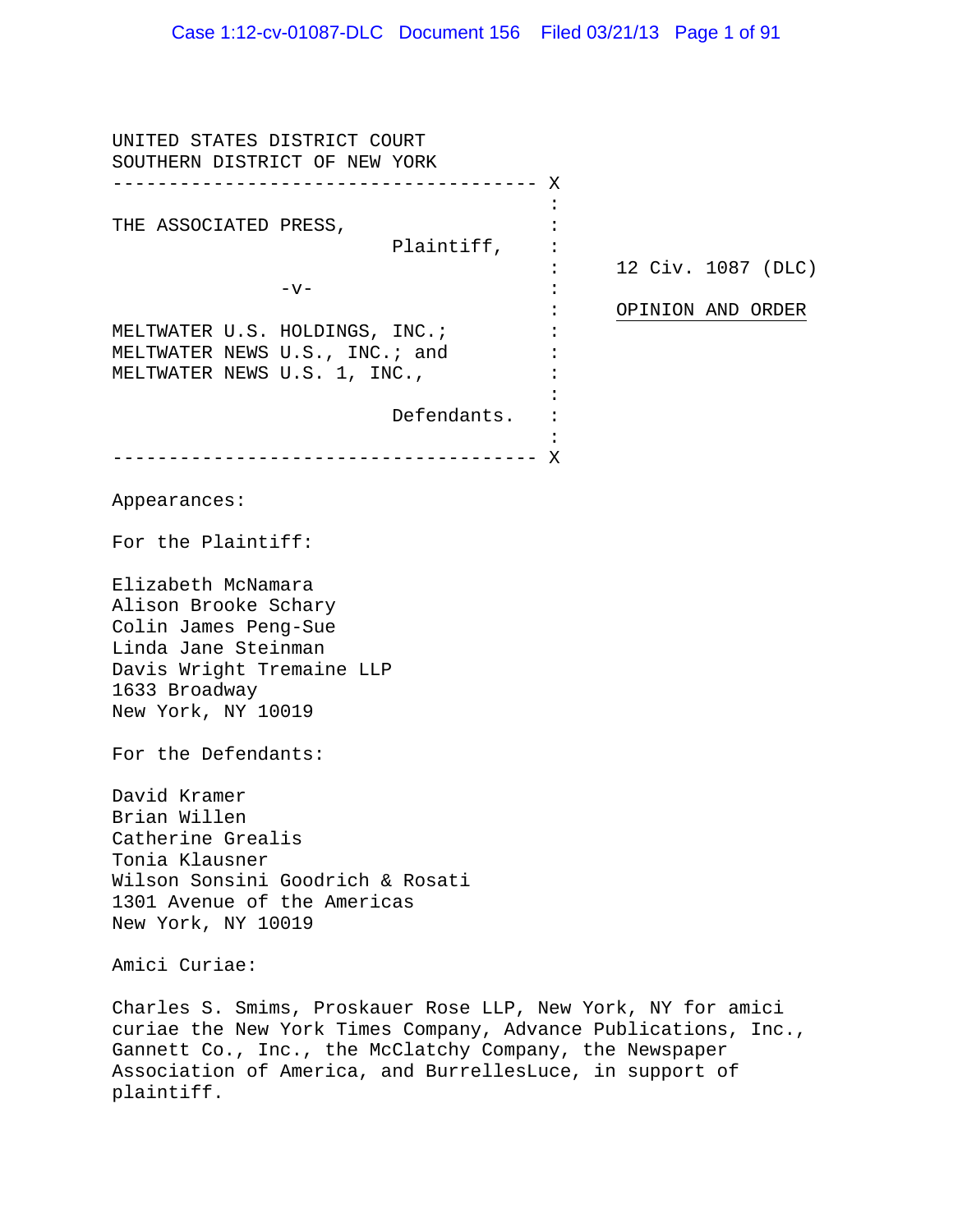UNITED STATES DISTRICT COURT
SOUTHERN DISTRICT OF NEW YORK

---

THE ASSOCIATED PRESS,
Plaintiff,

-v-

MELTWATER U.S. HOLDINGS, INC.;
MELTWATER NEWS U.S., INC.; and
MELTWATER NEWS U.S. 1, INC.,
Defendants.

---

12 Civ. 1087 (DLC)

OPINION AND ORDER

Appearances:

For the Plaintiff:

Elizabeth McNamara
Alison Brooke Schary
Colin James Peng-Sue
Linda Jane Steinman
Davis Wright Tremaine LLP
1633 Broadway
New York, NY 10019

For the Defendants:

David Kramer
Brian Willen
Catherine Grealis
Tonia Klausner
Wilson Sonsini Goodrich & Rosati
1301 Avenue of the Americas
New York, NY 10019

Amici Curiae:

Charles S. Smims, Proskauer Rose LLP, New York, NY for amici curiae the New York Times Company, Advance Publications, Inc., Gannett Co., Inc., the McClatchy Company, the Newspaper Association of America, and BurrellesLuce, in support of plaintiff.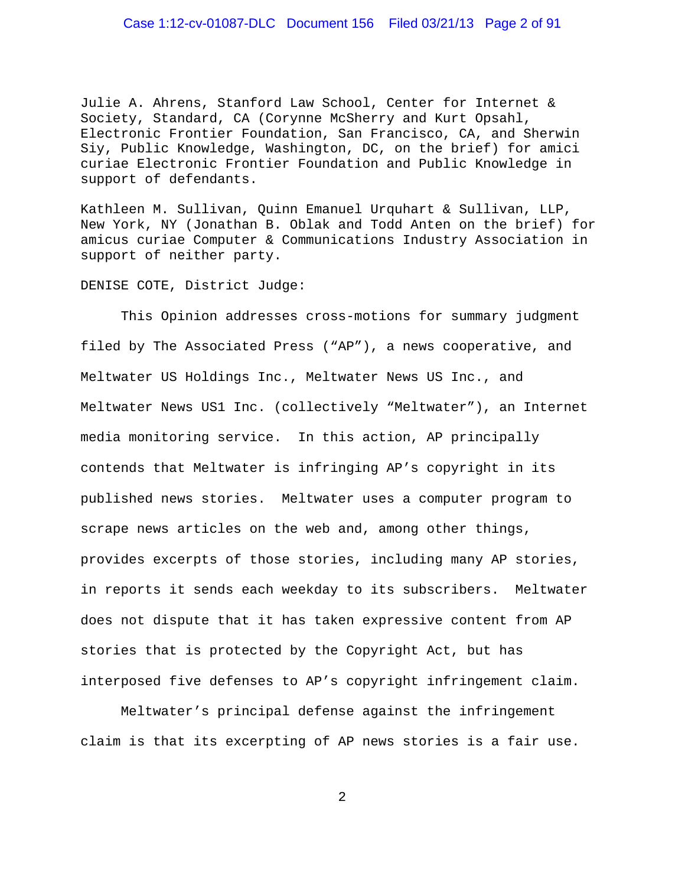Julie A. Ahrens, Stanford Law School, Center for Internet & Society, Standard, CA (Corynne McSherry and Kurt Opsahl, Electronic Frontier Foundation, San Francisco, CA, and Sherwin Siy, Public Knowledge, Washington, DC, on the brief) for amici curiae Electronic Frontier Foundation and Public Knowledge in support of defendants.

Kathleen M. Sullivan, Quinn Emanuel Urquhart & Sullivan, LLP, New York, NY (Jonathan B. Oblak and Todd Anten on the brief) for amicus curiae Computer & Communications Industry Association in support of neither party.

DENISE COTE, District Judge:

This Opinion addresses cross-motions for summary judgment filed by The Associated Press ("AP"), a news cooperative, and Meltwater US Holdings Inc., Meltwater News US Inc., and Meltwater News US1 Inc. (collectively "Meltwater"), an Internet media monitoring service. In this action, AP principally contends that Meltwater is infringing AP's copyright in its published news stories. Meltwater uses a computer program to scrape news articles on the web and, among other things, provides excerpts of those stories, including many AP stories, in reports it sends each weekday to its subscribers. Meltwater does not dispute that it has taken expressive content from AP stories that is protected by the Copyright Act, but has interposed five defenses to AP's copyright infringement claim.

Meltwater's principal defense against the infringement claim is that its excerpting of AP news stories is a fair use.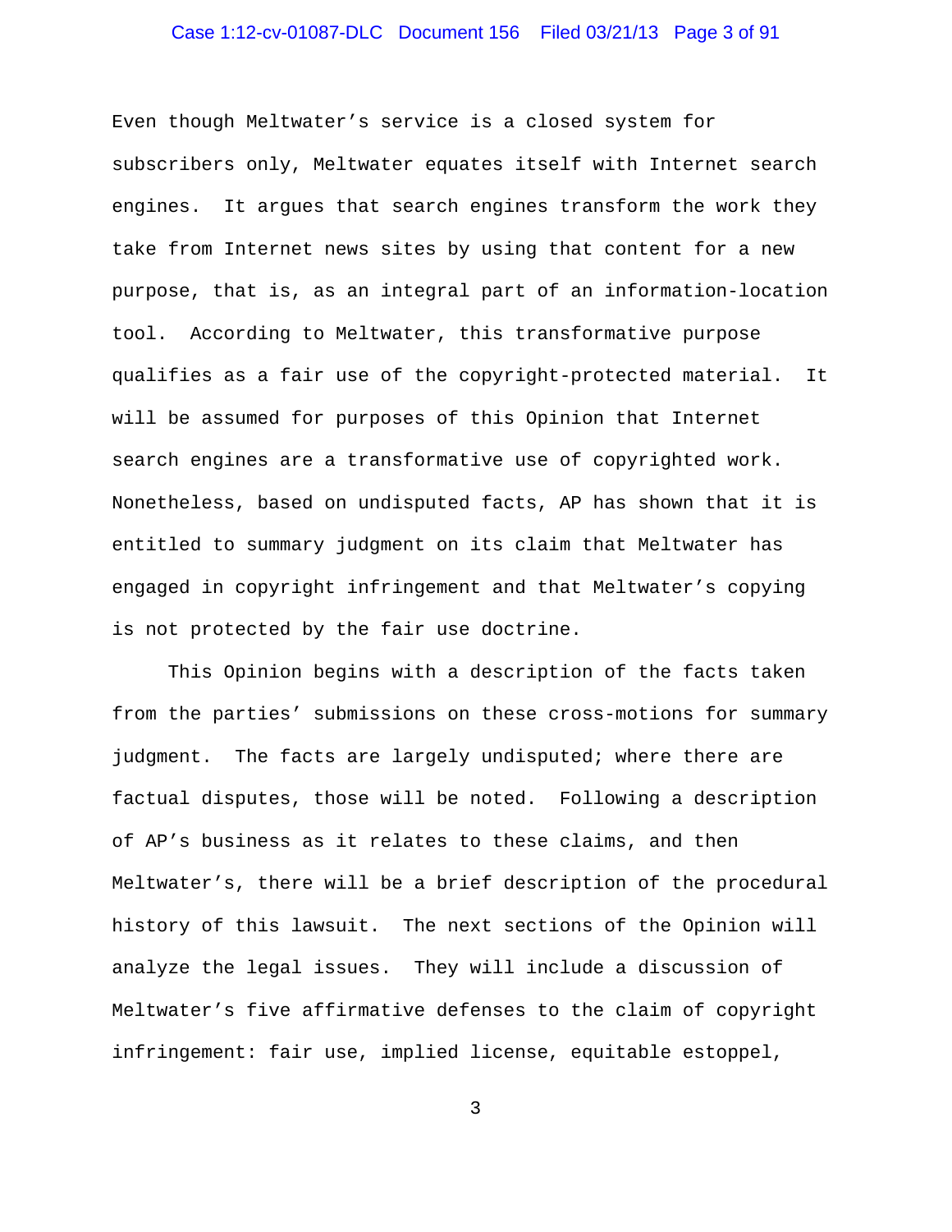Even though Meltwater's service is a closed system for subscribers only, Meltwater equates itself with Internet search engines. It argues that search engines transform the work they take from Internet news sites by using that content for a new purpose, that is, as an integral part of an information-location tool. According to Meltwater, this transformative purpose qualifies as a fair use of the copyright-protected material. It will be assumed for purposes of this Opinion that Internet search engines are a transformative use of copyrighted work. Nonetheless, based on undisputed facts, AP has shown that it is entitled to summary judgment on its claim that Meltwater has engaged in copyright infringement and that Meltwater's copying is not protected by the fair use doctrine.

This Opinion begins with a description of the facts taken from the parties' submissions on these cross-motions for summary judgment. The facts are largely undisputed; where there are factual disputes, those will be noted. Following a description of AP's business as it relates to these claims, and then Meltwater's, there will be a brief description of the procedural history of this lawsuit. The next sections of the Opinion will analyze the legal issues. They will include a discussion of Meltwater's five affirmative defenses to the claim of copyright infringement: fair use, implied license, equitable estoppel,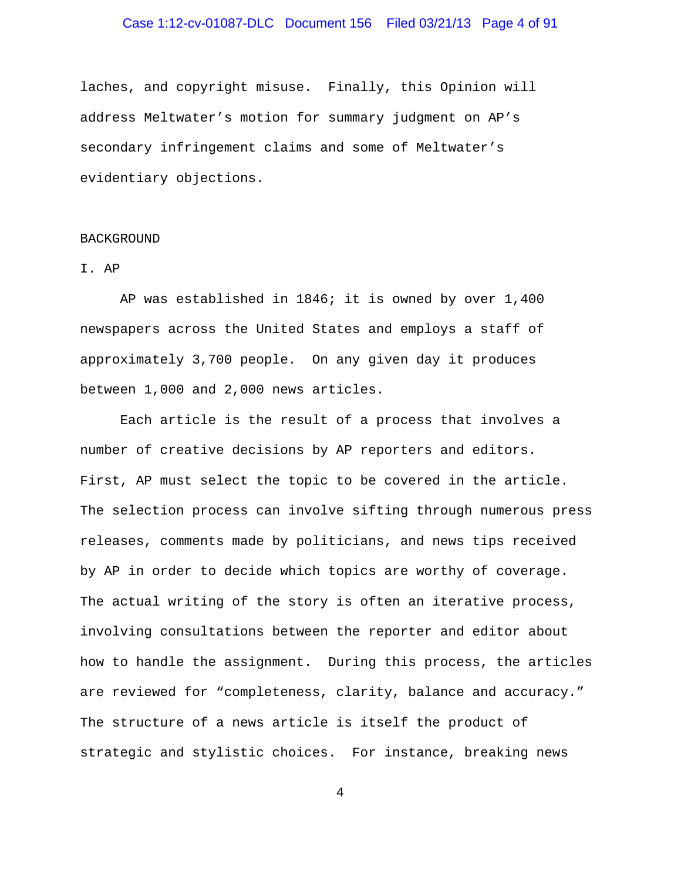laches, and copyright misuse. Finally, this Opinion will address Meltwater's motion for summary judgment on AP's secondary infringement claims and some of Meltwater's evidentiary objections.

## BACKGROUND

### I. AP

AP was established in 1846; it is owned by over 1,400 newspapers across the United States and employs a staff of approximately 3,700 people. On any given day it produces between 1,000 and 2,000 news articles.

Each article is the result of a process that involves a number of creative decisions by AP reporters and editors. First, AP must select the topic to be covered in the article. The selection process can involve sifting through numerous press releases, comments made by politicians, and news tips received by AP in order to decide which topics are worthy of coverage. The actual writing of the story is often an iterative process, involving consultations between the reporter and editor about how to handle the assignment. During this process, the articles are reviewed for "completeness, clarity, balance and accuracy." The structure of a news article is itself the product of strategic and stylistic choices. For instance, breaking news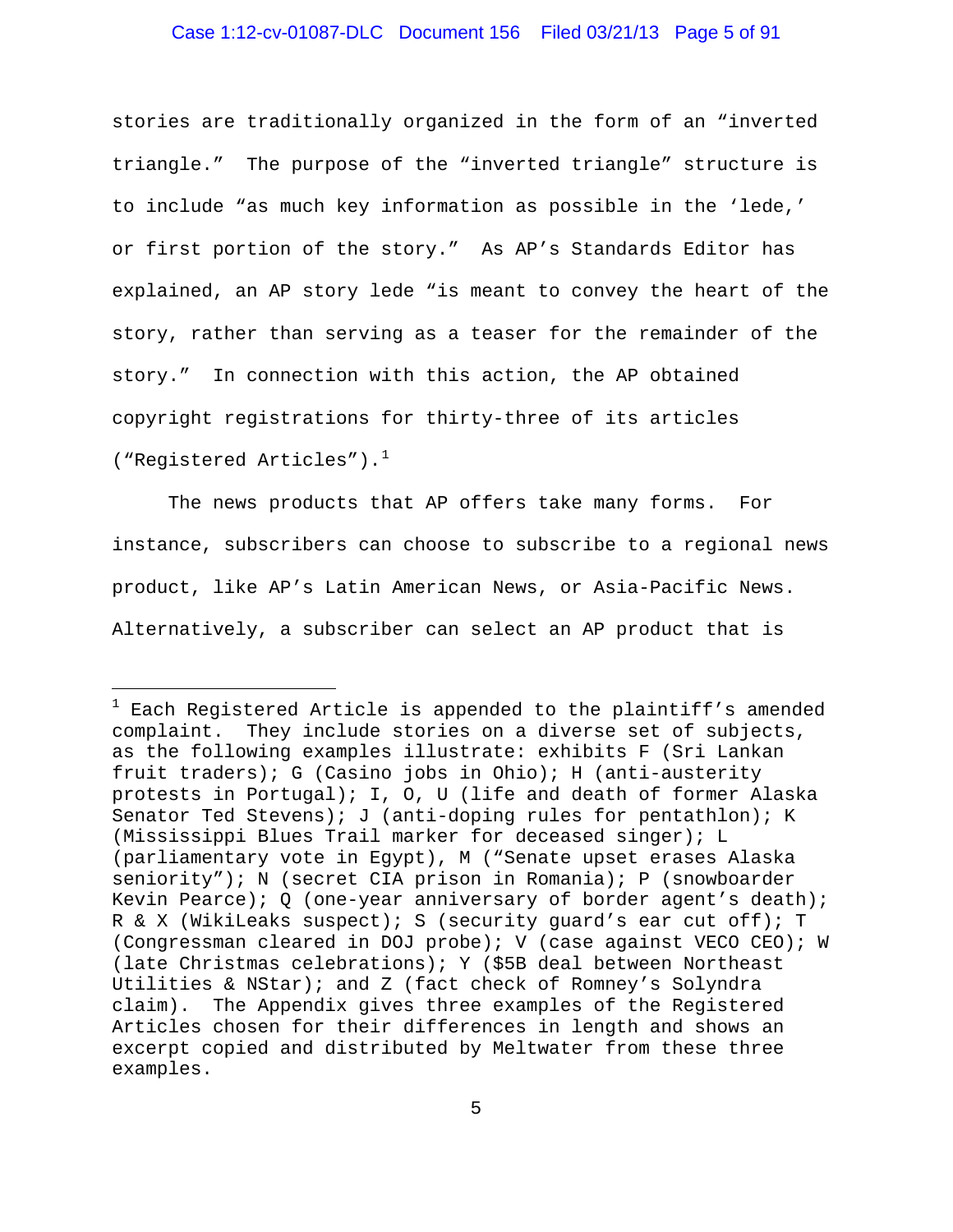stories are traditionally organized in the form of an "inverted triangle." The purpose of the "inverted triangle" structure is to include "as much key information as possible in the 'lede,' or first portion of the story." As AP's Standards Editor has explained, an AP story lede "is meant to convey the heart of the story, rather than serving as a teaser for the remainder of the story." In connection with this action, the AP obtained copyright registrations for thirty-three of its articles ("Registered Articles").[1]

The news products that AP offers take many forms. For instance, subscribers can choose to subscribe to a regional news product, like AP's Latin American News, or Asia-Pacific News. Alternatively, a subscriber can select an AP product that is

---

[1] Each Registered Article is appended to the plaintiff's amended complaint. They include stories on a diverse set of subjects, as the following examples illustrate: exhibits F (Sri Lankan fruit traders); G (Casino jobs in Ohio); H (anti-austerity protests in Portugal); I, O, U (life and death of former Alaska Senator Ted Stevens); J (anti-doping rules for pentathlon); K (Mississippi Blues Trail marker for deceased singer); L (parliamentary vote in Egypt), M ("Senate upset erases Alaska seniority"); N (secret CIA prison in Romania); P (snowboarder Kevin Pearce); Q (one-year anniversary of border agent's death); R & X (WikiLeaks suspect); S (security guard's ear cut off); T (Congressman cleared in DOJ probe); V (case against VECO CEO); W (late Christmas celebrations); Y ($5B deal between Northeast Utilities & NStar); and Z (fact check of Romney's Solyndra claim). The Appendix gives three examples of the Registered Articles chosen for their differences in length and shows an excerpt copied and distributed by Meltwater from these three examples.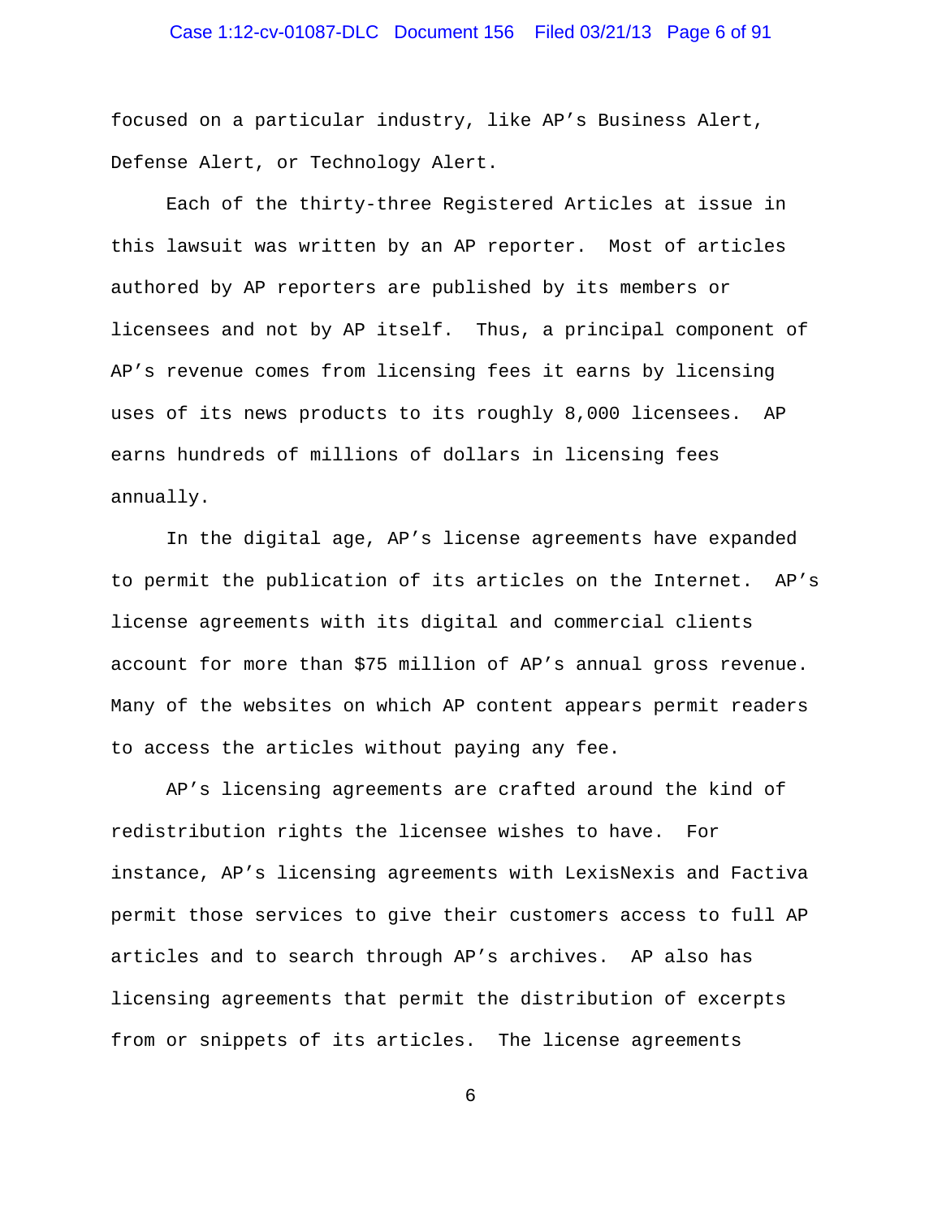focused on a particular industry, like AP's Business Alert, Defense Alert, or Technology Alert.

Each of the thirty-three Registered Articles at issue in this lawsuit was written by an AP reporter. Most of articles authored by AP reporters are published by its members or licensees and not by AP itself. Thus, a principal component of AP's revenue comes from licensing fees it earns by licensing uses of its news products to its roughly 8,000 licensees. AP earns hundreds of millions of dollars in licensing fees annually.

In the digital age, AP's license agreements have expanded to permit the publication of its articles on the Internet. AP's license agreements with its digital and commercial clients account for more than $75 million of AP's annual gross revenue. Many of the websites on which AP content appears permit readers to access the articles without paying any fee.

AP's licensing agreements are crafted around the kind of redistribution rights the licensee wishes to have. For instance, AP's licensing agreements with LexisNexis and Factiva permit those services to give their customers access to full AP articles and to search through AP's archives. AP also has licensing agreements that permit the distribution of excerpts from or snippets of its articles. The license agreements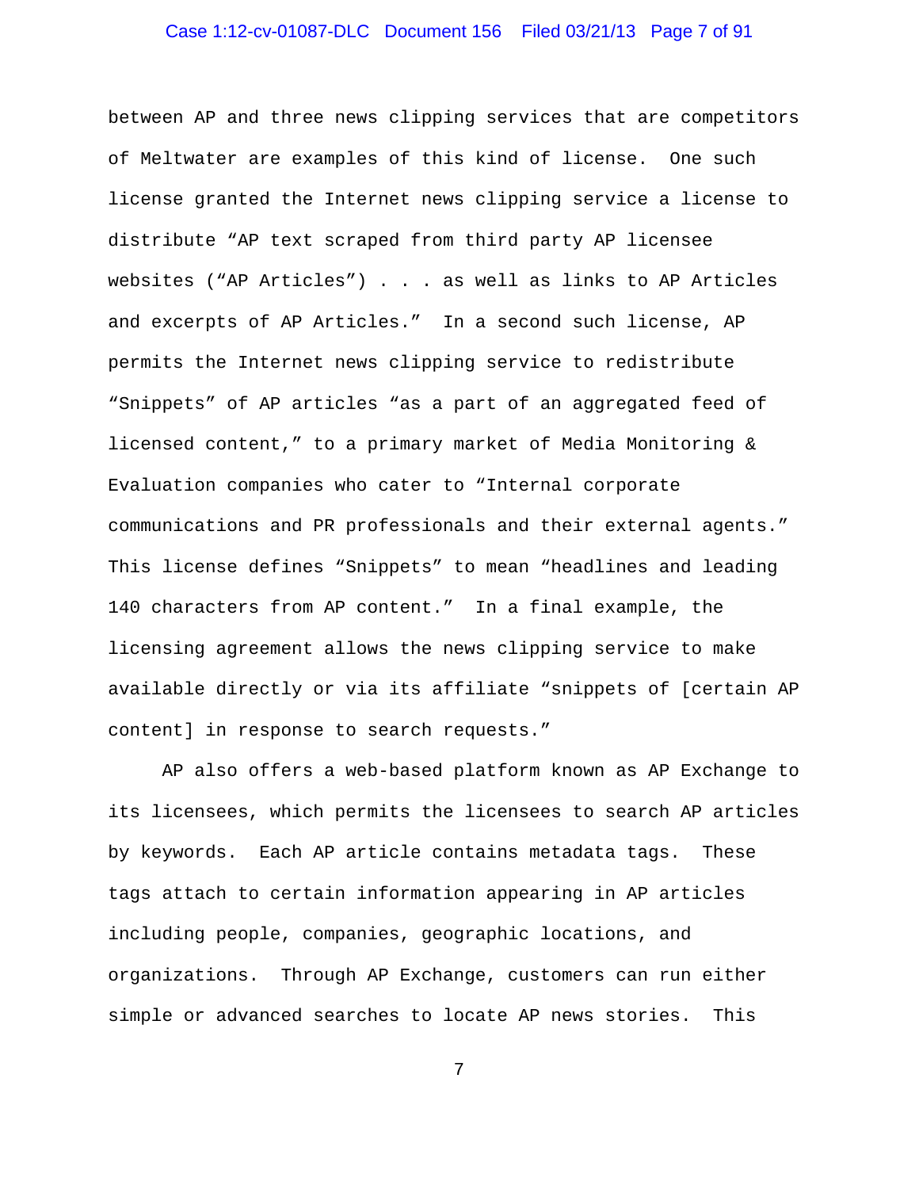between AP and three news clipping services that are competitors of Meltwater are examples of this kind of license. One such license granted the Internet news clipping service a license to distribute "AP text scraped from third party AP licensee websites ("AP Articles") . . . as well as links to AP Articles and excerpts of AP Articles." In a second such license, AP permits the Internet news clipping service to redistribute "Snippets" of AP articles "as a part of an aggregated feed of licensed content," to a primary market of Media Monitoring & Evaluation companies who cater to "Internal corporate communications and PR professionals and their external agents." This license defines "Snippets" to mean "headlines and leading 140 characters from AP content." In a final example, the licensing agreement allows the news clipping service to make available directly or via its affiliate "snippets of [certain AP content] in response to search requests."

AP also offers a web-based platform known as AP Exchange to its licensees, which permits the licensees to search AP articles by keywords. Each AP article contains metadata tags. These tags attach to certain information appearing in AP articles including people, companies, geographic locations, and organizations. Through AP Exchange, customers can run either simple or advanced searches to locate AP news stories. This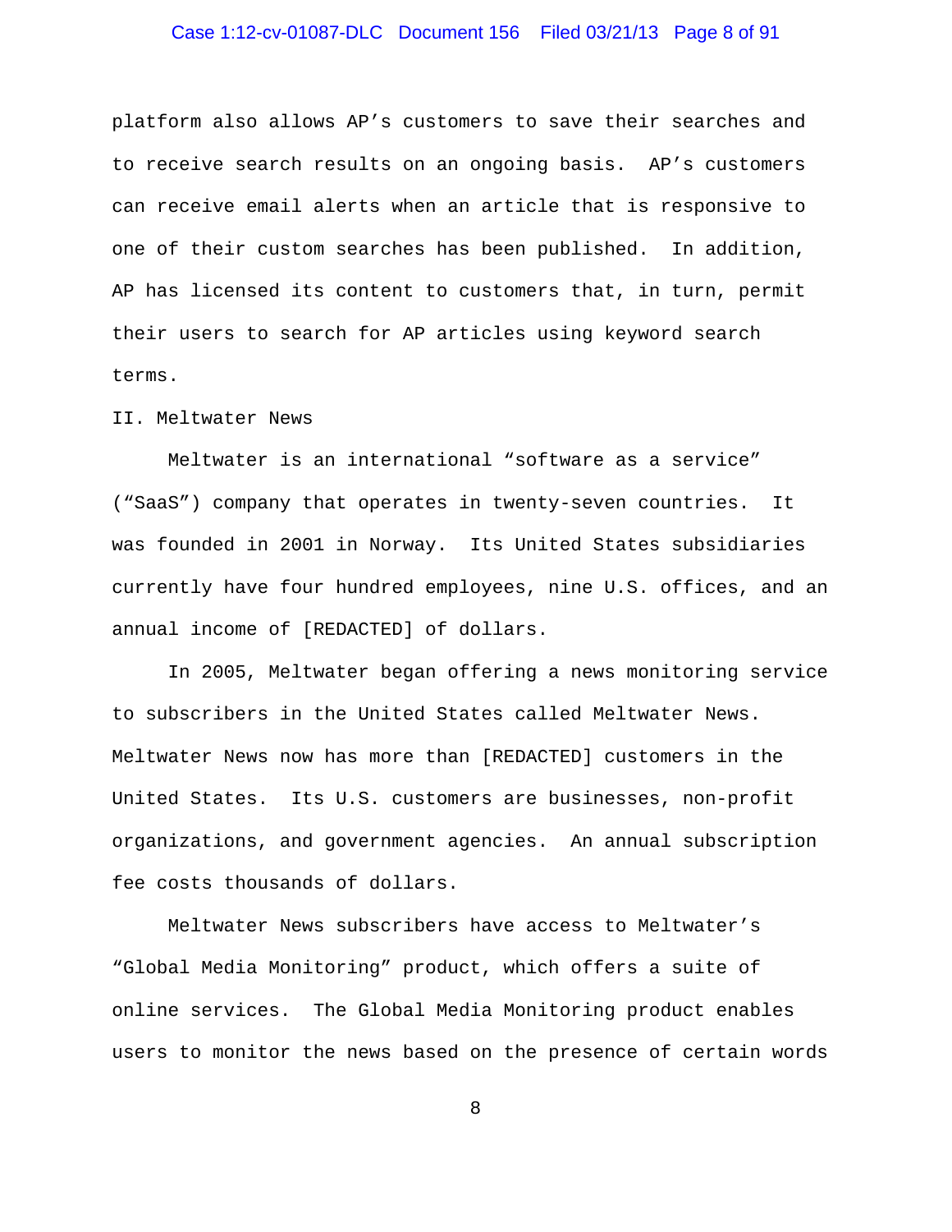platform also allows AP's customers to save their searches and to receive search results on an ongoing basis. AP's customers can receive email alerts when an article that is responsive to one of their custom searches has been published. In addition, AP has licensed its content to customers that, in turn, permit their users to search for AP articles using keyword search terms.

## II. Meltwater News

Meltwater is an international "software as a service" ("SaaS") company that operates in twenty-seven countries. It was founded in 2001 in Norway. Its United States subsidiaries currently have four hundred employees, nine U.S. offices, and an annual income of [REDACTED] of dollars.

In 2005, Meltwater began offering a news monitoring service to subscribers in the United States called Meltwater News. Meltwater News now has more than [REDACTED] customers in the United States. Its U.S. customers are businesses, non-profit organizations, and government agencies. An annual subscription fee costs thousands of dollars.

Meltwater News subscribers have access to Meltwater's "Global Media Monitoring" product, which offers a suite of online services. The Global Media Monitoring product enables users to monitor the news based on the presence of certain words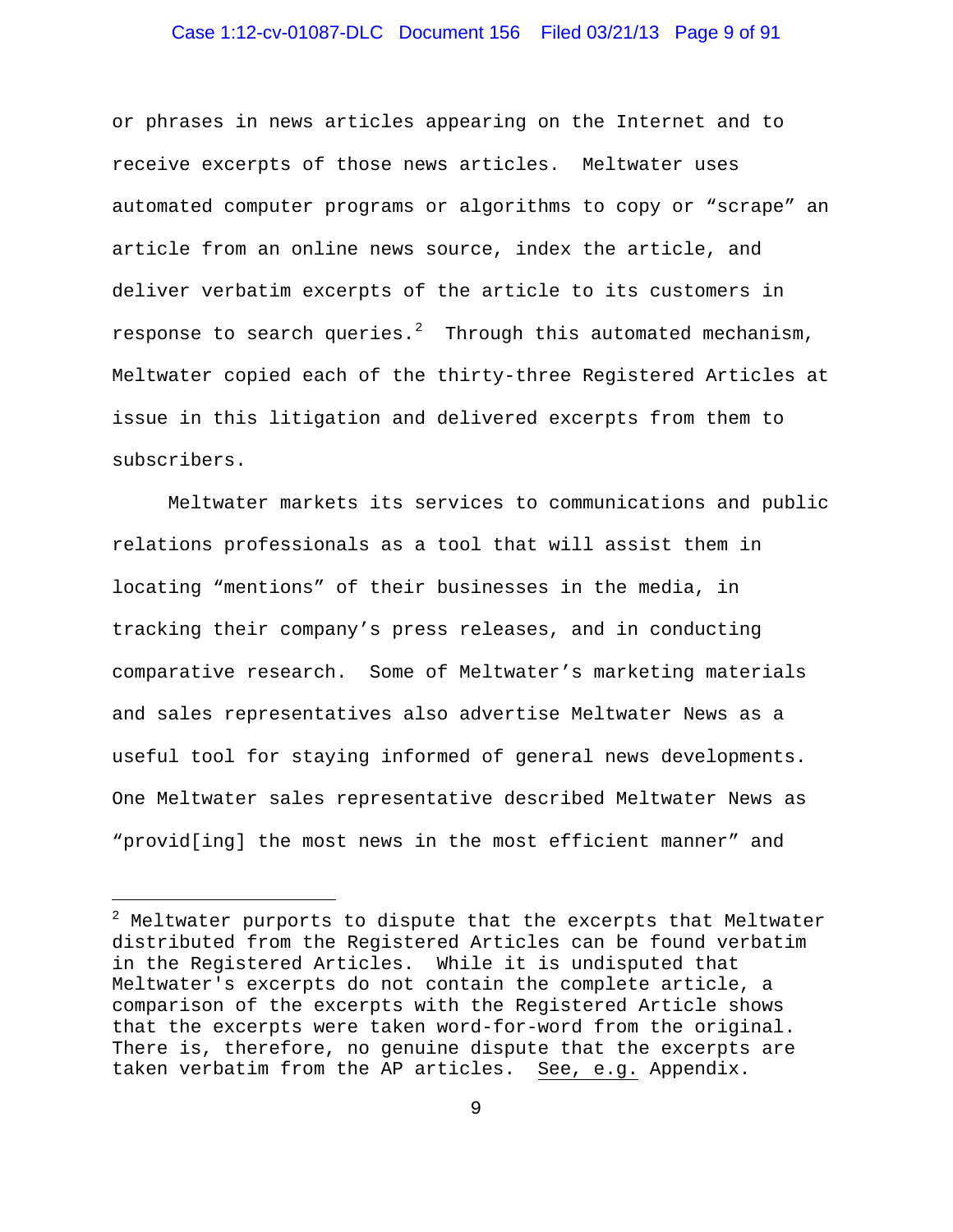or phrases in news articles appearing on the Internet and to receive excerpts of those news articles. Meltwater uses automated computer programs or algorithms to copy or "scrape" an article from an online news source, index the article, and deliver verbatim excerpts of the article to its customers in response to search queries.[2] Through this automated mechanism, Meltwater copied each of the thirty-three Registered Articles at issue in this litigation and delivered excerpts from them to subscribers.

Meltwater markets its services to communications and public relations professionals as a tool that will assist them in locating "mentions" of their businesses in the media, in tracking their company's press releases, and in conducting comparative research. Some of Meltwater's marketing materials and sales representatives also advertise Meltwater News as a useful tool for staying informed of general news developments. One Meltwater sales representative described Meltwater News as "provid[ing] the most news in the most efficient manner" and

---

[2] Meltwater purports to dispute that the excerpts that Meltwater distributed from the Registered Articles can be found verbatim in the Registered Articles. While it is undisputed that Meltwater's excerpts do not contain the complete article, a comparison of the excerpts with the Registered Article shows that the excerpts were taken word-for-word from the original. There is, therefore, no genuine dispute that the excerpts are taken verbatim from the AP articles. See, e.g. Appendix.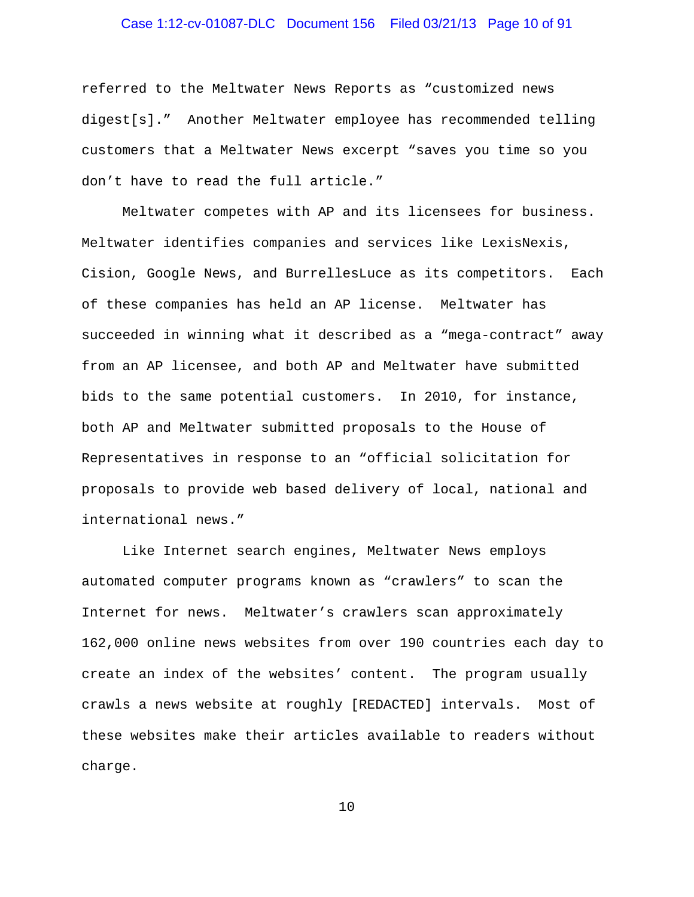referred to the Meltwater News Reports as "customized news digest[s]." Another Meltwater employee has recommended telling customers that a Meltwater News excerpt "saves you time so you don't have to read the full article."

Meltwater competes with AP and its licensees for business. Meltwater identifies companies and services like LexisNexis, Cision, Google News, and BurrellesLuce as its competitors. Each of these companies has held an AP license. Meltwater has succeeded in winning what it described as a "mega-contract" away from an AP licensee, and both AP and Meltwater have submitted bids to the same potential customers. In 2010, for instance, both AP and Meltwater submitted proposals to the House of Representatives in response to an "official solicitation for proposals to provide web based delivery of local, national and international news."

Like Internet search engines, Meltwater News employs automated computer programs known as "crawlers" to scan the Internet for news. Meltwater's crawlers scan approximately 162,000 online news websites from over 190 countries each day to create an index of the websites' content. The program usually crawls a news website at roughly [REDACTED] intervals. Most of these websites make their articles available to readers without charge.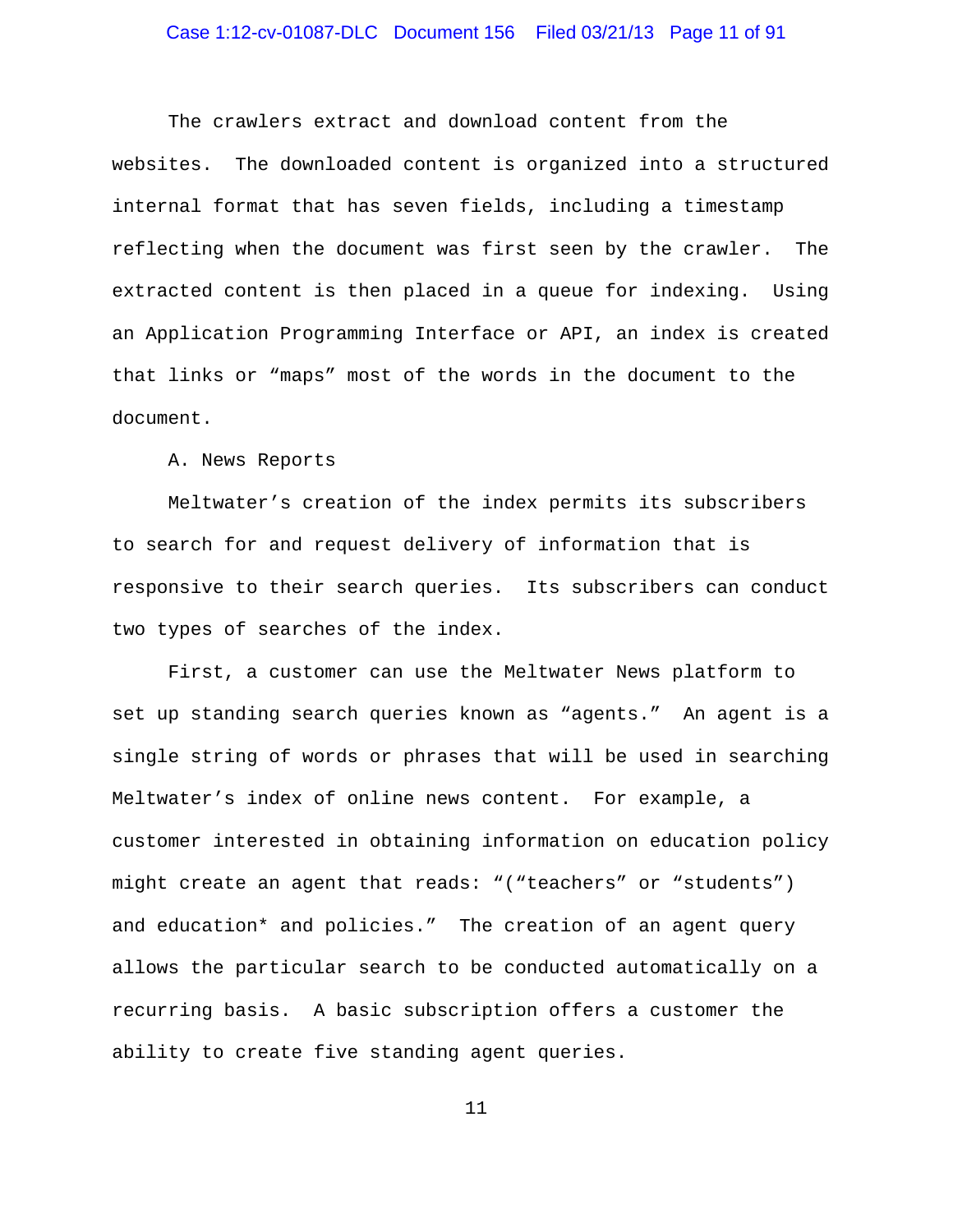The crawlers extract and download content from the websites. The downloaded content is organized into a structured internal format that has seven fields, including a timestamp reflecting when the document was first seen by the crawler. The extracted content is then placed in a queue for indexing. Using an Application Programming Interface or API, an index is created that links or "maps" most of the words in the document to the document.

A. News Reports

Meltwater's creation of the index permits its subscribers to search for and request delivery of information that is responsive to their search queries. Its subscribers can conduct two types of searches of the index.

First, a customer can use the Meltwater News platform to set up standing search queries known as "agents." An agent is a single string of words or phrases that will be used in searching Meltwater's index of online news content. For example, a customer interested in obtaining information on education policy might create an agent that reads: "("teachers" or "students") and education* and policies." The creation of an agent query allows the particular search to be conducted automatically on a recurring basis. A basic subscription offers a customer the ability to create five standing agent queries.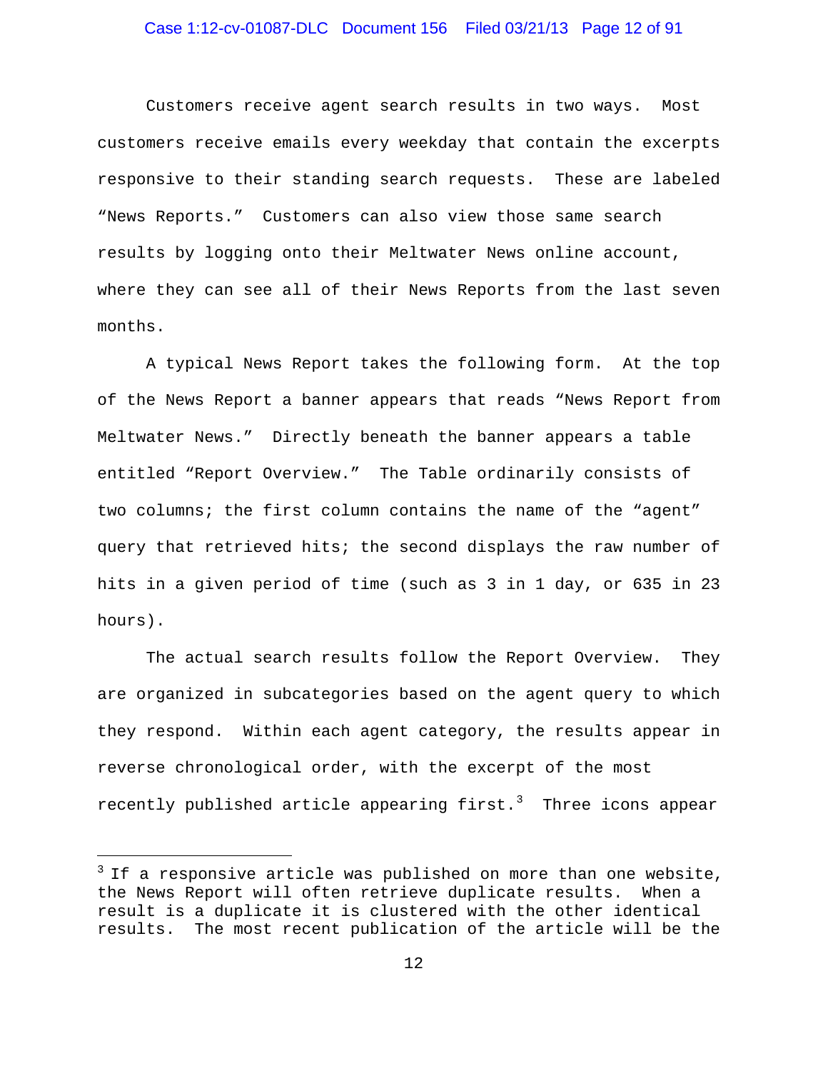Customers receive agent search results in two ways. Most customers receive emails every weekday that contain the excerpts responsive to their standing search requests. These are labeled "News Reports." Customers can also view those same search results by logging onto their Meltwater News online account, where they can see all of their News Reports from the last seven months.

A typical News Report takes the following form. At the top of the News Report a banner appears that reads "News Report from Meltwater News." Directly beneath the banner appears a table entitled "Report Overview." The Table ordinarily consists of two columns; the first column contains the name of the "agent" query that retrieved hits; the second displays the raw number of hits in a given period of time (such as 3 in 1 day, or 635 in 23 hours).

The actual search results follow the Report Overview. They are organized in subcategories based on the agent query to which they respond. Within each agent category, the results appear in reverse chronological order, with the excerpt of the most recently published article appearing first.[3] Three icons appear

[3] If a responsive article was published on more than one website, the News Report will often retrieve duplicate results. When a result is a duplicate it is clustered with the other identical results. The most recent publication of the article will be the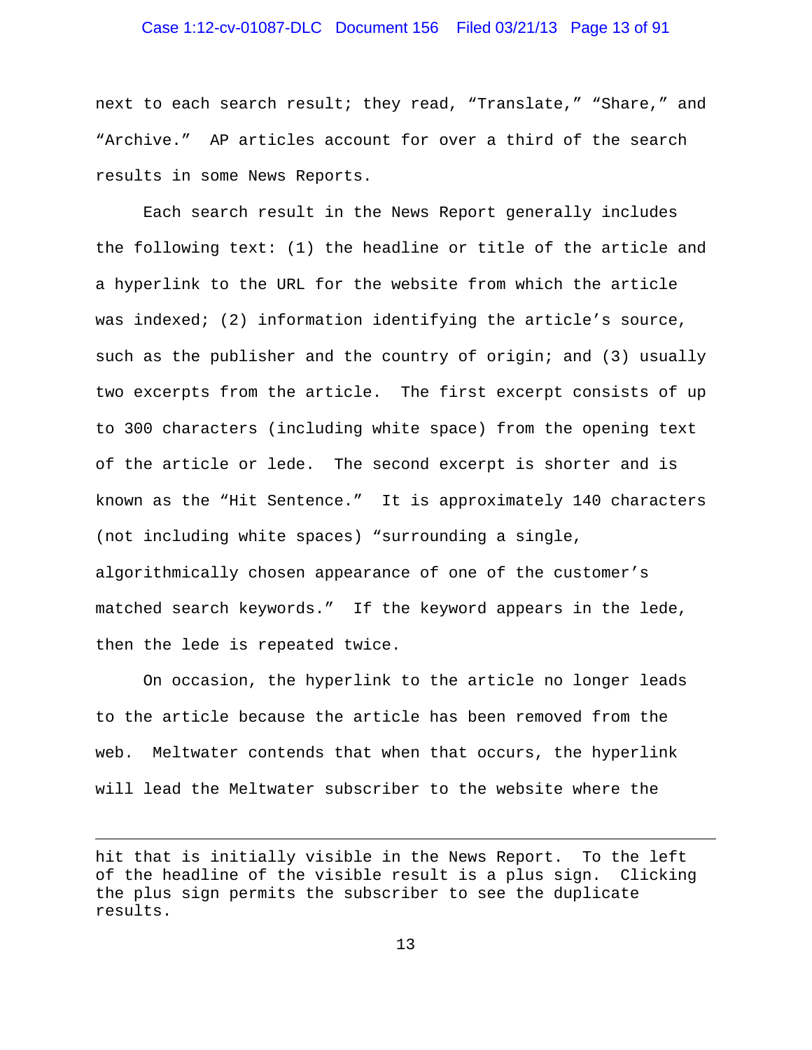next to each search result; they read, “Translate,” “Share,” and “Archive.” AP articles account for over a third of the search results in some News Reports.

Each search result in the News Report generally includes the following text: (1) the headline or title of the article and a hyperlink to the URL for the website from which the article was indexed; (2) information identifying the article’s source, such as the publisher and the country of origin; and (3) usually two excerpts from the article. The first excerpt consists of up to 300 characters (including white space) from the opening text of the article or lede. The second excerpt is shorter and is known as the “Hit Sentence.” It is approximately 140 characters (not including white spaces) “surrounding a single, algorithmically chosen appearance of one of the customer’s matched search keywords.” If the keyword appears in the lede, then the lede is repeated twice.

On occasion, the hyperlink to the article no longer leads to the article because the article has been removed from the web. Meltwater contends that when that occurs, the hyperlink will lead the Meltwater subscriber to the website where the

---

hit that is initially visible in the News Report. To the left of the headline of the visible result is a plus sign. Clicking the plus sign permits the subscriber to see the duplicate results.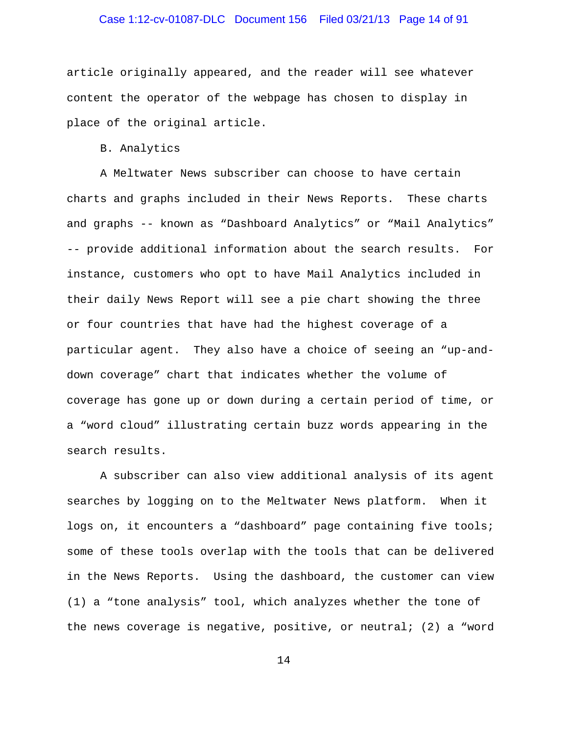article originally appeared, and the reader will see whatever content the operator of the webpage has chosen to display in place of the original article.

## B. Analytics

A Meltwater News subscriber can choose to have certain charts and graphs included in their News Reports. These charts and graphs -- known as "Dashboard Analytics" or "Mail Analytics" -- provide additional information about the search results. For instance, customers who opt to have Mail Analytics included in their daily News Report will see a pie chart showing the three or four countries that have had the highest coverage of a particular agent. They also have a choice of seeing an "up-and-down coverage" chart that indicates whether the volume of coverage has gone up or down during a certain period of time, or a "word cloud" illustrating certain buzz words appearing in the search results.

A subscriber can also view additional analysis of its agent searches by logging on to the Meltwater News platform. When it logs on, it encounters a "dashboard" page containing five tools; some of these tools overlap with the tools that can be delivered in the News Reports. Using the dashboard, the customer can view (1) a "tone analysis" tool, which analyzes whether the tone of the news coverage is negative, positive, or neutral; (2) a "word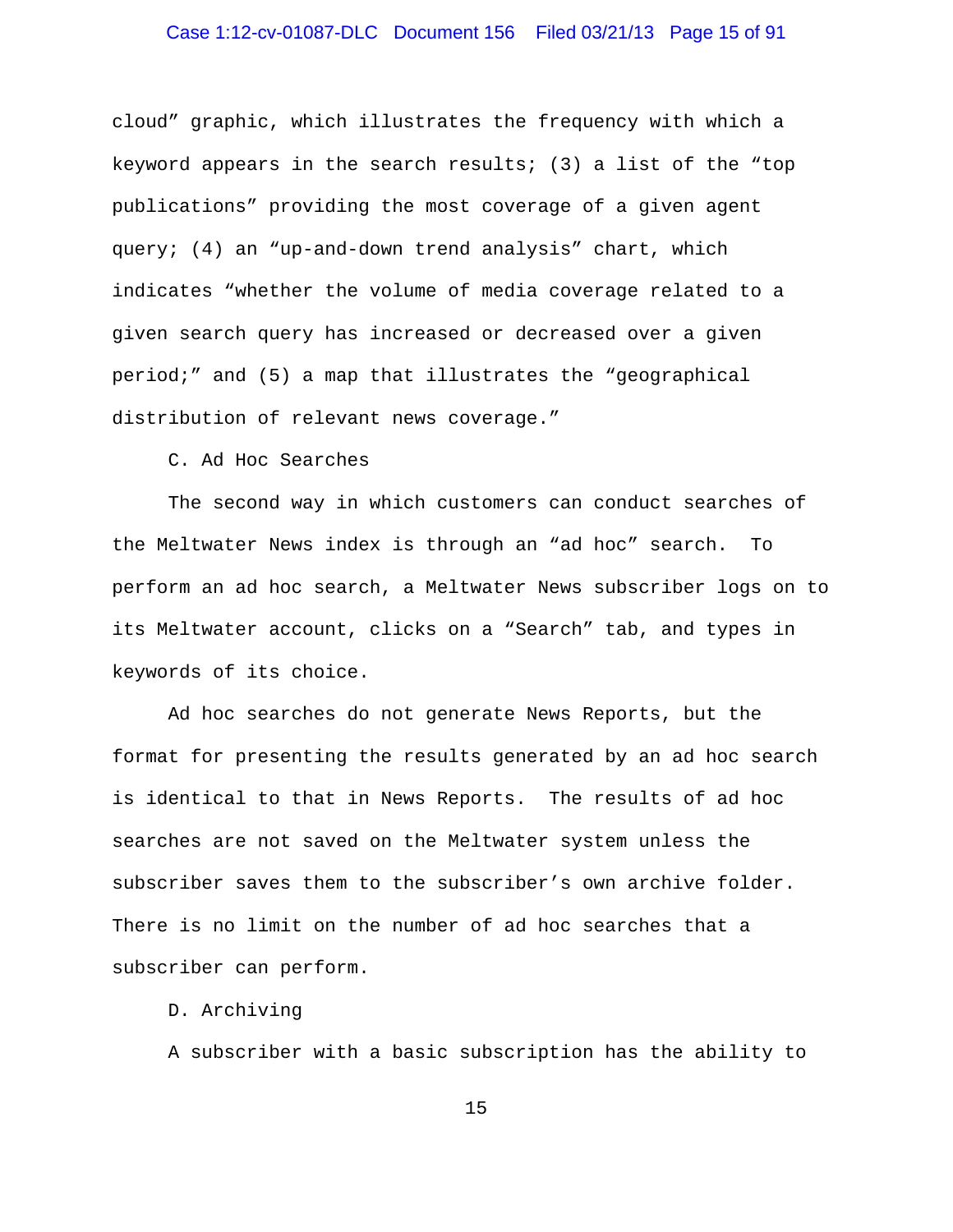cloud" graphic, which illustrates the frequency with which a keyword appears in the search results; (3) a list of the "top publications" providing the most coverage of a given agent query; (4) an "up-and-down trend analysis" chart, which indicates "whether the volume of media coverage related to a given search query has increased or decreased over a given period;" and (5) a map that illustrates the "geographical distribution of relevant news coverage."

### C. Ad Hoc Searches

The second way in which customers can conduct searches of the Meltwater News index is through an "ad hoc" search. To perform an ad hoc search, a Meltwater News subscriber logs on to its Meltwater account, clicks on a "Search" tab, and types in keywords of its choice.

Ad hoc searches do not generate News Reports, but the format for presenting the results generated by an ad hoc search is identical to that in News Reports. The results of ad hoc searches are not saved on the Meltwater system unless the subscriber saves them to the subscriber's own archive folder. There is no limit on the number of ad hoc searches that a subscriber can perform.

### D. Archiving

A subscriber with a basic subscription has the ability to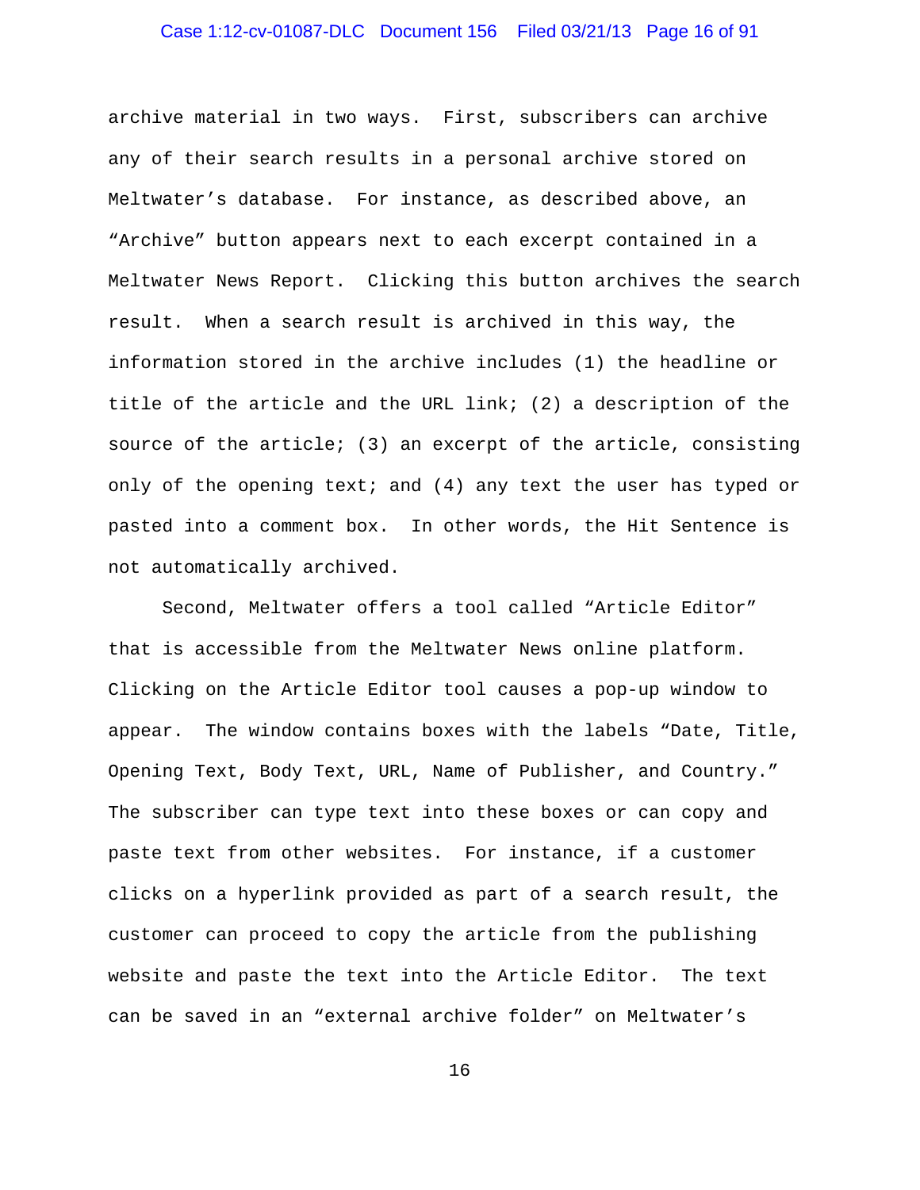archive material in two ways. First, subscribers can archive any of their search results in a personal archive stored on Meltwater's database. For instance, as described above, an "Archive" button appears next to each excerpt contained in a Meltwater News Report. Clicking this button archives the search result. When a search result is archived in this way, the information stored in the archive includes (1) the headline or title of the article and the URL link; (2) a description of the source of the article; (3) an excerpt of the article, consisting only of the opening text; and (4) any text the user has typed or pasted into a comment box. In other words, the Hit Sentence is not automatically archived.

Second, Meltwater offers a tool called "Article Editor" that is accessible from the Meltwater News online platform. Clicking on the Article Editor tool causes a pop-up window to appear. The window contains boxes with the labels "Date, Title, Opening Text, Body Text, URL, Name of Publisher, and Country." The subscriber can type text into these boxes or can copy and paste text from other websites. For instance, if a customer clicks on a hyperlink provided as part of a search result, the customer can proceed to copy the article from the publishing website and paste the text into the Article Editor. The text can be saved in an "external archive folder" on Meltwater's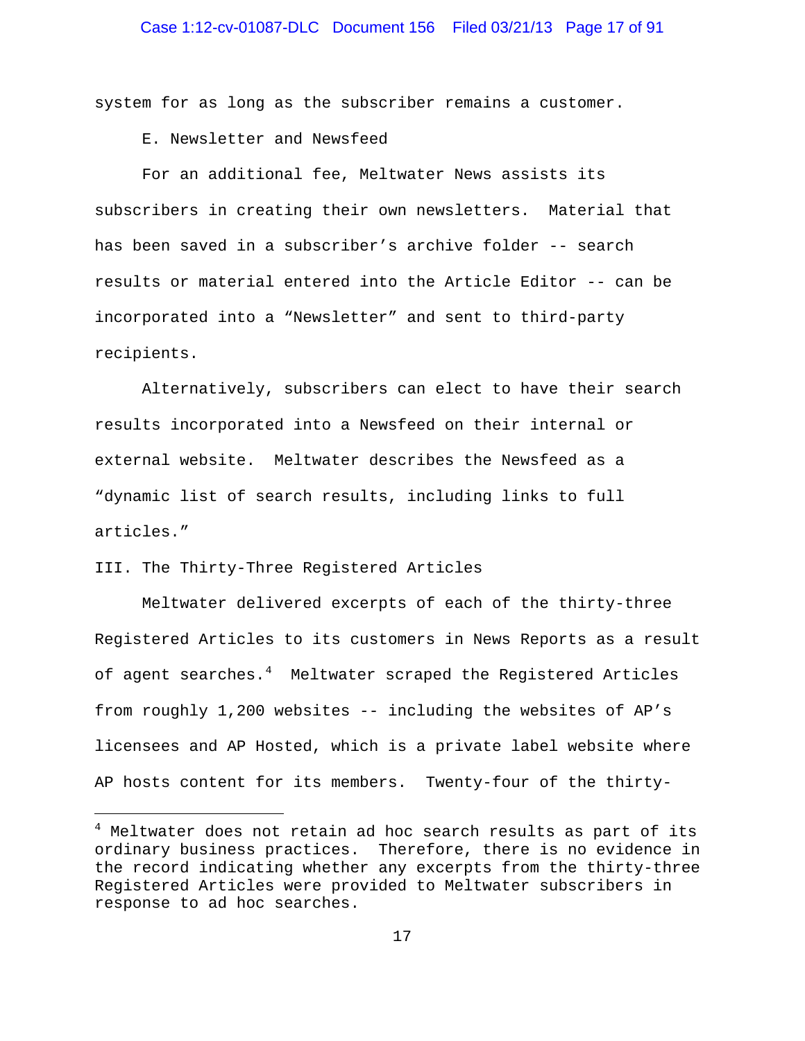system for as long as the subscriber remains a customer.

### E. Newsletter and Newsfeed

For an additional fee, Meltwater News assists its subscribers in creating their own newsletters. Material that has been saved in a subscriber's archive folder -- search results or material entered into the Article Editor -- can be incorporated into a "Newsletter" and sent to third-party recipients.

Alternatively, subscribers can elect to have their search results incorporated into a Newsfeed on their internal or external website. Meltwater describes the Newsfeed as a "dynamic list of search results, including links to full articles."

## III. The Thirty-Three Registered Articles

Meltwater delivered excerpts of each of the thirty-three Registered Articles to its customers in News Reports as a result of agent searches.[4] Meltwater scraped the Registered Articles from roughly 1,200 websites -- including the websites of AP's licensees and AP Hosted, which is a private label website where AP hosts content for its members. Twenty-four of the thirty-

---

[4] Meltwater does not retain ad hoc search results as part of its ordinary business practices. Therefore, there is no evidence in the record indicating whether any excerpts from the thirty-three Registered Articles were provided to Meltwater subscribers in response to ad hoc searches.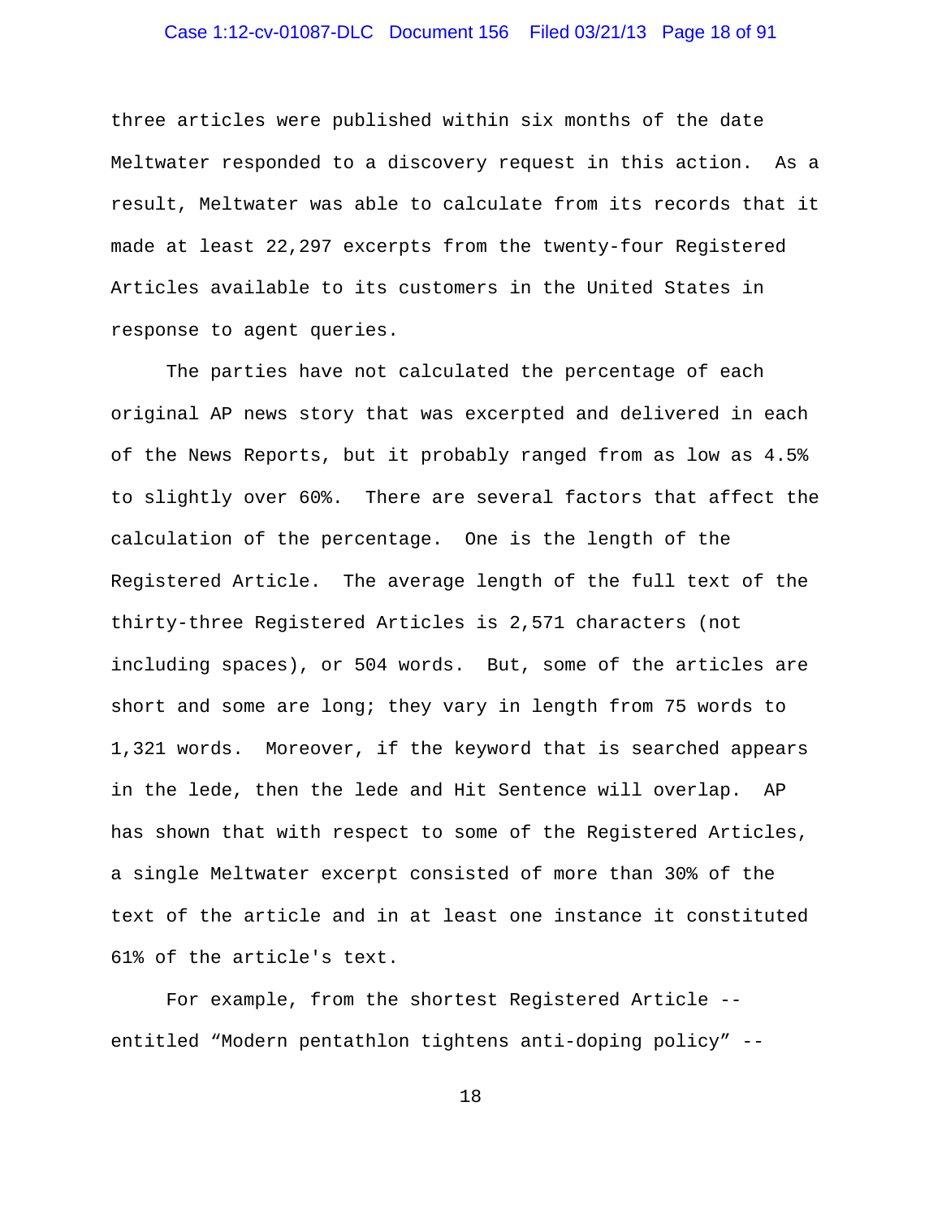three articles were published within six months of the date Meltwater responded to a discovery request in this action. As a result, Meltwater was able to calculate from its records that it made at least 22,297 excerpts from the twenty-four Registered Articles available to its customers in the United States in response to agent queries.

The parties have not calculated the percentage of each original AP news story that was excerpted and delivered in each of the News Reports, but it probably ranged from as low as 4.5% to slightly over 60%. There are several factors that affect the calculation of the percentage. One is the length of the Registered Article. The average length of the full text of the thirty-three Registered Articles is 2,571 characters (not including spaces), or 504 words. But, some of the articles are short and some are long; they vary in length from 75 words to 1,321 words. Moreover, if the keyword that is searched appears in the lede, then the lede and Hit Sentence will overlap. AP has shown that with respect to some of the Registered Articles, a single Meltwater excerpt consisted of more than 30% of the text of the article and in at least one instance it constituted 61% of the article's text.

For example, from the shortest Registered Article -- entitled "Modern pentathlon tightens anti-doping policy" --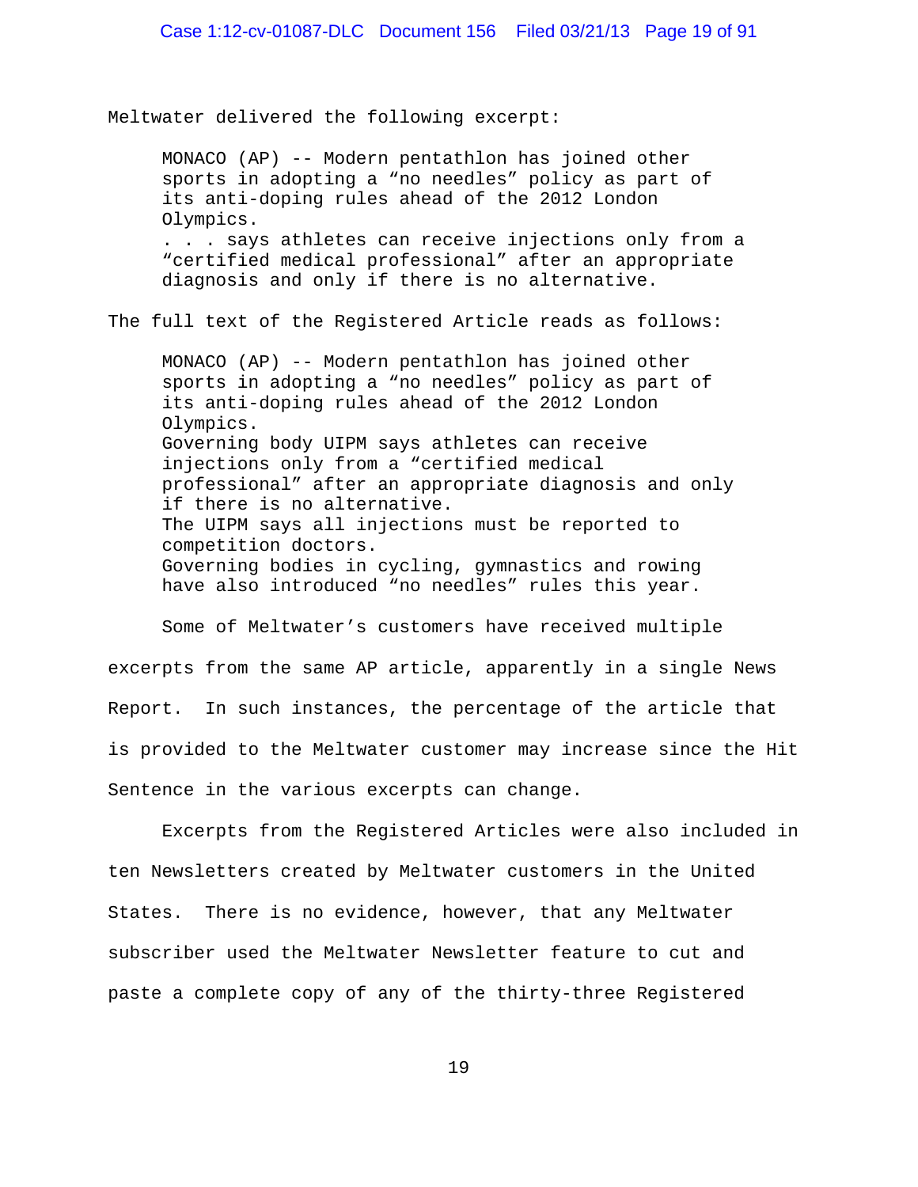Meltwater delivered the following excerpt:

> MONACO (AP) -- Modern pentathlon has joined other sports in adopting a “no needles” policy as part of its anti-doping rules ahead of the 2012 London Olympics.
> . . . says athletes can receive injections only from a “certified medical professional” after an appropriate diagnosis and only if there is no alternative.

The full text of the Registered Article reads as follows:

> MONACO (AP) -- Modern pentathlon has joined other sports in adopting a “no needles” policy as part of its anti-doping rules ahead of the 2012 London Olympics.
> Governing body UIPM says athletes can receive injections only from a “certified medical professional” after an appropriate diagnosis and only if there is no alternative.
> The UIPM says all injections must be reported to competition doctors.
> Governing bodies in cycling, gymnastics and rowing have also introduced “no needles” rules this year.

Some of Meltwater’s customers have received multiple excerpts from the same AP article, apparently in a single News Report. In such instances, the percentage of the article that is provided to the Meltwater customer may increase since the Hit Sentence in the various excerpts can change.

Excerpts from the Registered Articles were also included in ten Newsletters created by Meltwater customers in the United States. There is no evidence, however, that any Meltwater subscriber used the Meltwater Newsletter feature to cut and paste a complete copy of any of the thirty-three Registered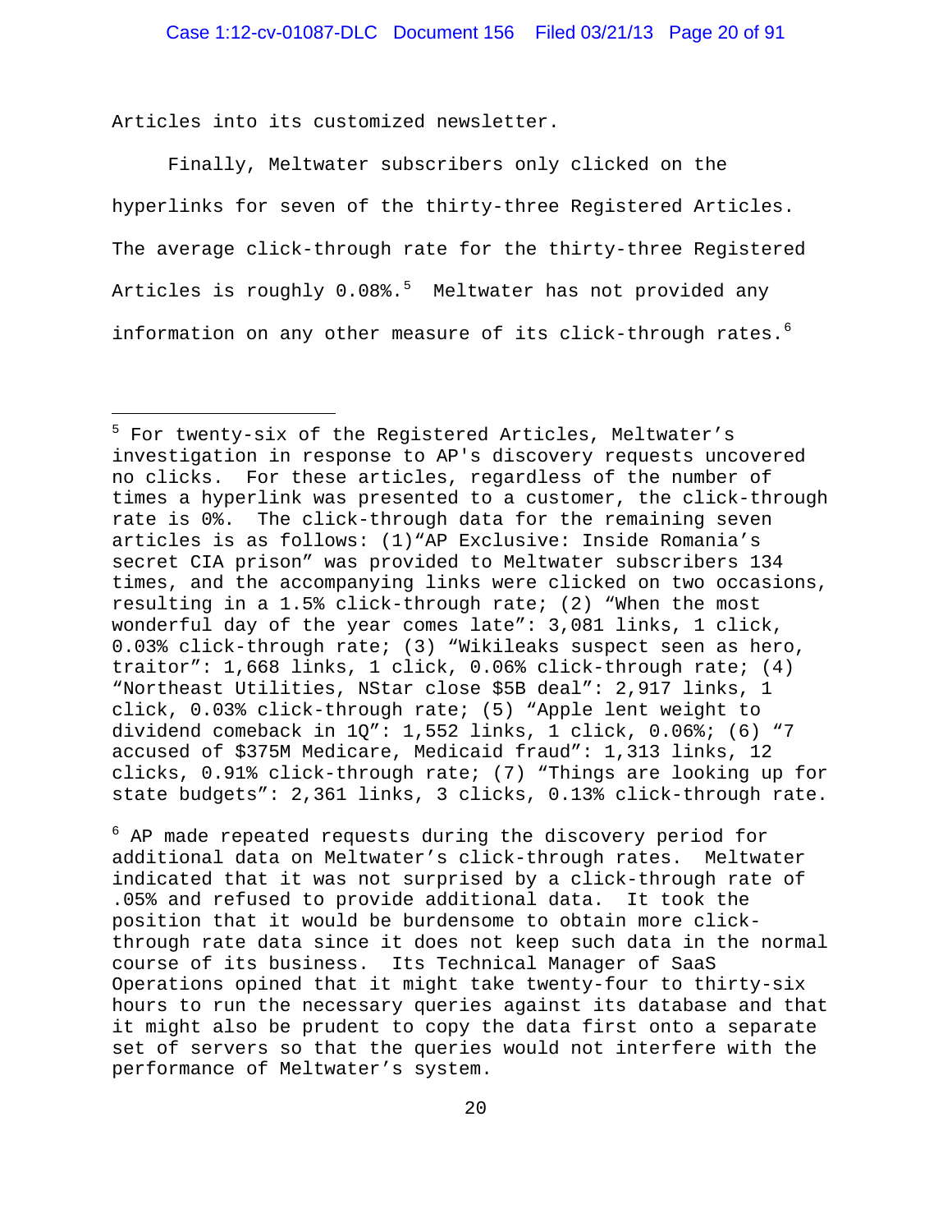Articles into its customized newsletter.

Finally, Meltwater subscribers only clicked on the hyperlinks for seven of the thirty-three Registered Articles. The average click-through rate for the thirty-three Registered Articles is roughly 0.08%.[5] Meltwater has not provided any information on any other measure of its click-through rates.[6]

---

[5] For twenty-six of the Registered Articles, Meltwater's investigation in response to AP's discovery requests uncovered no clicks. For these articles, regardless of the number of times a hyperlink was presented to a customer, the click-through rate is 0%. The click-through data for the remaining seven articles is as follows: (1)"AP Exclusive: Inside Romania's secret CIA prison" was provided to Meltwater subscribers 134 times, and the accompanying links were clicked on two occasions, resulting in a 1.5% click-through rate; (2) "When the most wonderful day of the year comes late": 3,081 links, 1 click, 0.03% click-through rate; (3) "Wikileaks suspect seen as hero, traitor": 1,668 links, 1 click, 0.06% click-through rate; (4) "Northeast Utilities, NStar close $5B deal": 2,917 links, 1 click, 0.03% click-through rate; (5) "Apple lent weight to dividend comeback in 1Q": 1,552 links, 1 click, 0.06%; (6) "7 accused of $375M Medicare, Medicaid fraud": 1,313 links, 12 clicks, 0.91% click-through rate; (7) "Things are looking up for state budgets": 2,361 links, 3 clicks, 0.13% click-through rate.

[6] AP made repeated requests during the discovery period for additional data on Meltwater's click-through rates. Meltwater indicated that it was not surprised by a click-through rate of .05% and refused to provide additional data. It took the position that it would be burdensome to obtain more click-through rate data since it does not keep such data in the normal course of its business. Its Technical Manager of SaaS Operations opined that it might take twenty-four to thirty-six hours to run the necessary queries against its database and that it might also be prudent to copy the data first onto a separate set of servers so that the queries would not interfere with the performance of Meltwater's system.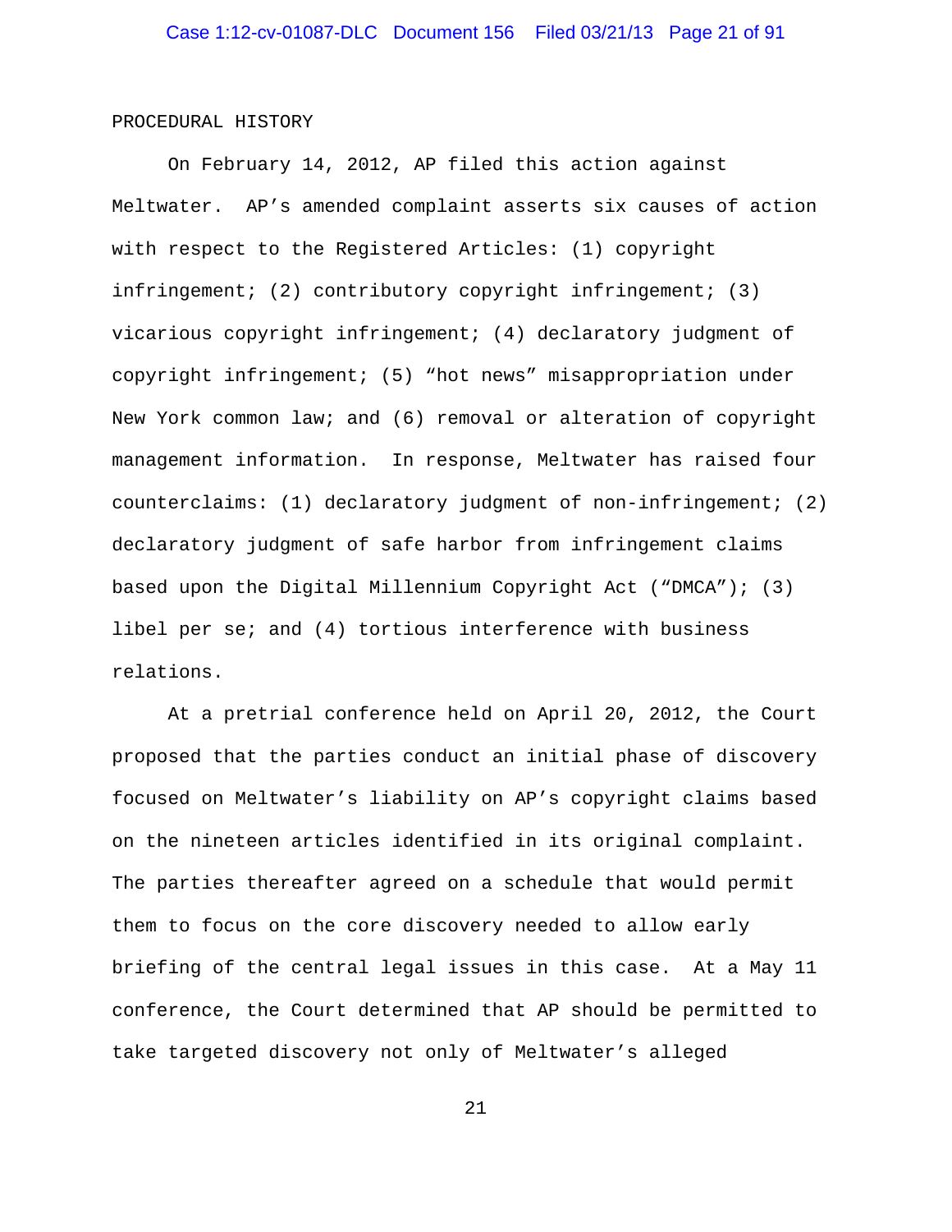## PROCEDURAL HISTORY

On February 14, 2012, AP filed this action against Meltwater. AP's amended complaint asserts six causes of action with respect to the Registered Articles: (1) copyright infringement; (2) contributory copyright infringement; (3) vicarious copyright infringement; (4) declaratory judgment of copyright infringement; (5) "hot news" misappropriation under New York common law; and (6) removal or alteration of copyright management information. In response, Meltwater has raised four counterclaims: (1) declaratory judgment of non-infringement; (2) declaratory judgment of safe harbor from infringement claims based upon the Digital Millennium Copyright Act ("DMCA"); (3) libel per se; and (4) tortious interference with business relations.

At a pretrial conference held on April 20, 2012, the Court proposed that the parties conduct an initial phase of discovery focused on Meltwater's liability on AP's copyright claims based on the nineteen articles identified in its original complaint. The parties thereafter agreed on a schedule that would permit them to focus on the core discovery needed to allow early briefing of the central legal issues in this case. At a May 11 conference, the Court determined that AP should be permitted to take targeted discovery not only of Meltwater's alleged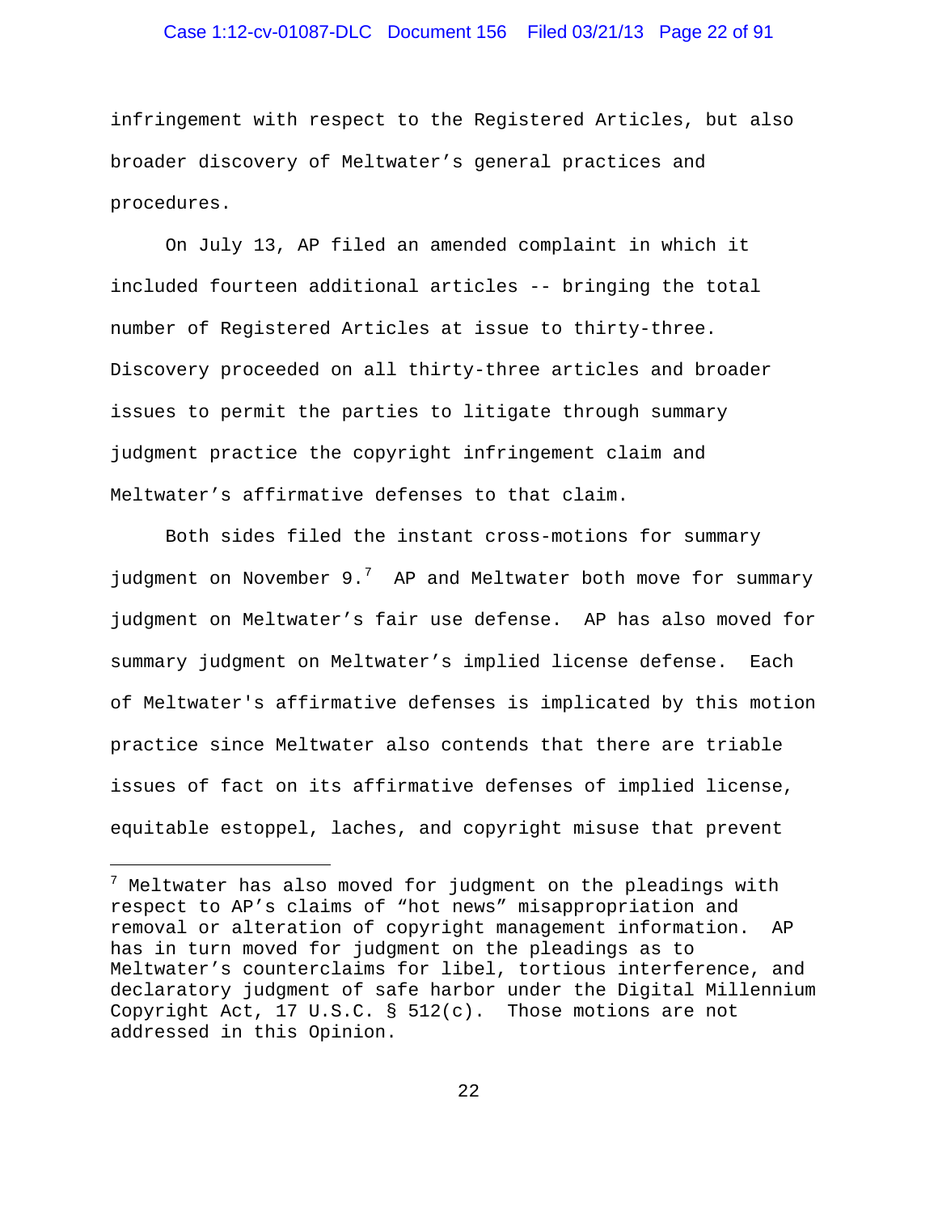infringement with respect to the Registered Articles, but also broader discovery of Meltwater's general practices and procedures.

On July 13, AP filed an amended complaint in which it included fourteen additional articles -- bringing the total number of Registered Articles at issue to thirty-three. Discovery proceeded on all thirty-three articles and broader issues to permit the parties to litigate through summary judgment practice the copyright infringement claim and Meltwater's affirmative defenses to that claim.

Both sides filed the instant cross-motions for summary judgment on November 9.[7] AP and Meltwater both move for summary judgment on Meltwater's fair use defense. AP has also moved for summary judgment on Meltwater's implied license defense. Each of Meltwater's affirmative defenses is implicated by this motion practice since Meltwater also contends that there are triable issues of fact on its affirmative defenses of implied license, equitable estoppel, laches, and copyright misuse that prevent

---

[7] Meltwater has also moved for judgment on the pleadings with respect to AP's claims of "hot news" misappropriation and removal or alteration of copyright management information. AP has in turn moved for judgment on the pleadings as to Meltwater's counterclaims for libel, tortious interference, and declaratory judgment of safe harbor under the Digital Millennium Copyright Act, 17 U.S.C. § 512(c). Those motions are not addressed in this Opinion.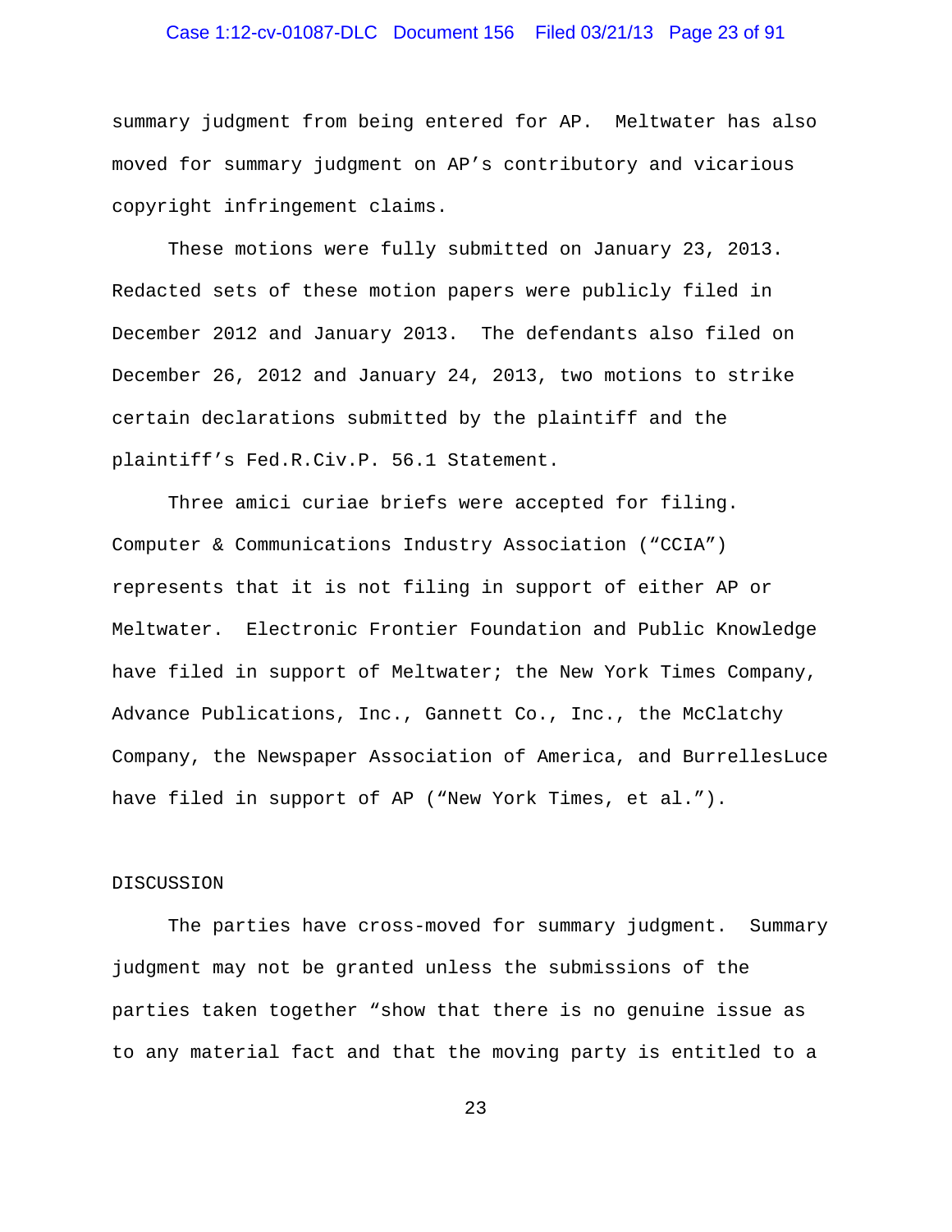summary judgment from being entered for AP. Meltwater has also moved for summary judgment on AP's contributory and vicarious copyright infringement claims.

These motions were fully submitted on January 23, 2013. Redacted sets of these motion papers were publicly filed in December 2012 and January 2013. The defendants also filed on December 26, 2012 and January 24, 2013, two motions to strike certain declarations submitted by the plaintiff and the plaintiff's Fed.R.Civ.P. 56.1 Statement.

Three amici curiae briefs were accepted for filing. Computer & Communications Industry Association ("CCIA") represents that it is not filing in support of either AP or Meltwater. Electronic Frontier Foundation and Public Knowledge have filed in support of Meltwater; the New York Times Company, Advance Publications, Inc., Gannett Co., Inc., the McClatchy Company, the Newspaper Association of America, and BurrellesLuce have filed in support of AP ("New York Times, et al.").

## DISCUSSION

The parties have cross-moved for summary judgment. Summary judgment may not be granted unless the submissions of the parties taken together "show that there is no genuine issue as to any material fact and that the moving party is entitled to a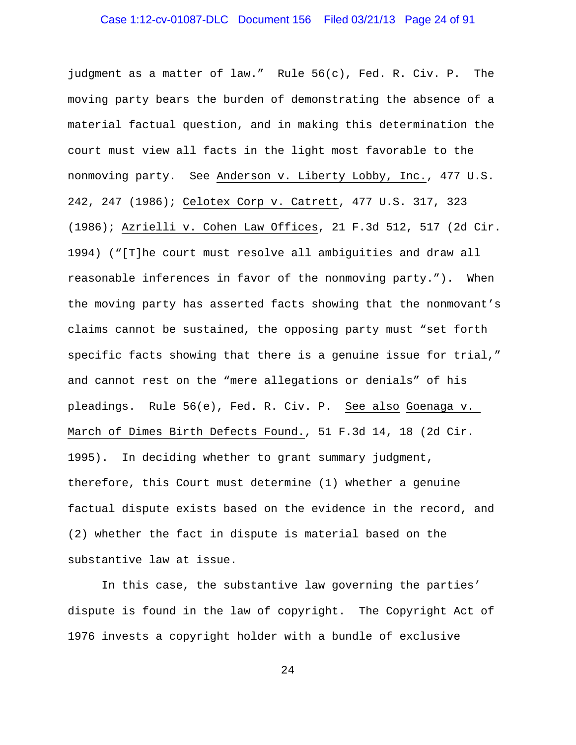judgment as a matter of law." Rule 56(c), Fed. R. Civ. P. The moving party bears the burden of demonstrating the absence of a material factual question, and in making this determination the court must view all facts in the light most favorable to the nonmoving party. See Anderson v. Liberty Lobby, Inc., 477 U.S. 242, 247 (1986); Celotex Corp v. Catrett, 477 U.S. 317, 323 (1986); Azrielli v. Cohen Law Offices, 21 F.3d 512, 517 (2d Cir. 1994) ("[T]he court must resolve all ambiguities and draw all reasonable inferences in favor of the nonmoving party."). When the moving party has asserted facts showing that the nonmovant's claims cannot be sustained, the opposing party must "set forth specific facts showing that there is a genuine issue for trial," and cannot rest on the "mere allegations or denials" of his pleadings. Rule 56(e), Fed. R. Civ. P. See also Goenaga v. March of Dimes Birth Defects Found., 51 F.3d 14, 18 (2d Cir. 1995). In deciding whether to grant summary judgment, therefore, this Court must determine (1) whether a genuine factual dispute exists based on the evidence in the record, and (2) whether the fact in dispute is material based on the substantive law at issue.

In this case, the substantive law governing the parties' dispute is found in the law of copyright. The Copyright Act of 1976 invests a copyright holder with a bundle of exclusive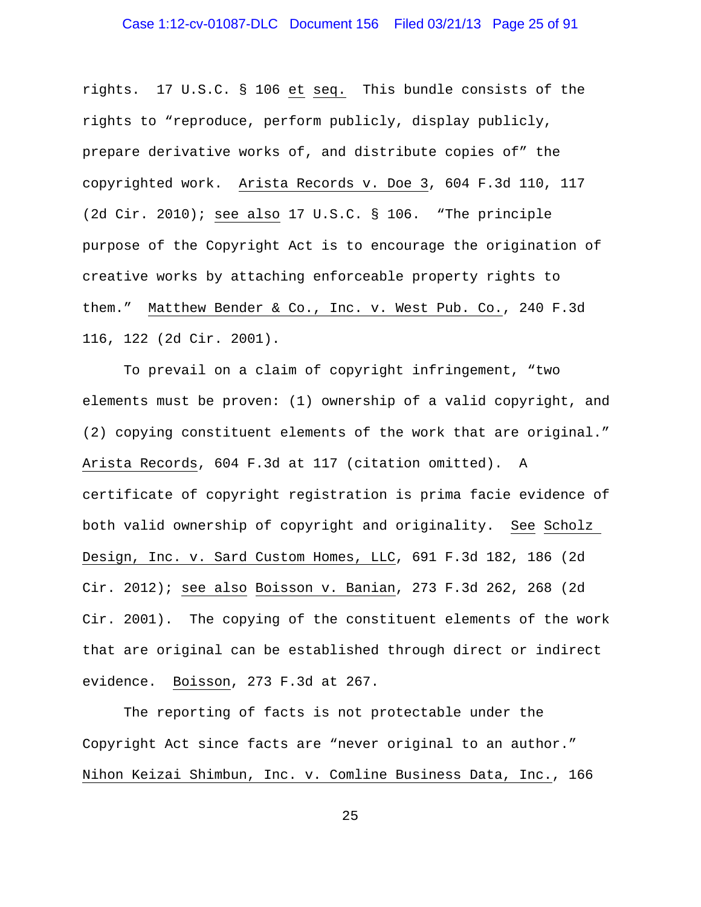rights. 17 U.S.C. § 106 _et_ _seq._ This bundle consists of the rights to "reproduce, perform publicly, display publicly, prepare derivative works of, and distribute copies of" the copyrighted work. _Arista Records v. Doe 3_, 604 F.3d 110, 117 (2d Cir. 2010); _see also_ 17 U.S.C. § 106. "The principle purpose of the Copyright Act is to encourage the origination of creative works by attaching enforceable property rights to them." _Matthew Bender & Co., Inc. v. West Pub. Co._, 240 F.3d 116, 122 (2d Cir. 2001).

To prevail on a claim of copyright infringement, "two elements must be proven: (1) ownership of a valid copyright, and (2) copying constituent elements of the work that are original." _Arista Records_, 604 F.3d at 117 (citation omitted). A certificate of copyright registration is prima facie evidence of both valid ownership of copyright and originality. _See_ _Scholz Design, Inc. v. Sard Custom Homes, LLC_, 691 F.3d 182, 186 (2d Cir. 2012); _see also_ _Boisson v. Banian_, 273 F.3d 262, 268 (2d Cir. 2001). The copying of the constituent elements of the work that are original can be established through direct or indirect evidence. _Boisson_, 273 F.3d at 267.

The reporting of facts is not protectable under the Copyright Act since facts are "never original to an author." _Nihon Keizai Shimbun, Inc. v. Comline Business Data, Inc._, 166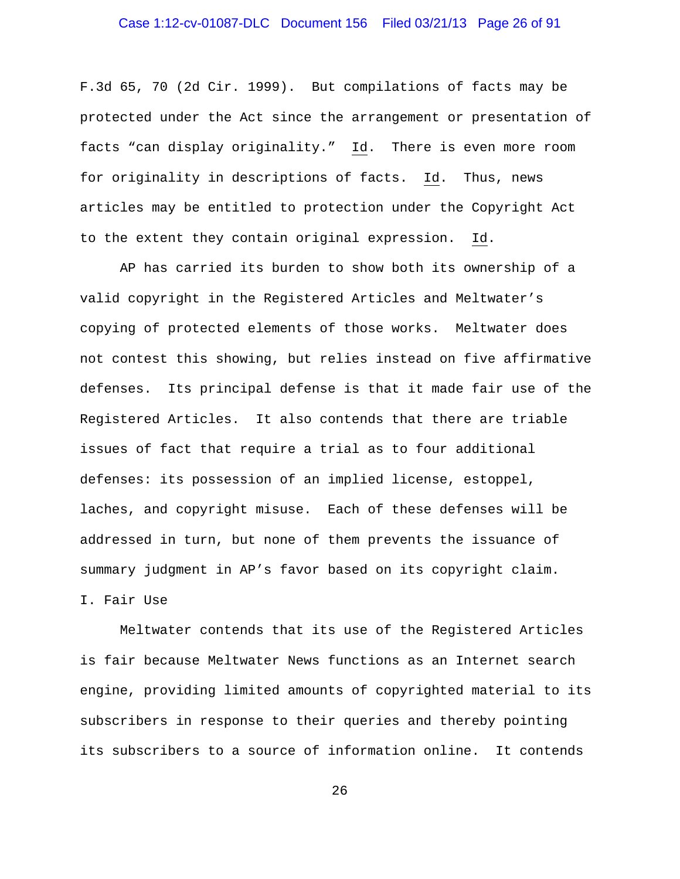F.3d 65, 70 (2d Cir. 1999). But compilations of facts may be protected under the Act since the arrangement or presentation of facts "can display originality." Id. There is even more room for originality in descriptions of facts. Id. Thus, news articles may be entitled to protection under the Copyright Act to the extent they contain original expression. Id.

AP has carried its burden to show both its ownership of a valid copyright in the Registered Articles and Meltwater's copying of protected elements of those works. Meltwater does not contest this showing, but relies instead on five affirmative defenses. Its principal defense is that it made fair use of the Registered Articles. It also contends that there are triable issues of fact that require a trial as to four additional defenses: its possession of an implied license, estoppel, laches, and copyright misuse. Each of these defenses will be addressed in turn, but none of them prevents the issuance of summary judgment in AP's favor based on its copyright claim.

## I. Fair Use

Meltwater contends that its use of the Registered Articles is fair because Meltwater News functions as an Internet search engine, providing limited amounts of copyrighted material to its subscribers in response to their queries and thereby pointing its subscribers to a source of information online. It contends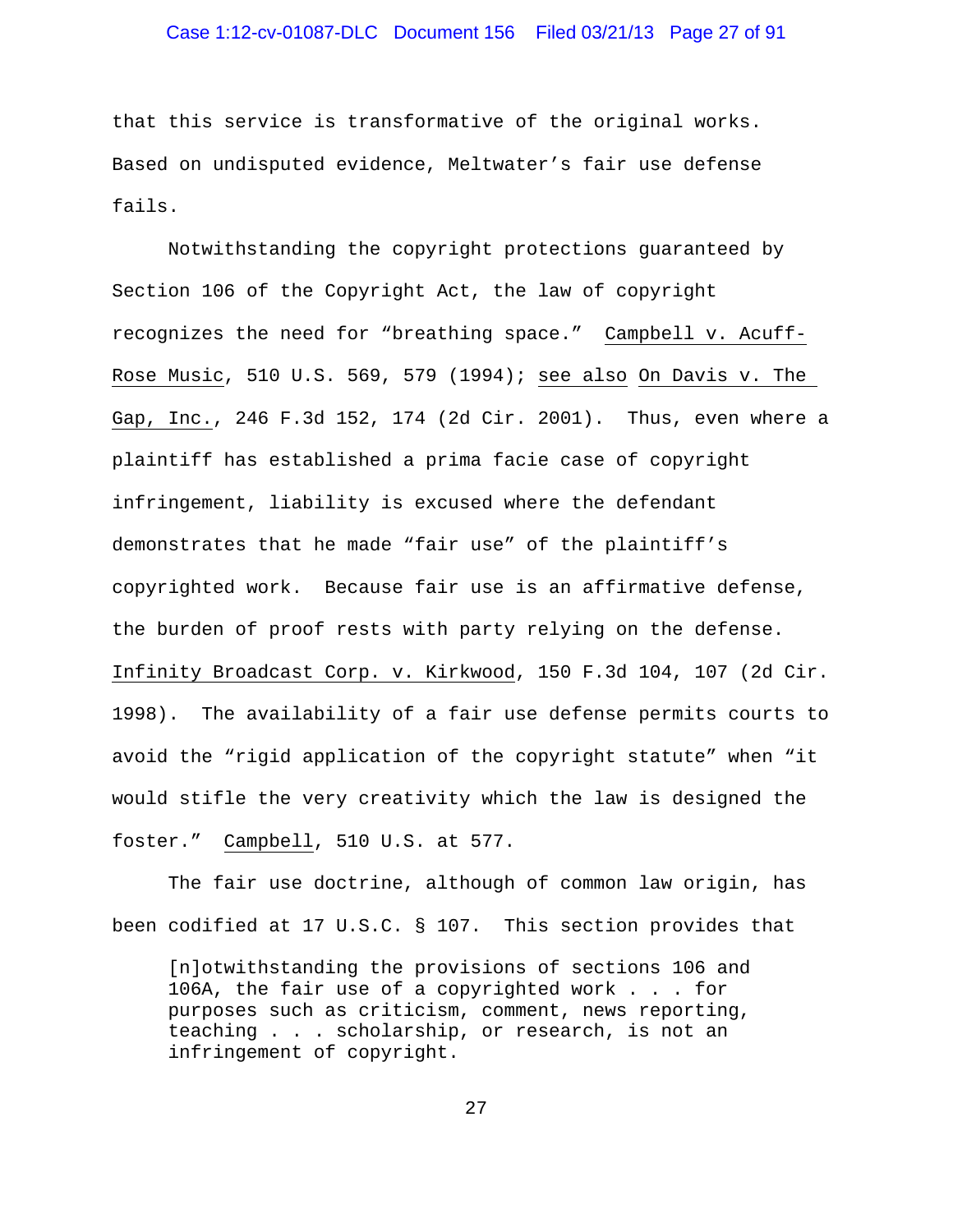that this service is transformative of the original works. Based on undisputed evidence, Meltwater's fair use defense fails.

Notwithstanding the copyright protections guaranteed by Section 106 of the Copyright Act, the law of copyright recognizes the need for "breathing space." Campbell v. Acuff-Rose Music, 510 U.S. 569, 579 (1994); see also On Davis v. The Gap, Inc., 246 F.3d 152, 174 (2d Cir. 2001). Thus, even where a plaintiff has established a prima facie case of copyright infringement, liability is excused where the defendant demonstrates that he made "fair use" of the plaintiff's copyrighted work. Because fair use is an affirmative defense, the burden of proof rests with party relying on the defense. Infinity Broadcast Corp. v. Kirkwood, 150 F.3d 104, 107 (2d Cir. 1998). The availability of a fair use defense permits courts to avoid the "rigid application of the copyright statute" when "it would stifle the very creativity which the law is designed the foster." Campbell, 510 U.S. at 577.

The fair use doctrine, although of common law origin, has been codified at 17 U.S.C. § 107. This section provides that

> [n]otwithstanding the provisions of sections 106 and 106A, the fair use of a copyrighted work . . . for purposes such as criticism, comment, news reporting, teaching . . . scholarship, or research, is not an infringement of copyright.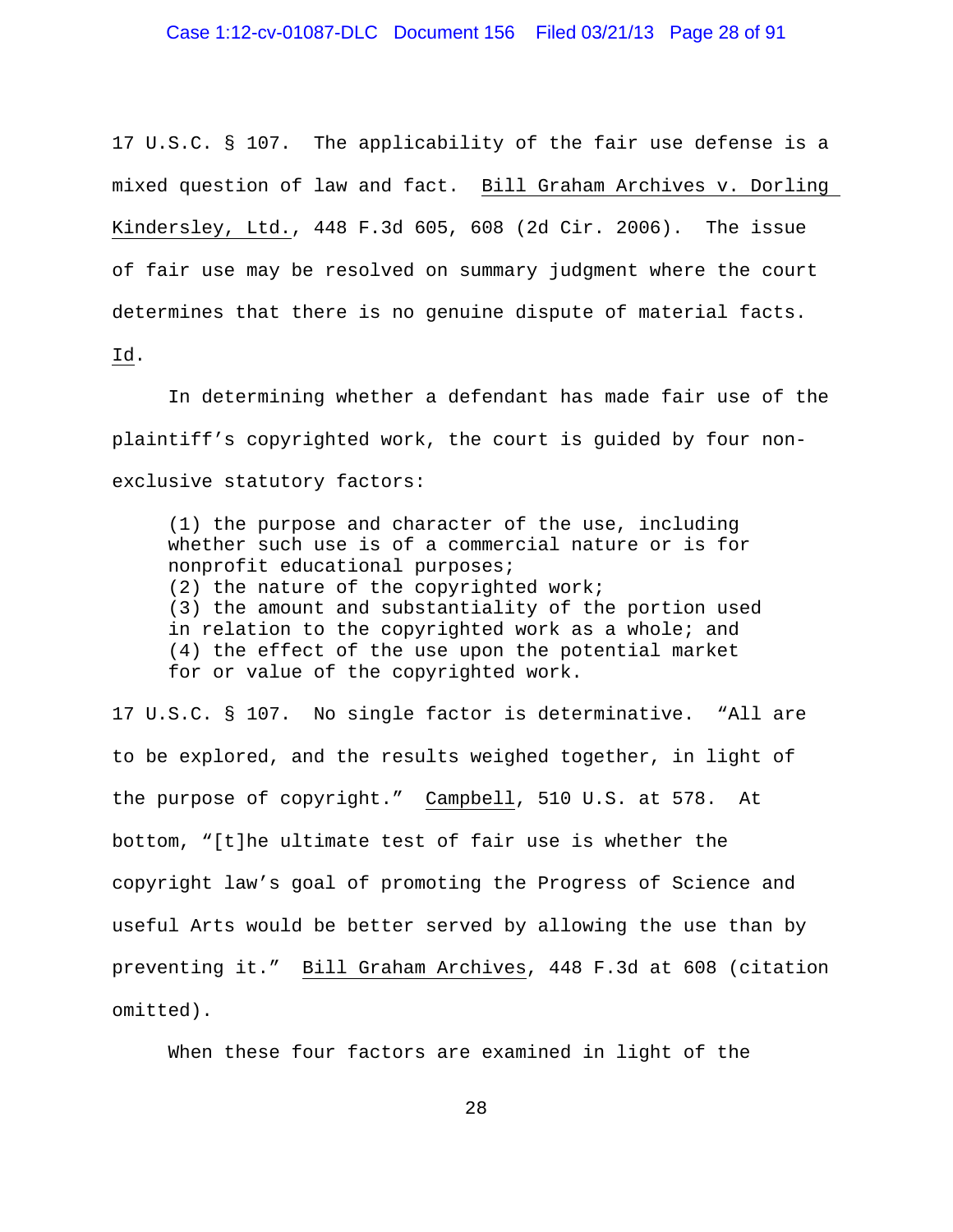17 U.S.C. § 107. The applicability of the fair use defense is a mixed question of law and fact. Bill Graham Archives v. Dorling Kindersley, Ltd., 448 F.3d 605, 608 (2d Cir. 2006). The issue of fair use may be resolved on summary judgment where the court determines that there is no genuine dispute of material facts. Id.

In determining whether a defendant has made fair use of the plaintiff's copyrighted work, the court is guided by four non-exclusive statutory factors:

> (1) the purpose and character of the use, including whether such use is of a commercial nature or is for nonprofit educational purposes;
> (2) the nature of the copyrighted work;
> (3) the amount and substantiality of the portion used in relation to the copyrighted work as a whole; and
> (4) the effect of the use upon the potential market for or value of the copyrighted work.

17 U.S.C. § 107. No single factor is determinative. "All are to be explored, and the results weighed together, in light of the purpose of copyright." Campbell, 510 U.S. at 578. At bottom, "[t]he ultimate test of fair use is whether the copyright law's goal of promoting the Progress of Science and useful Arts would be better served by allowing the use than by preventing it." Bill Graham Archives, 448 F.3d at 608 (citation omitted).

When these four factors are examined in light of the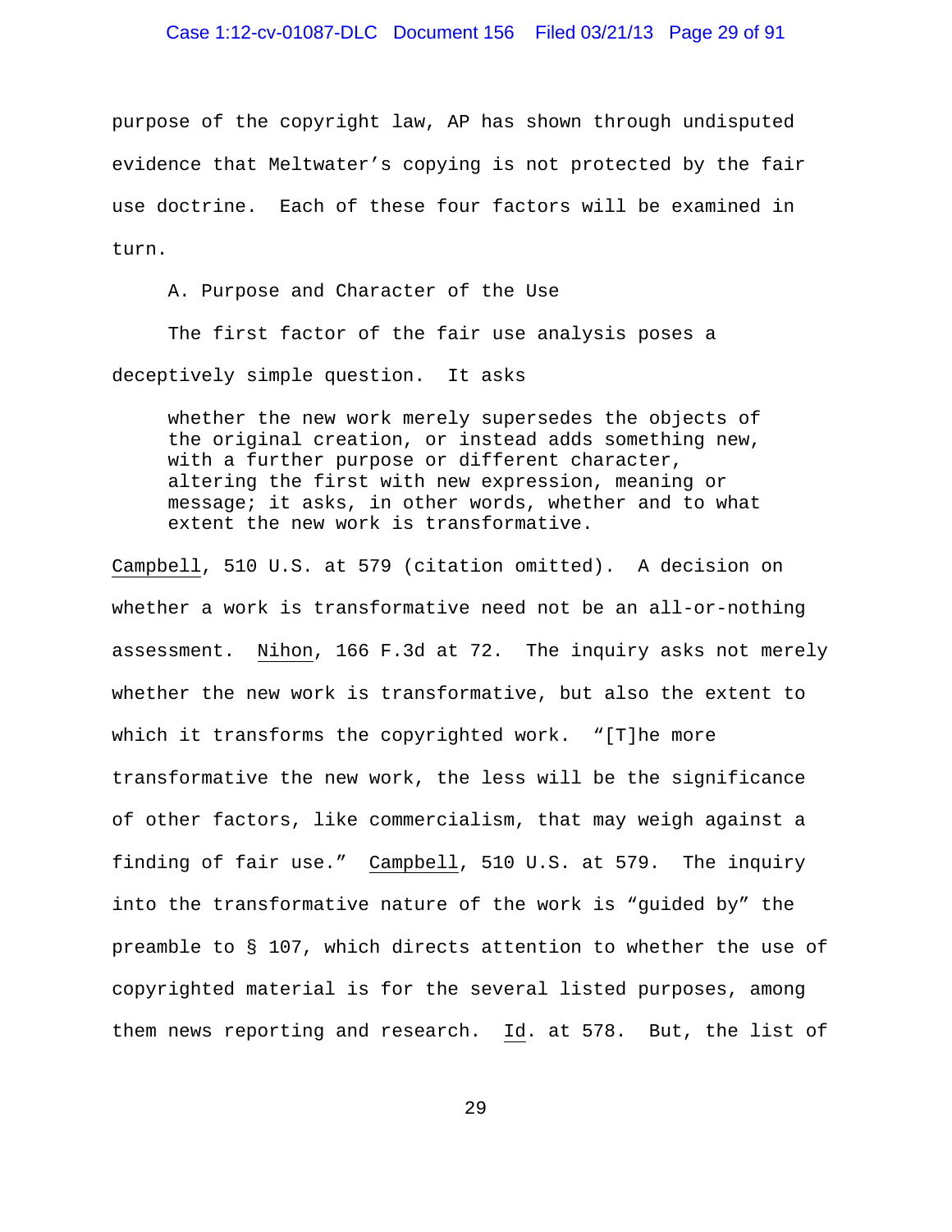purpose of the copyright law, AP has shown through undisputed evidence that Meltwater's copying is not protected by the fair use doctrine. Each of these four factors will be examined in turn.

### A. Purpose and Character of the Use

The first factor of the fair use analysis poses a deceptively simple question. It asks

> whether the new work merely supersedes the objects of the original creation, or instead adds something new, with a further purpose or different character, altering the first with new expression, meaning or message; it asks, in other words, whether and to what extent the new work is transformative.

Campbell, 510 U.S. at 579 (citation omitted). A decision on whether a work is transformative need not be an all-or-nothing assessment. Nihon, 166 F.3d at 72. The inquiry asks not merely whether the new work is transformative, but also the extent to which it transforms the copyrighted work. "[T]he more transformative the new work, the less will be the significance of other factors, like commercialism, that may weigh against a finding of fair use." Campbell, 510 U.S. at 579. The inquiry into the transformative nature of the work is "guided by" the preamble to § 107, which directs attention to whether the use of copyrighted material is for the several listed purposes, among them news reporting and research. Id. at 578. But, the list of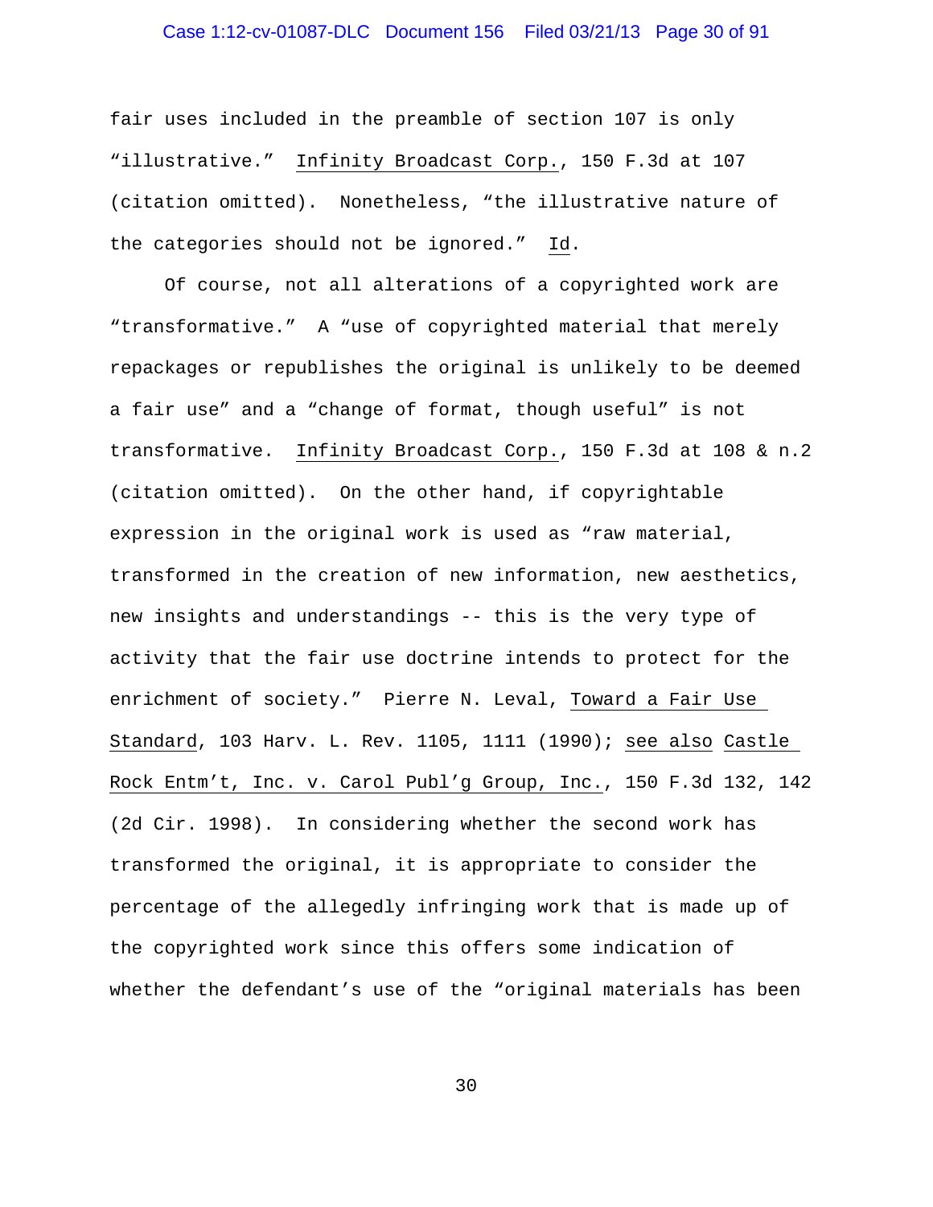fair uses included in the preamble of section 107 is only "illustrative." Infinity Broadcast Corp., 150 F.3d at 107 (citation omitted). Nonetheless, "the illustrative nature of the categories should not be ignored." Id.

Of course, not all alterations of a copyrighted work are "transformative." A "use of copyrighted material that merely repackages or republishes the original is unlikely to be deemed a fair use" and a "change of format, though useful" is not transformative. Infinity Broadcast Corp., 150 F.3d at 108 & n.2 (citation omitted). On the other hand, if copyrightable expression in the original work is used as "raw material, transformed in the creation of new information, new aesthetics, new insights and understandings -- this is the very type of activity that the fair use doctrine intends to protect for the enrichment of society." Pierre N. Leval, Toward a Fair Use Standard, 103 Harv. L. Rev. 1105, 1111 (1990); see also Castle Rock Entm't, Inc. v. Carol Publ'g Group, Inc., 150 F.3d 132, 142 (2d Cir. 1998). In considering whether the second work has transformed the original, it is appropriate to consider the percentage of the allegedly infringing work that is made up of the copyrighted work since this offers some indication of whether the defendant's use of the "original materials has been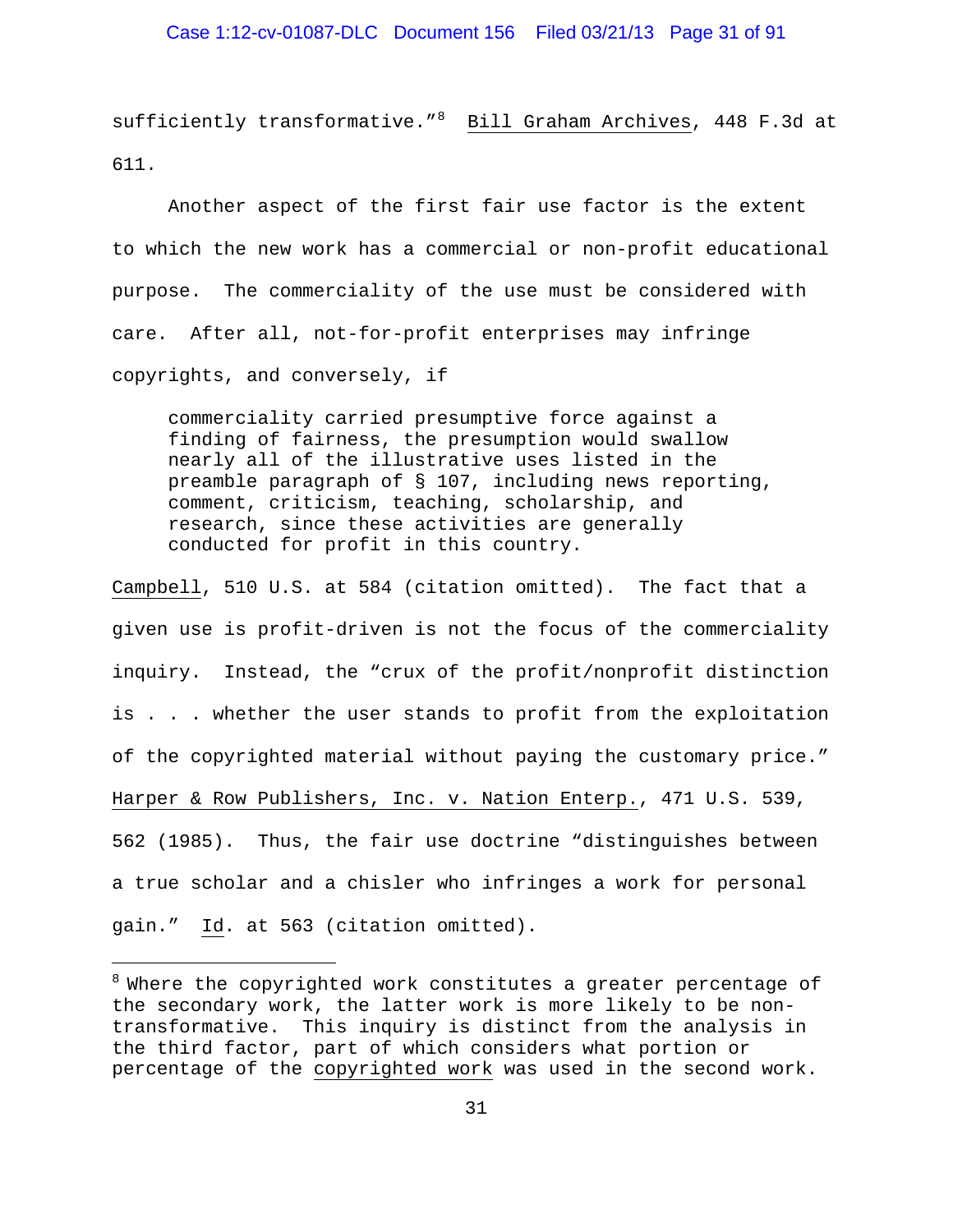sufficiently transformative."[8] Bill Graham Archives, 448 F.3d at 611.

Another aspect of the first fair use factor is the extent to which the new work has a commercial or non-profit educational purpose. The commerciality of the use must be considered with care. After all, not-for-profit enterprises may infringe copyrights, and conversely, if

> commerciality carried presumptive force against a finding of fairness, the presumption would swallow nearly all of the illustrative uses listed in the preamble paragraph of § 107, including news reporting, comment, criticism, teaching, scholarship, and research, since these activities are generally conducted for profit in this country.

Campbell, 510 U.S. at 584 (citation omitted). The fact that a given use is profit-driven is not the focus of the commerciality inquiry. Instead, the "crux of the profit/nonprofit distinction is . . . whether the user stands to profit from the exploitation of the copyrighted material without paying the customary price." Harper & Row Publishers, Inc. v. Nation Enterp., 471 U.S. 539, 562 (1985). Thus, the fair use doctrine "distinguishes between a true scholar and a chisler who infringes a work for personal gain." Id. at 563 (citation omitted).

---

[8] Where the copyrighted work constitutes a greater percentage of the secondary work, the latter work is more likely to be non-transformative. This inquiry is distinct from the analysis in the third factor, part of which considers what portion or percentage of the copyrighted work was used in the second work.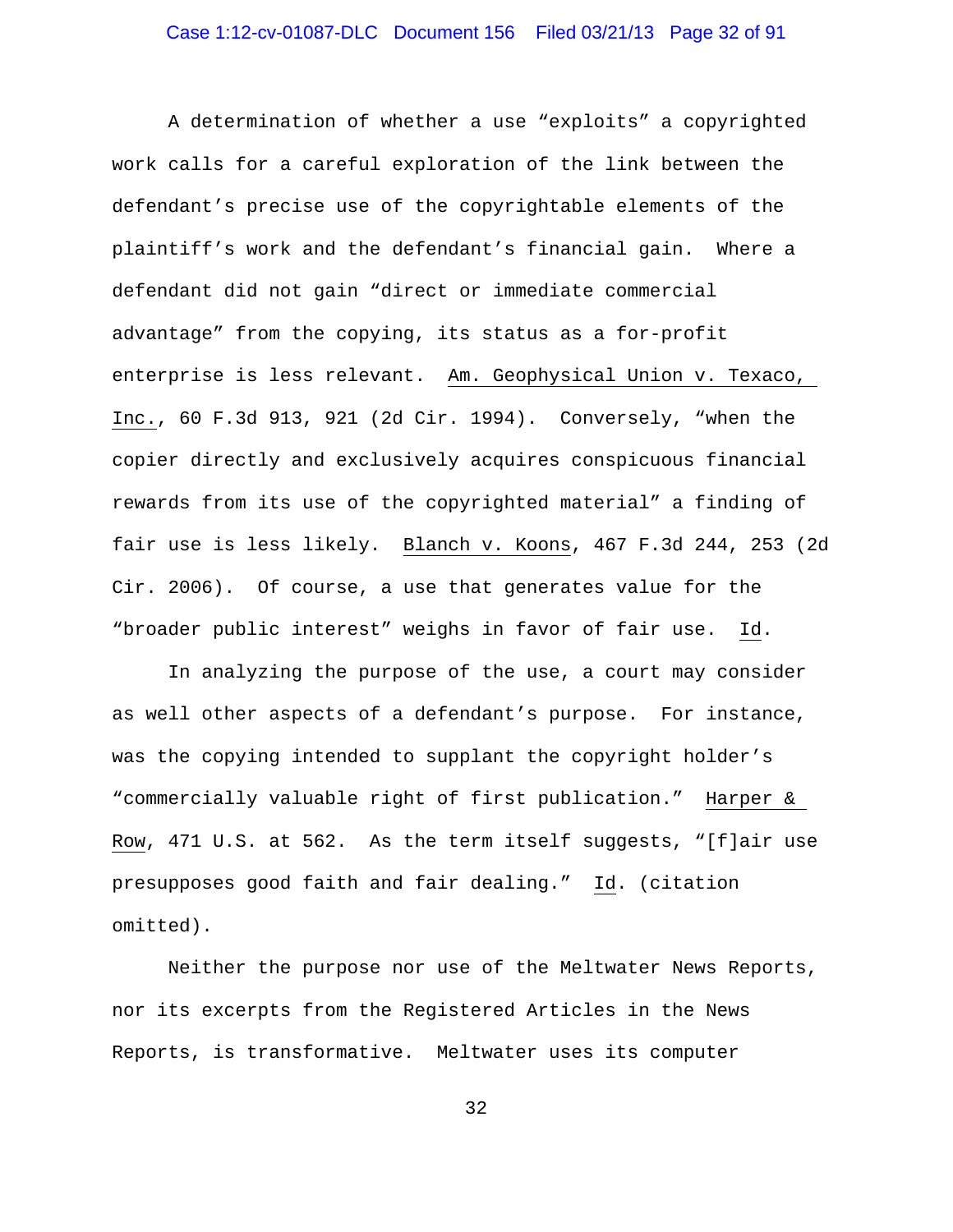A determination of whether a use "exploits" a copyrighted work calls for a careful exploration of the link between the defendant's precise use of the copyrightable elements of the plaintiff's work and the defendant's financial gain. Where a defendant did not gain "direct or immediate commercial advantage" from the copying, its status as a for-profit enterprise is less relevant. Am. Geophysical Union v. Texaco, Inc., 60 F.3d 913, 921 (2d Cir. 1994). Conversely, "when the copier directly and exclusively acquires conspicuous financial rewards from its use of the copyrighted material" a finding of fair use is less likely. Blanch v. Koons, 467 F.3d 244, 253 (2d Cir. 2006). Of course, a use that generates value for the "broader public interest" weighs in favor of fair use. Id.

In analyzing the purpose of the use, a court may consider as well other aspects of a defendant's purpose. For instance, was the copying intended to supplant the copyright holder's "commercially valuable right of first publication." Harper & Row, 471 U.S. at 562. As the term itself suggests, "[f]air use presupposes good faith and fair dealing." Id. (citation omitted).

Neither the purpose nor use of the Meltwater News Reports, nor its excerpts from the Registered Articles in the News Reports, is transformative. Meltwater uses its computer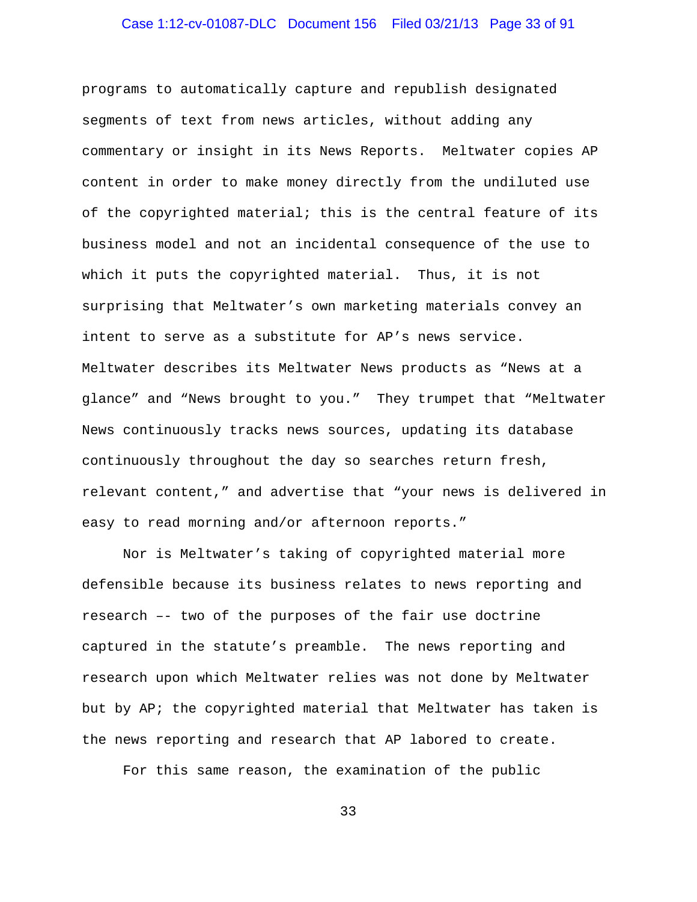programs to automatically capture and republish designated segments of text from news articles, without adding any commentary or insight in its News Reports. Meltwater copies AP content in order to make money directly from the undiluted use of the copyrighted material; this is the central feature of its business model and not an incidental consequence of the use to which it puts the copyrighted material. Thus, it is not surprising that Meltwater's own marketing materials convey an intent to serve as a substitute for AP's news service. Meltwater describes its Meltwater News products as "News at a glance" and "News brought to you." They trumpet that "Meltwater News continuously tracks news sources, updating its database continuously throughout the day so searches return fresh, relevant content," and advertise that "your news is delivered in easy to read morning and/or afternoon reports."

Nor is Meltwater's taking of copyrighted material more defensible because its business relates to news reporting and research –- two of the purposes of the fair use doctrine captured in the statute's preamble. The news reporting and research upon which Meltwater relies was not done by Meltwater but by AP; the copyrighted material that Meltwater has taken is the news reporting and research that AP labored to create.

For this same reason, the examination of the public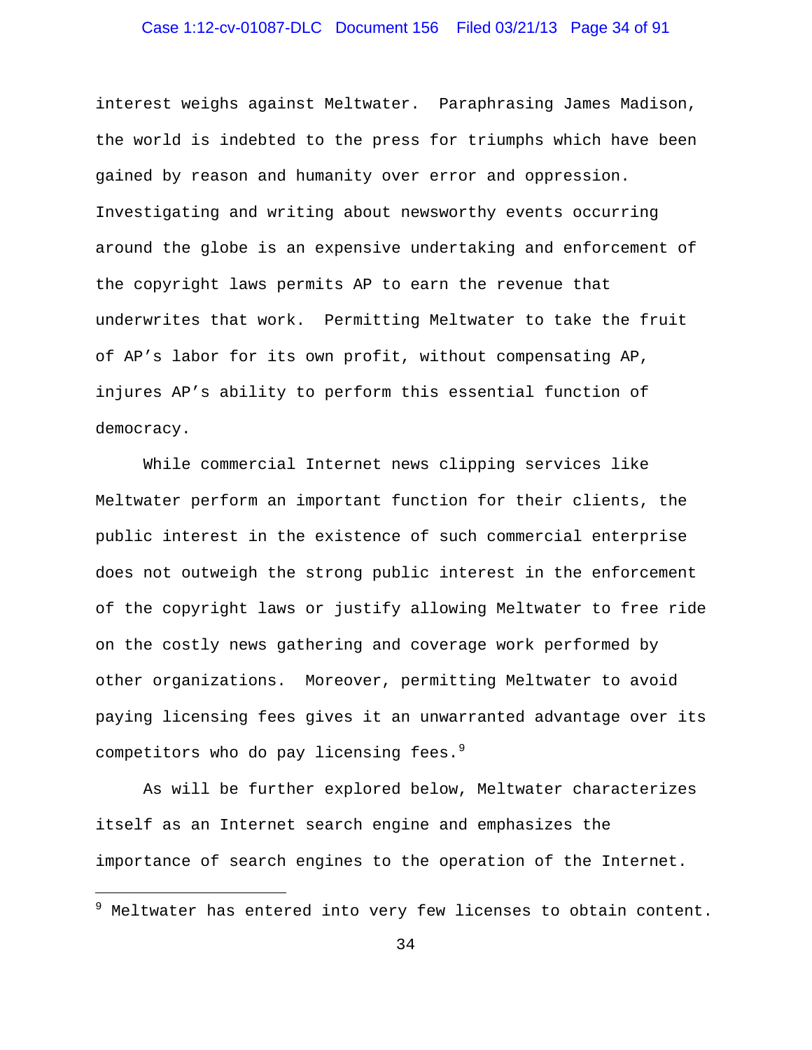interest weighs against Meltwater. Paraphrasing James Madison, the world is indebted to the press for triumphs which have been gained by reason and humanity over error and oppression. Investigating and writing about newsworthy events occurring around the globe is an expensive undertaking and enforcement of the copyright laws permits AP to earn the revenue that underwrites that work. Permitting Meltwater to take the fruit of AP's labor for its own profit, without compensating AP, injures AP's ability to perform this essential function of democracy.

While commercial Internet news clipping services like Meltwater perform an important function for their clients, the public interest in the existence of such commercial enterprise does not outweigh the strong public interest in the enforcement of the copyright laws or justify allowing Meltwater to free ride on the costly news gathering and coverage work performed by other organizations. Moreover, permitting Meltwater to avoid paying licensing fees gives it an unwarranted advantage over its competitors who do pay licensing fees.[9]

As will be further explored below, Meltwater characterizes itself as an Internet search engine and emphasizes the importance of search engines to the operation of the Internet.

---

[9] Meltwater has entered into very few licenses to obtain content.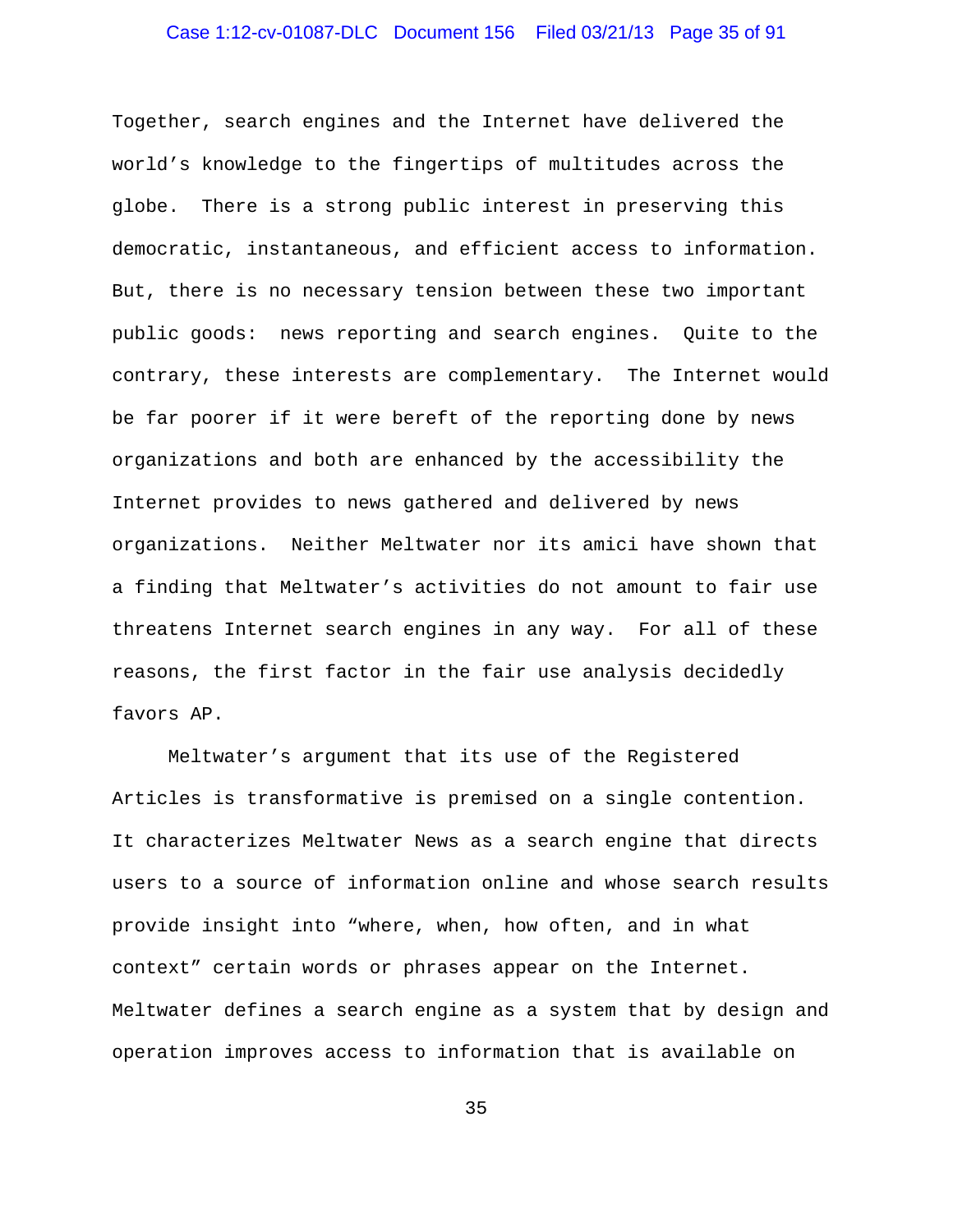Together, search engines and the Internet have delivered the world's knowledge to the fingertips of multitudes across the globe. There is a strong public interest in preserving this democratic, instantaneous, and efficient access to information. But, there is no necessary tension between these two important public goods: news reporting and search engines. Quite to the contrary, these interests are complementary. The Internet would be far poorer if it were bereft of the reporting done by news organizations and both are enhanced by the accessibility the Internet provides to news gathered and delivered by news organizations. Neither Meltwater nor its amici have shown that a finding that Meltwater's activities do not amount to fair use threatens Internet search engines in any way. For all of these reasons, the first factor in the fair use analysis decidedly favors AP.

Meltwater's argument that its use of the Registered Articles is transformative is premised on a single contention. It characterizes Meltwater News as a search engine that directs users to a source of information online and whose search results provide insight into "where, when, how often, and in what context" certain words or phrases appear on the Internet. Meltwater defines a search engine as a system that by design and operation improves access to information that is available on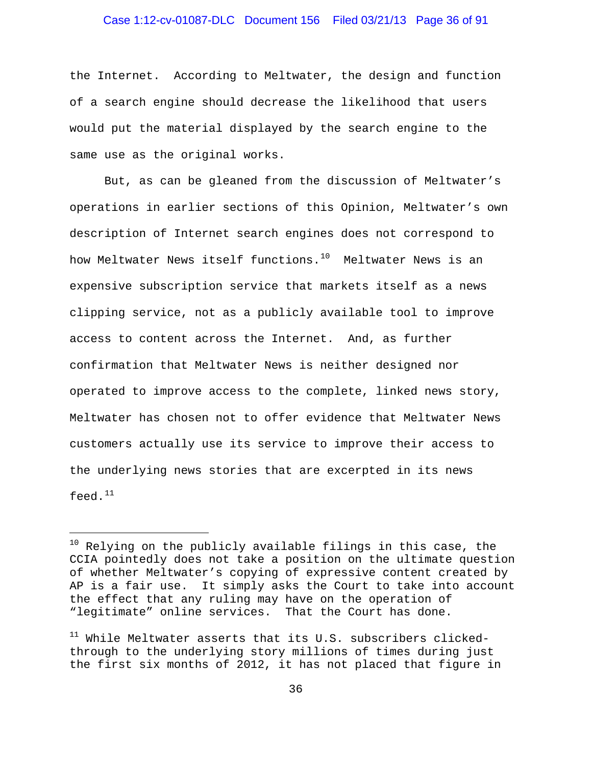the Internet. According to Meltwater, the design and function of a search engine should decrease the likelihood that users would put the material displayed by the search engine to the same use as the original works.

But, as can be gleaned from the discussion of Meltwater's operations in earlier sections of this Opinion, Meltwater's own description of Internet search engines does not correspond to how Meltwater News itself functions.[10] Meltwater News is an expensive subscription service that markets itself as a news clipping service, not as a publicly available tool to improve access to content across the Internet. And, as further confirmation that Meltwater News is neither designed nor operated to improve access to the complete, linked news story, Meltwater has chosen not to offer evidence that Meltwater News customers actually use its service to improve their access to the underlying news stories that are excerpted in its news feed.[11]

---

[10] Relying on the publicly available filings in this case, the CCIA pointedly does not take a position on the ultimate question of whether Meltwater's copying of expressive content created by AP is a fair use. It simply asks the Court to take into account the effect that any ruling may have on the operation of "legitimate" online services. That the Court has done.

[11] While Meltwater asserts that its U.S. subscribers clicked-through to the underlying story millions of times during just the first six months of 2012, it has not placed that figure in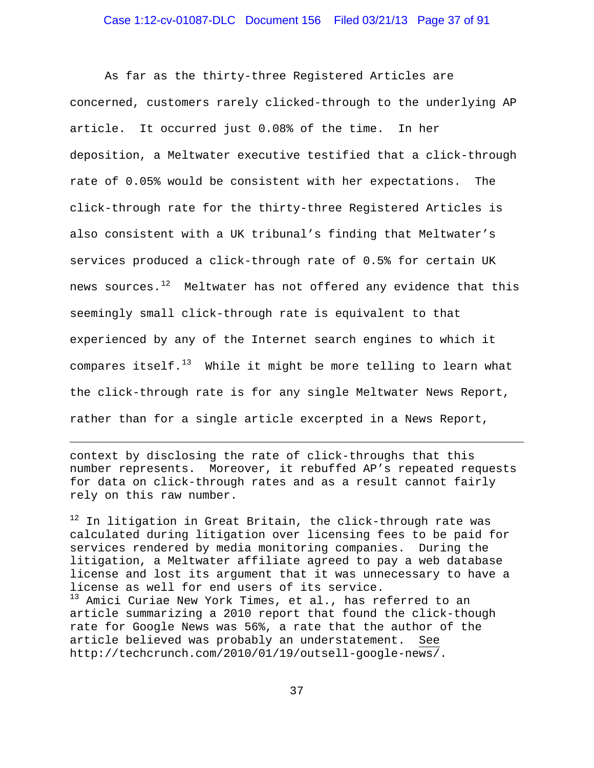As far as the thirty-three Registered Articles are concerned, customers rarely clicked-through to the underlying AP article. It occurred just 0.08% of the time. In her deposition, a Meltwater executive testified that a click-through rate of 0.05% would be consistent with her expectations. The click-through rate for the thirty-three Registered Articles is also consistent with a UK tribunal's finding that Meltwater's services produced a click-through rate of 0.5% for certain UK news sources.[12] Meltwater has not offered any evidence that this seemingly small click-through rate is equivalent to that experienced by any of the Internet search engines to which it compares itself.[13] While it might be more telling to learn what the click-through rate is for any single Meltwater News Report, rather than for a single article excerpted in a News Report,

---

context by disclosing the rate of click-throughs that this number represents. Moreover, it rebuffed AP's repeated requests for data on click-through rates and as a result cannot fairly rely on this raw number.

[12] In litigation in Great Britain, the click-through rate was calculated during litigation over licensing fees to be paid for services rendered by media monitoring companies. During the litigation, a Meltwater affiliate agreed to pay a web database license and lost its argument that it was unnecessary to have a license as well for end users of its service.

[13] Amici Curiae New York Times, et al., has referred to an article summarizing a 2010 report that found the click-though rate for Google News was 56%, a rate that the author of the article believed was probably an understatement. See http://techcrunch.com/2010/01/19/outsell-google-news/.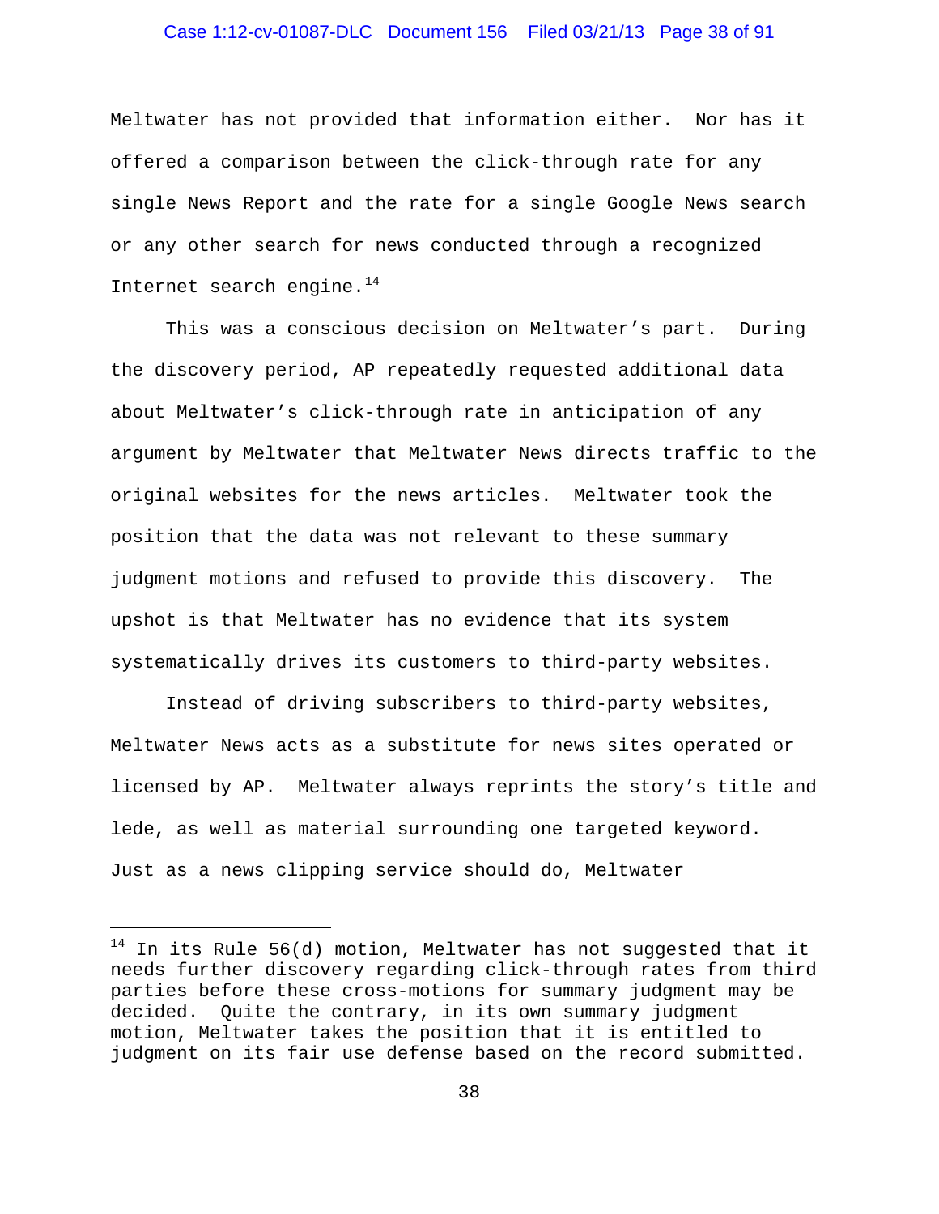Meltwater has not provided that information either. Nor has it offered a comparison between the click-through rate for any single News Report and the rate for a single Google News search or any other search for news conducted through a recognized Internet search engine.[14]

This was a conscious decision on Meltwater's part. During the discovery period, AP repeatedly requested additional data about Meltwater's click-through rate in anticipation of any argument by Meltwater that Meltwater News directs traffic to the original websites for the news articles. Meltwater took the position that the data was not relevant to these summary judgment motions and refused to provide this discovery. The upshot is that Meltwater has no evidence that its system systematically drives its customers to third-party websites.

Instead of driving subscribers to third-party websites, Meltwater News acts as a substitute for news sites operated or licensed by AP. Meltwater always reprints the story's title and lede, as well as material surrounding one targeted keyword. Just as a news clipping service should do, Meltwater

---

[14] In its Rule 56(d) motion, Meltwater has not suggested that it needs further discovery regarding click-through rates from third parties before these cross-motions for summary judgment may be decided. Quite the contrary, in its own summary judgment motion, Meltwater takes the position that it is entitled to judgment on its fair use defense based on the record submitted.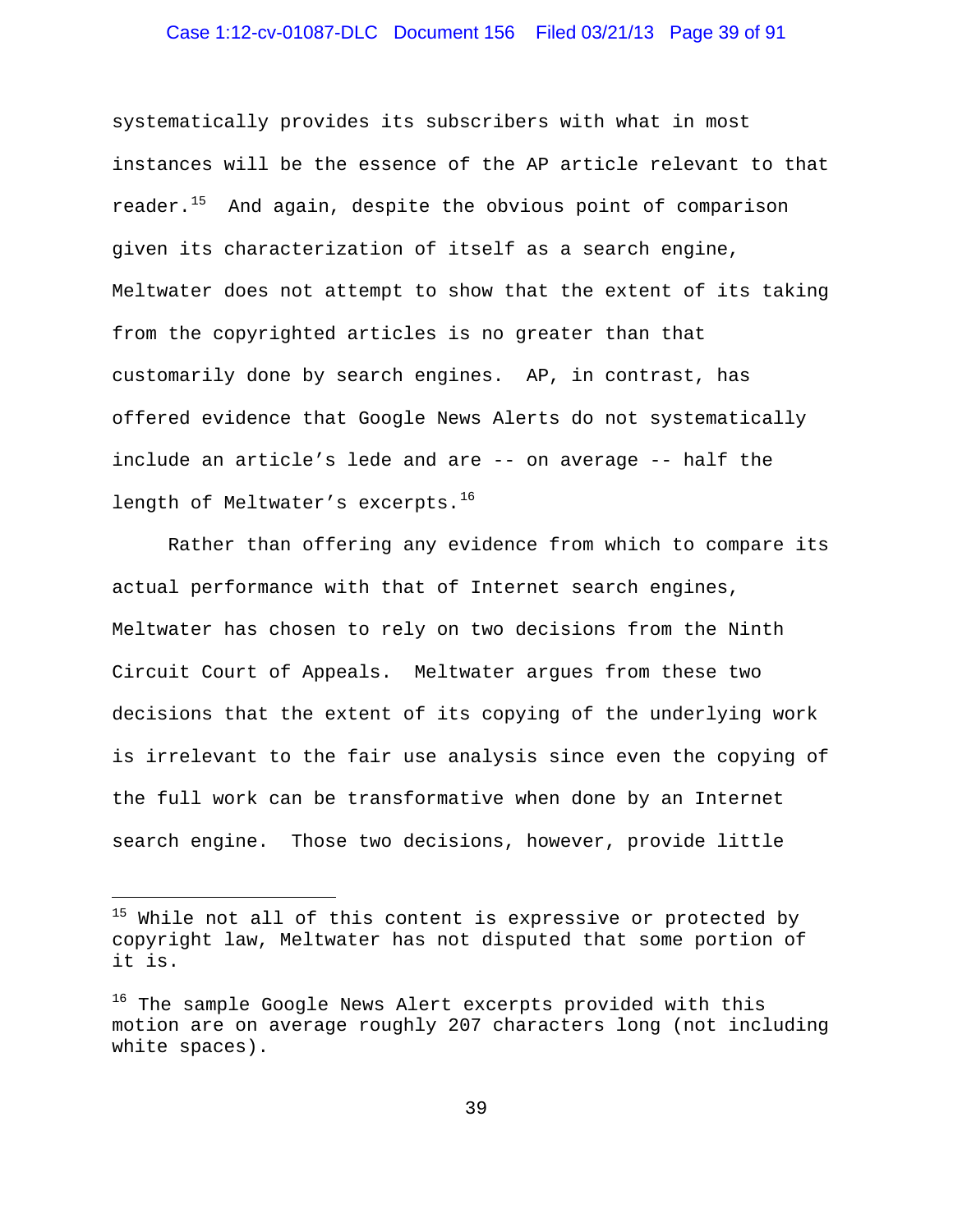systematically provides its subscribers with what in most instances will be the essence of the AP article relevant to that reader.[15] And again, despite the obvious point of comparison given its characterization of itself as a search engine, Meltwater does not attempt to show that the extent of its taking from the copyrighted articles is no greater than that customarily done by search engines. AP, in contrast, has offered evidence that Google News Alerts do not systematically include an article's lede and are -- on average -- half the length of Meltwater's excerpts.[16]

Rather than offering any evidence from which to compare its actual performance with that of Internet search engines, Meltwater has chosen to rely on two decisions from the Ninth Circuit Court of Appeals. Meltwater argues from these two decisions that the extent of its copying of the underlying work is irrelevant to the fair use analysis since even the copying of the full work can be transformative when done by an Internet search engine. Those two decisions, however, provide little

---

[15] While not all of this content is expressive or protected by copyright law, Meltwater has not disputed that some portion of it is.

[16] The sample Google News Alert excerpts provided with this motion are on average roughly 207 characters long (not including white spaces).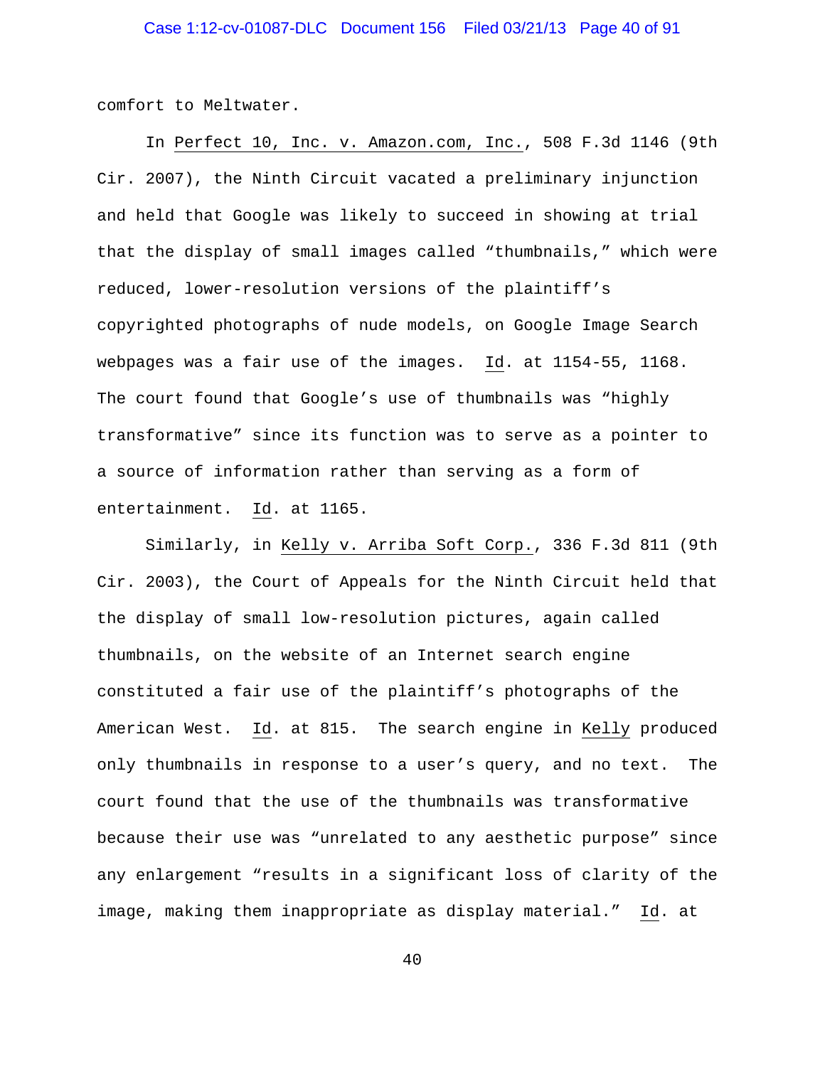comfort to Meltwater.

In Perfect 10, Inc. v. Amazon.com, Inc., 508 F.3d 1146 (9th Cir. 2007), the Ninth Circuit vacated a preliminary injunction and held that Google was likely to succeed in showing at trial that the display of small images called "thumbnails," which were reduced, lower-resolution versions of the plaintiff's copyrighted photographs of nude models, on Google Image Search webpages was a fair use of the images. Id. at 1154-55, 1168. The court found that Google's use of thumbnails was "highly transformative" since its function was to serve as a pointer to a source of information rather than serving as a form of entertainment. Id. at 1165.

Similarly, in Kelly v. Arriba Soft Corp., 336 F.3d 811 (9th Cir. 2003), the Court of Appeals for the Ninth Circuit held that the display of small low-resolution pictures, again called thumbnails, on the website of an Internet search engine constituted a fair use of the plaintiff's photographs of the American West. Id. at 815. The search engine in Kelly produced only thumbnails in response to a user's query, and no text. The court found that the use of the thumbnails was transformative because their use was "unrelated to any aesthetic purpose" since any enlargement "results in a significant loss of clarity of the image, making them inappropriate as display material." Id. at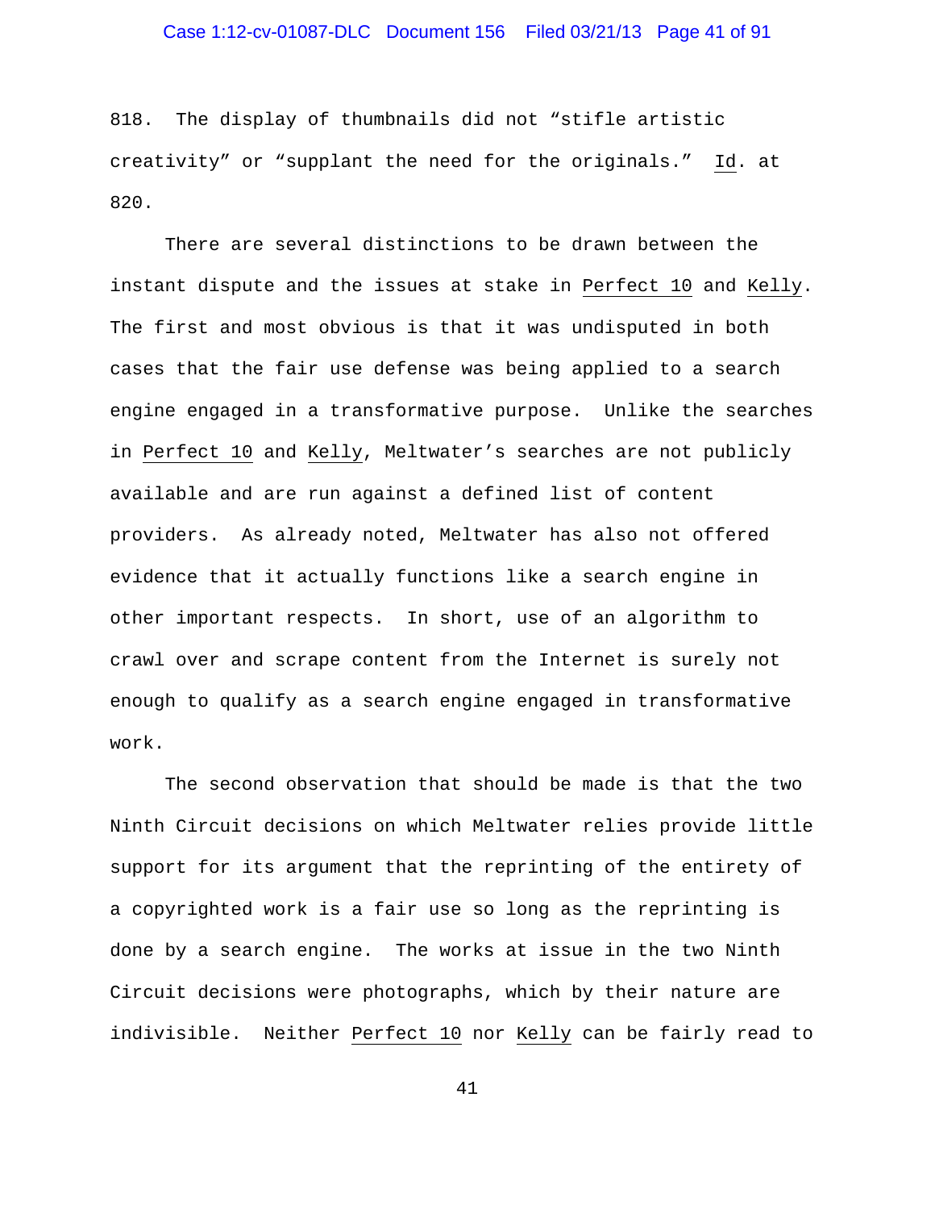818. The display of thumbnails did not "stifle artistic creativity" or "supplant the need for the originals." Id. at 820.

There are several distinctions to be drawn between the instant dispute and the issues at stake in Perfect 10 and Kelly. The first and most obvious is that it was undisputed in both cases that the fair use defense was being applied to a search engine engaged in a transformative purpose. Unlike the searches in Perfect 10 and Kelly, Meltwater's searches are not publicly available and are run against a defined list of content providers. As already noted, Meltwater has also not offered evidence that it actually functions like a search engine in other important respects. In short, use of an algorithm to crawl over and scrape content from the Internet is surely not enough to qualify as a search engine engaged in transformative work.

The second observation that should be made is that the two Ninth Circuit decisions on which Meltwater relies provide little support for its argument that the reprinting of the entirety of a copyrighted work is a fair use so long as the reprinting is done by a search engine. The works at issue in the two Ninth Circuit decisions were photographs, which by their nature are indivisible. Neither Perfect 10 nor Kelly can be fairly read to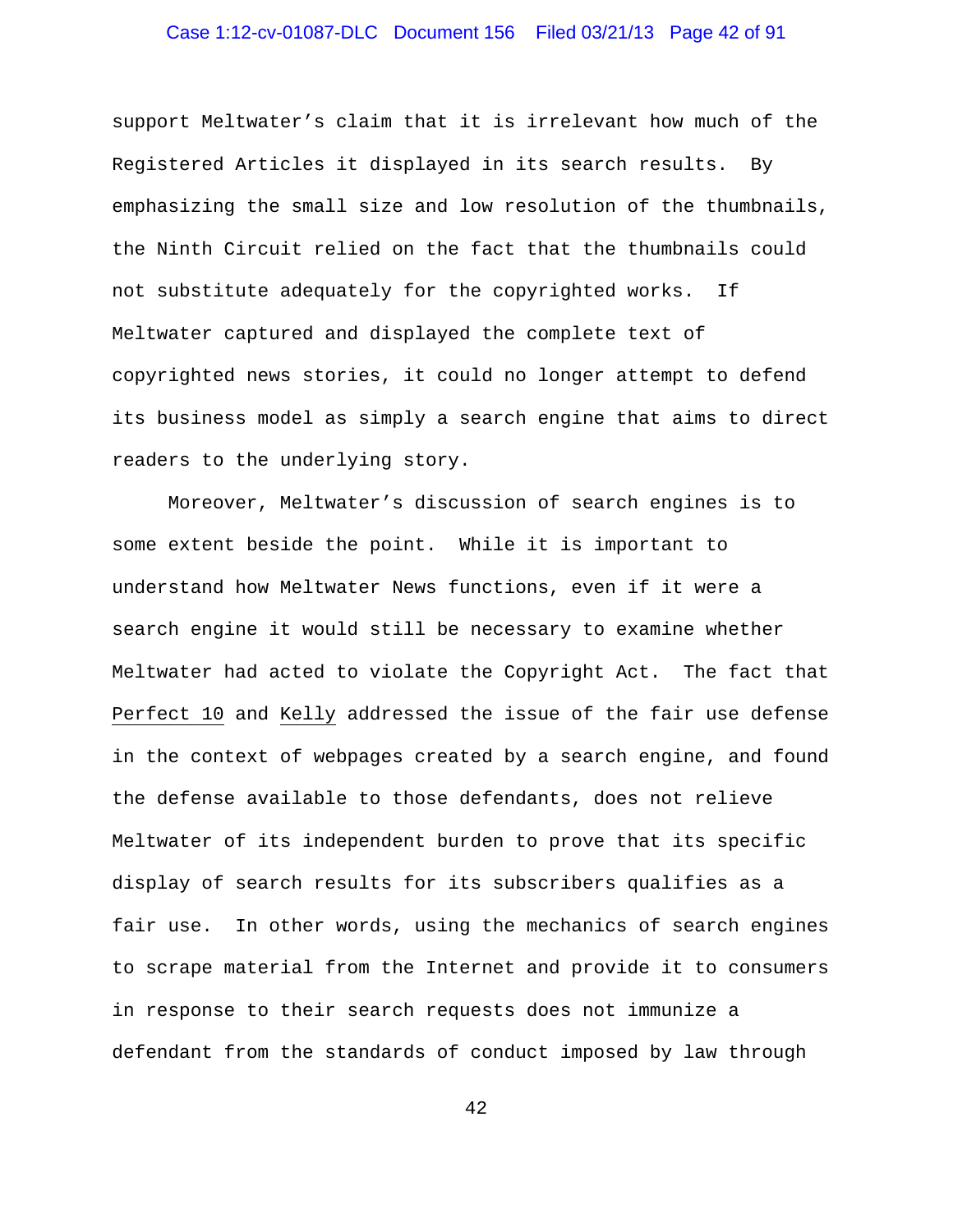support Meltwater's claim that it is irrelevant how much of the Registered Articles it displayed in its search results. By emphasizing the small size and low resolution of the thumbnails, the Ninth Circuit relied on the fact that the thumbnails could not substitute adequately for the copyrighted works. If Meltwater captured and displayed the complete text of copyrighted news stories, it could no longer attempt to defend its business model as simply a search engine that aims to direct readers to the underlying story.

Moreover, Meltwater's discussion of search engines is to some extent beside the point. While it is important to understand how Meltwater News functions, even if it were a search engine it would still be necessary to examine whether Meltwater had acted to violate the Copyright Act. The fact that Perfect 10 and Kelly addressed the issue of the fair use defense in the context of webpages created by a search engine, and found the defense available to those defendants, does not relieve Meltwater of its independent burden to prove that its specific display of search results for its subscribers qualifies as a fair use. In other words, using the mechanics of search engines to scrape material from the Internet and provide it to consumers in response to their search requests does not immunize a defendant from the standards of conduct imposed by law through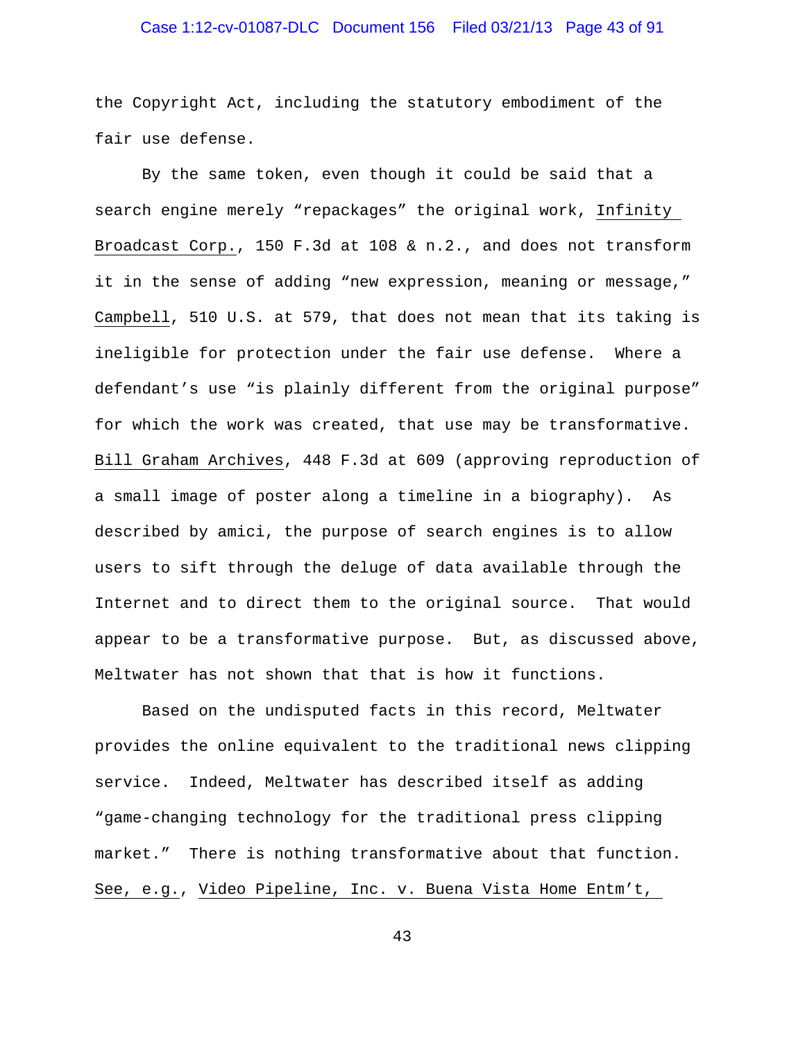the Copyright Act, including the statutory embodiment of the fair use defense.

By the same token, even though it could be said that a search engine merely "repackages" the original work, Infinity Broadcast Corp., 150 F.3d at 108 & n.2., and does not transform it in the sense of adding "new expression, meaning or message," Campbell, 510 U.S. at 579, that does not mean that its taking is ineligible for protection under the fair use defense. Where a defendant's use "is plainly different from the original purpose" for which the work was created, that use may be transformative. Bill Graham Archives, 448 F.3d at 609 (approving reproduction of a small image of poster along a timeline in a biography). As described by amici, the purpose of search engines is to allow users to sift through the deluge of data available through the Internet and to direct them to the original source. That would appear to be a transformative purpose. But, as discussed above, Meltwater has not shown that that is how it functions.

Based on the undisputed facts in this record, Meltwater provides the online equivalent to the traditional news clipping service. Indeed, Meltwater has described itself as adding "game-changing technology for the traditional press clipping market." There is nothing transformative about that function. See, e.g., Video Pipeline, Inc. v. Buena Vista Home Entm't,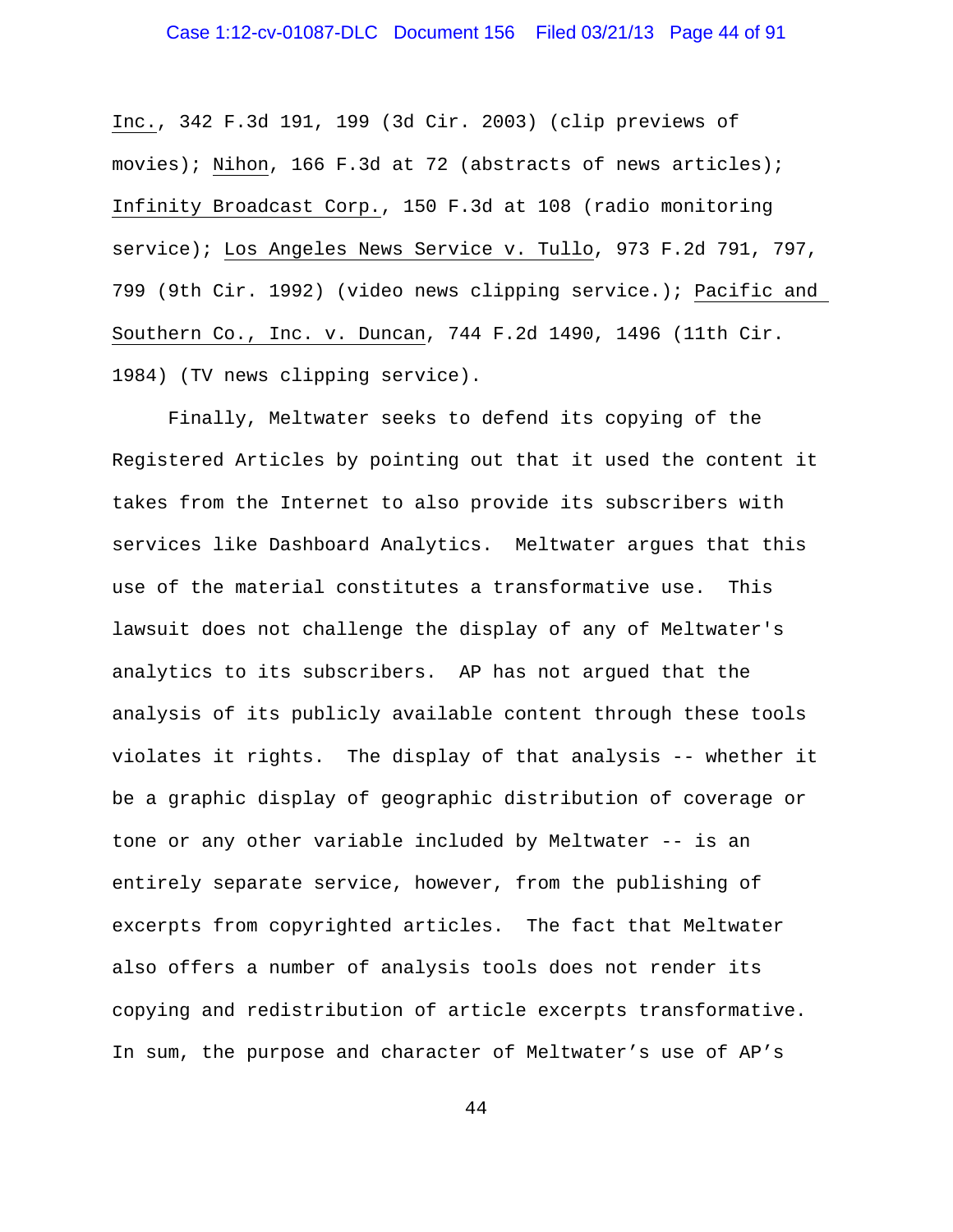Inc., 342 F.3d 191, 199 (3d Cir. 2003) (clip previews of movies); Nihon, 166 F.3d at 72 (abstracts of news articles); Infinity Broadcast Corp., 150 F.3d at 108 (radio monitoring service); Los Angeles News Service v. Tullo, 973 F.2d 791, 797, 799 (9th Cir. 1992) (video news clipping service.); Pacific and Southern Co., Inc. v. Duncan, 744 F.2d 1490, 1496 (11th Cir. 1984) (TV news clipping service).

Finally, Meltwater seeks to defend its copying of the Registered Articles by pointing out that it used the content it takes from the Internet to also provide its subscribers with services like Dashboard Analytics. Meltwater argues that this use of the material constitutes a transformative use. This lawsuit does not challenge the display of any of Meltwater's analytics to its subscribers. AP has not argued that the analysis of its publicly available content through these tools violates it rights. The display of that analysis -- whether it be a graphic display of geographic distribution of coverage or tone or any other variable included by Meltwater -- is an entirely separate service, however, from the publishing of excerpts from copyrighted articles. The fact that Meltwater also offers a number of analysis tools does not render its copying and redistribution of article excerpts transformative. In sum, the purpose and character of Meltwater's use of AP's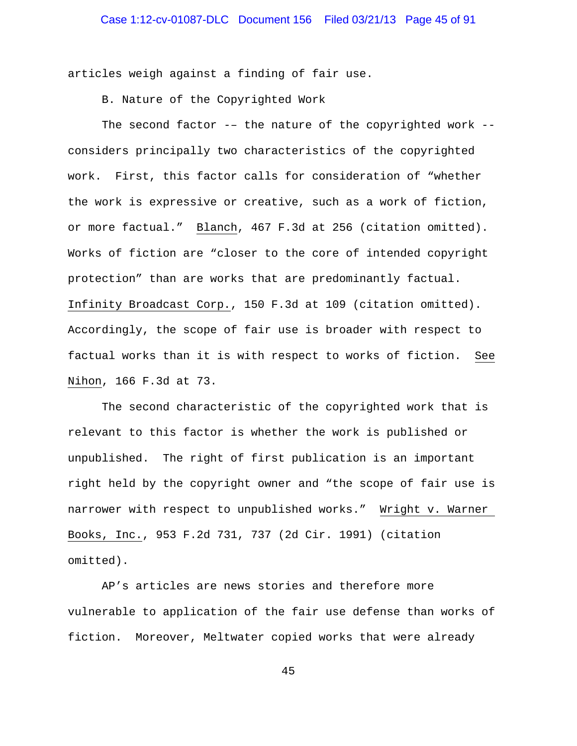articles weigh against a finding of fair use.

B. Nature of the Copyrighted Work

The second factor -– the nature of the copyrighted work -- considers principally two characteristics of the copyrighted work. First, this factor calls for consideration of "whether the work is expressive or creative, such as a work of fiction, or more factual." Blanch, 467 F.3d at 256 (citation omitted). Works of fiction are "closer to the core of intended copyright protection" than are works that are predominantly factual. Infinity Broadcast Corp., 150 F.3d at 109 (citation omitted). Accordingly, the scope of fair use is broader with respect to factual works than it is with respect to works of fiction. See Nihon, 166 F.3d at 73.

The second characteristic of the copyrighted work that is relevant to this factor is whether the work is published or unpublished. The right of first publication is an important right held by the copyright owner and "the scope of fair use is narrower with respect to unpublished works." Wright v. Warner Books, Inc., 953 F.2d 731, 737 (2d Cir. 1991) (citation omitted).

AP's articles are news stories and therefore more vulnerable to application of the fair use defense than works of fiction. Moreover, Meltwater copied works that were already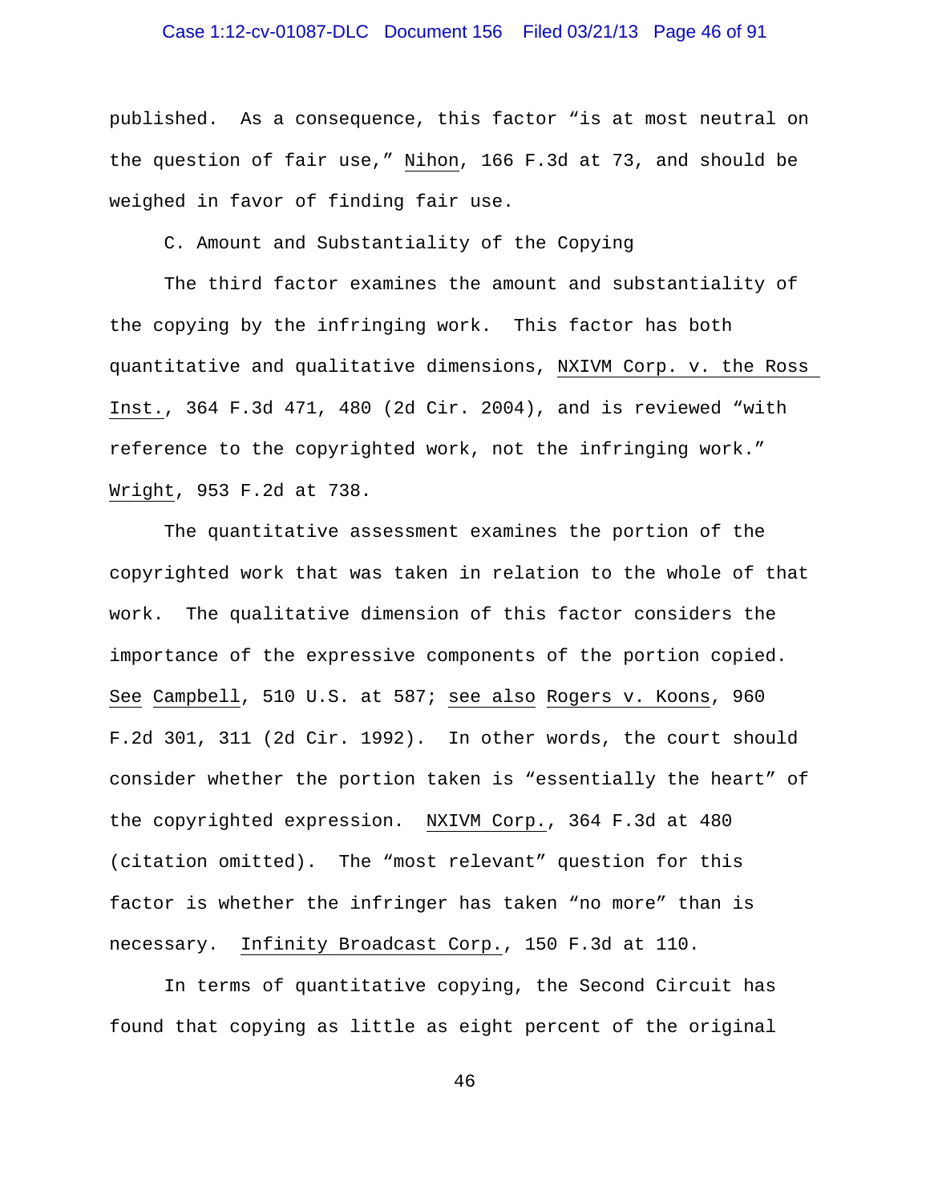published. As a consequence, this factor "is at most neutral on the question of fair use," Nihon, 166 F.3d at 73, and should be weighed in favor of finding fair use.

C. Amount and Substantiality of the Copying

The third factor examines the amount and substantiality of the copying by the infringing work. This factor has both quantitative and qualitative dimensions, NXIVM Corp. v. the Ross Inst., 364 F.3d 471, 480 (2d Cir. 2004), and is reviewed "with reference to the copyrighted work, not the infringing work." Wright, 953 F.2d at 738.

The quantitative assessment examines the portion of the copyrighted work that was taken in relation to the whole of that work. The qualitative dimension of this factor considers the importance of the expressive components of the portion copied. See Campbell, 510 U.S. at 587; see also Rogers v. Koons, 960 F.2d 301, 311 (2d Cir. 1992). In other words, the court should consider whether the portion taken is "essentially the heart" of the copyrighted expression. NXIVM Corp., 364 F.3d at 480 (citation omitted). The "most relevant" question for this factor is whether the infringer has taken "no more" than is necessary. Infinity Broadcast Corp., 150 F.3d at 110.

In terms of quantitative copying, the Second Circuit has found that copying as little as eight percent of the original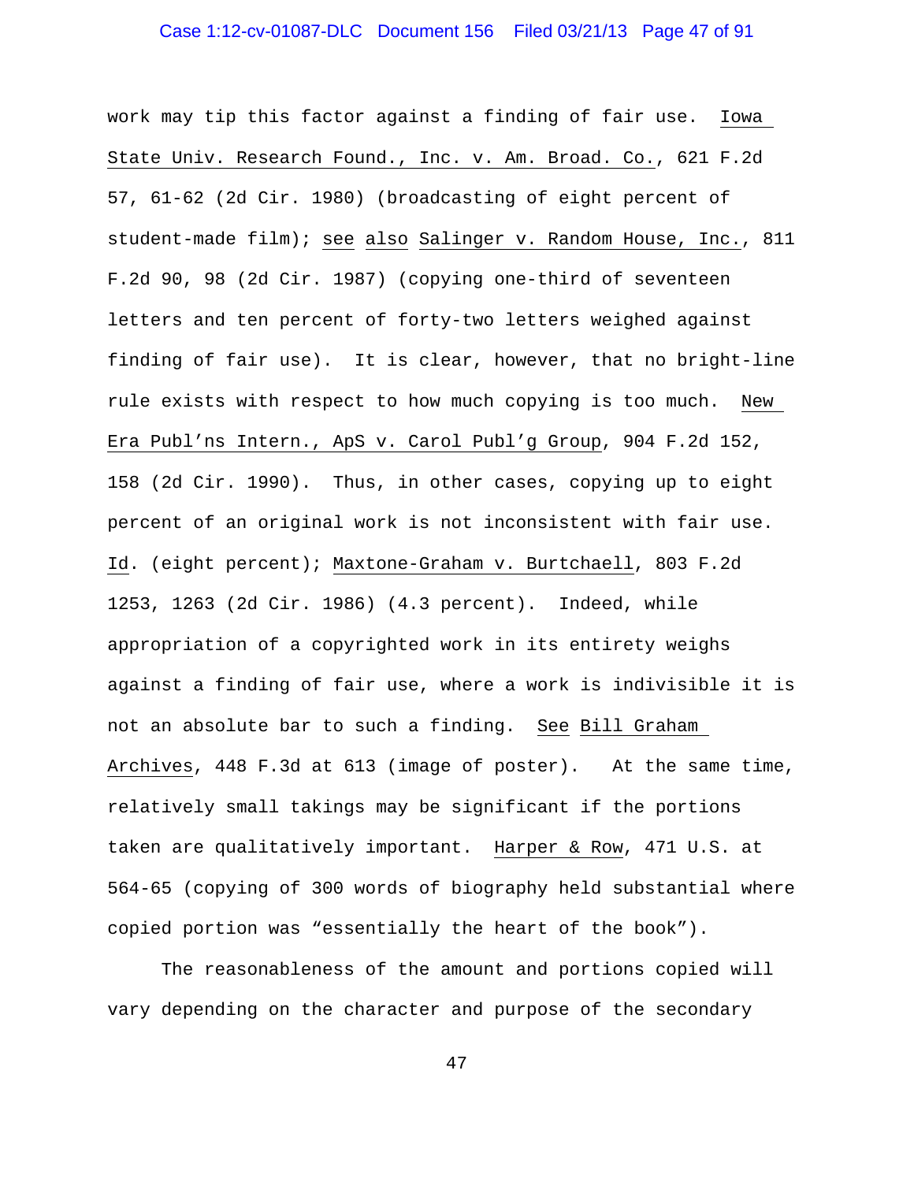work may tip this factor against a finding of fair use. Iowa State Univ. Research Found., Inc. v. Am. Broad. Co., 621 F.2d 57, 61-62 (2d Cir. 1980) (broadcasting of eight percent of student-made film); see also Salinger v. Random House, Inc., 811 F.2d 90, 98 (2d Cir. 1987) (copying one-third of seventeen letters and ten percent of forty-two letters weighed against finding of fair use). It is clear, however, that no bright-line rule exists with respect to how much copying is too much. New Era Publ'ns Intern., ApS v. Carol Publ'g Group, 904 F.2d 152, 158 (2d Cir. 1990). Thus, in other cases, copying up to eight percent of an original work is not inconsistent with fair use. Id. (eight percent); Maxtone-Graham v. Burtchaell, 803 F.2d 1253, 1263 (2d Cir. 1986) (4.3 percent). Indeed, while appropriation of a copyrighted work in its entirety weighs against a finding of fair use, where a work is indivisible it is not an absolute bar to such a finding. See Bill Graham Archives, 448 F.3d at 613 (image of poster). At the same time, relatively small takings may be significant if the portions taken are qualitatively important. Harper & Row, 471 U.S. at 564-65 (copying of 300 words of biography held substantial where copied portion was "essentially the heart of the book").

The reasonableness of the amount and portions copied will vary depending on the character and purpose of the secondary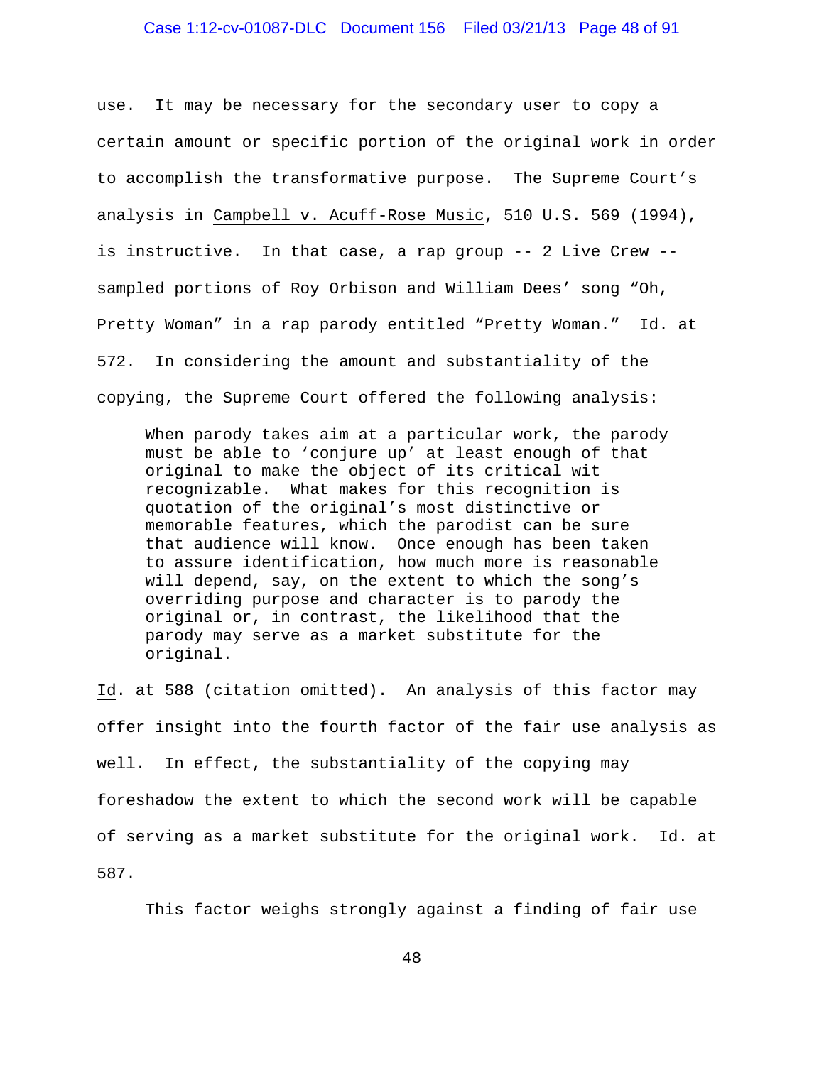use. It may be necessary for the secondary user to copy a certain amount or specific portion of the original work in order to accomplish the transformative purpose. The Supreme Court's analysis in Campbell v. Acuff-Rose Music, 510 U.S. 569 (1994), is instructive. In that case, a rap group -- 2 Live Crew -- sampled portions of Roy Orbison and William Dees' song "Oh, Pretty Woman" in a rap parody entitled "Pretty Woman." Id. at 572. In considering the amount and substantiality of the copying, the Supreme Court offered the following analysis:

> When parody takes aim at a particular work, the parody must be able to 'conjure up' at least enough of that original to make the object of its critical wit recognizable. What makes for this recognition is quotation of the original's most distinctive or memorable features, which the parodist can be sure that audience will know. Once enough has been taken to assure identification, how much more is reasonable will depend, say, on the extent to which the song's overriding purpose and character is to parody the original or, in contrast, the likelihood that the parody may serve as a market substitute for the original.

Id. at 588 (citation omitted). An analysis of this factor may offer insight into the fourth factor of the fair use analysis as well. In effect, the substantiality of the copying may foreshadow the extent to which the second work will be capable of serving as a market substitute for the original work. Id. at 587.

This factor weighs strongly against a finding of fair use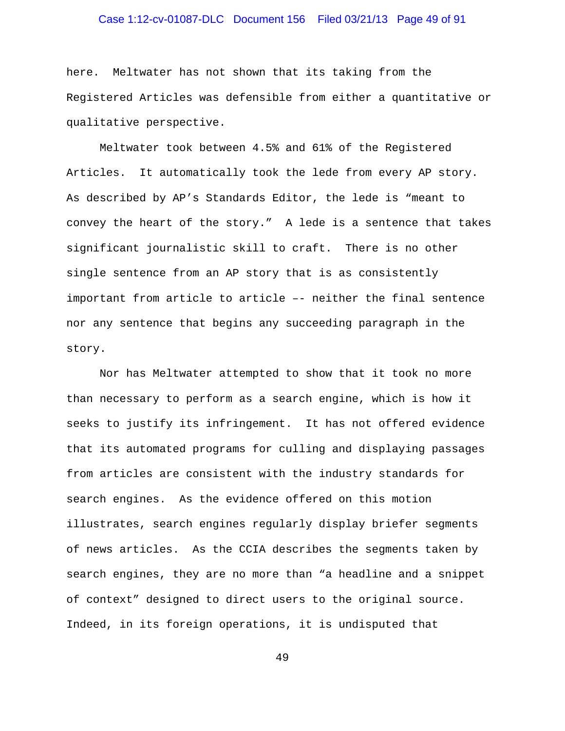here. Meltwater has not shown that its taking from the Registered Articles was defensible from either a quantitative or qualitative perspective.

Meltwater took between 4.5% and 61% of the Registered Articles. It automatically took the lede from every AP story. As described by AP's Standards Editor, the lede is "meant to convey the heart of the story." A lede is a sentence that takes significant journalistic skill to craft. There is no other single sentence from an AP story that is as consistently important from article to article –- neither the final sentence nor any sentence that begins any succeeding paragraph in the story.

Nor has Meltwater attempted to show that it took no more than necessary to perform as a search engine, which is how it seeks to justify its infringement. It has not offered evidence that its automated programs for culling and displaying passages from articles are consistent with the industry standards for search engines. As the evidence offered on this motion illustrates, search engines regularly display briefer segments of news articles. As the CCIA describes the segments taken by search engines, they are no more than "a headline and a snippet of context" designed to direct users to the original source. Indeed, in its foreign operations, it is undisputed that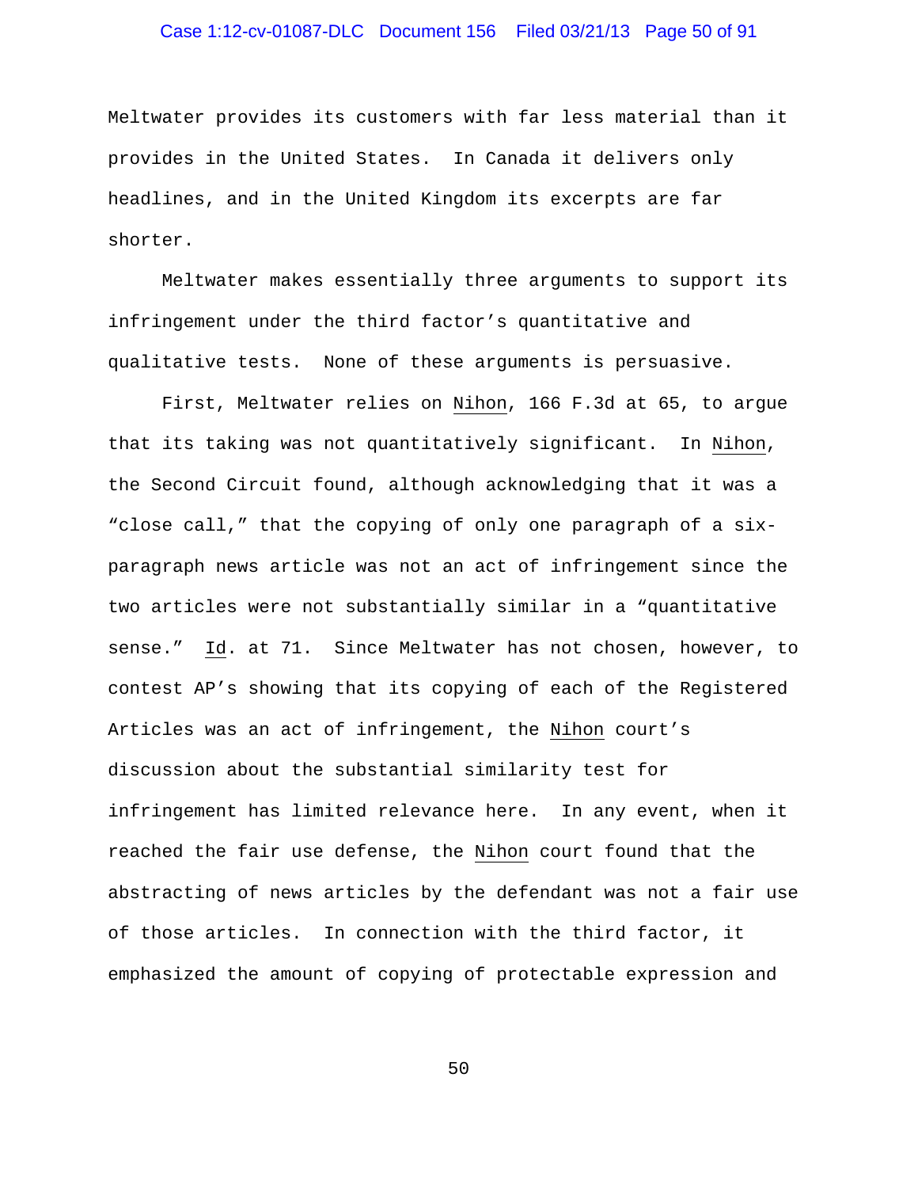Meltwater provides its customers with far less material than it provides in the United States. In Canada it delivers only headlines, and in the United Kingdom its excerpts are far shorter.

Meltwater makes essentially three arguments to support its infringement under the third factor's quantitative and qualitative tests. None of these arguments is persuasive.

First, Meltwater relies on Nihon, 166 F.3d at 65, to argue that its taking was not quantitatively significant. In Nihon, the Second Circuit found, although acknowledging that it was a "close call," that the copying of only one paragraph of a six-paragraph news article was not an act of infringement since the two articles were not substantially similar in a "quantitative sense." Id. at 71. Since Meltwater has not chosen, however, to contest AP's showing that its copying of each of the Registered Articles was an act of infringement, the Nihon court's discussion about the substantial similarity test for infringement has limited relevance here. In any event, when it reached the fair use defense, the Nihon court found that the abstracting of news articles by the defendant was not a fair use of those articles. In connection with the third factor, it emphasized the amount of copying of protectable expression and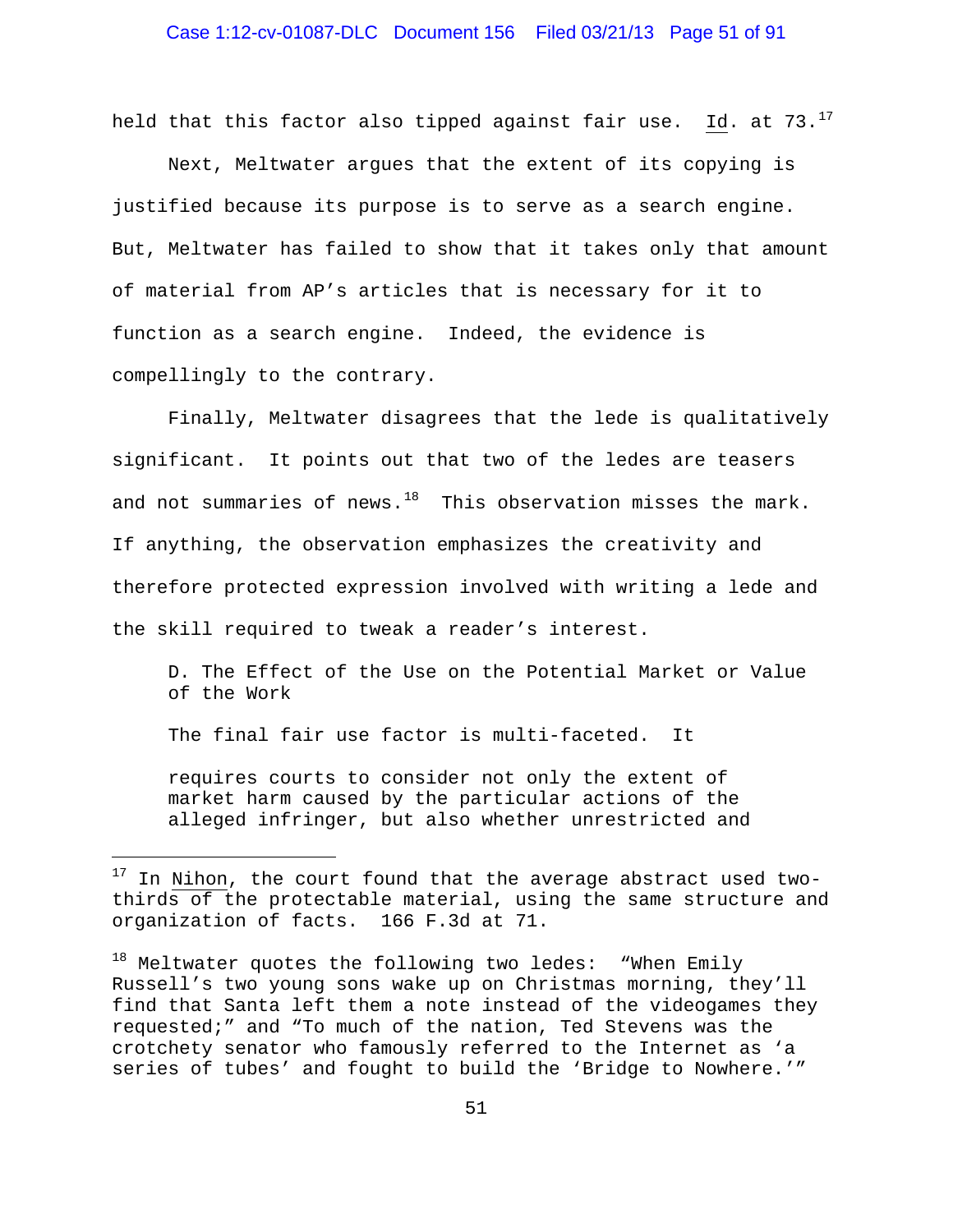held that this factor also tipped against fair use. Id. at 73.[17]

Next, Meltwater argues that the extent of its copying is justified because its purpose is to serve as a search engine. But, Meltwater has failed to show that it takes only that amount of material from AP's articles that is necessary for it to function as a search engine. Indeed, the evidence is compellingly to the contrary.

Finally, Meltwater disagrees that the lede is qualitatively significant. It points out that two of the ledes are teasers and not summaries of news.[18] This observation misses the mark. If anything, the observation emphasizes the creativity and therefore protected expression involved with writing a lede and the skill required to tweak a reader's interest.

### D. The Effect of the Use on the Potential Market or Value of the Work

The final fair use factor is multi-faceted. It

> requires courts to consider not only the extent of market harm caused by the particular actions of the alleged infringer, but also whether unrestricted and

---

[17] In Nihon, the court found that the average abstract used two-thirds of the protectable material, using the same structure and organization of facts. 166 F.3d at 71.

[18] Meltwater quotes the following two ledes: "When Emily Russell's two young sons wake up on Christmas morning, they'll find that Santa left them a note instead of the videogames they requested;" and "To much of the nation, Ted Stevens was the crotchety senator who famously referred to the Internet as 'a series of tubes' and fought to build the 'Bridge to Nowhere.'"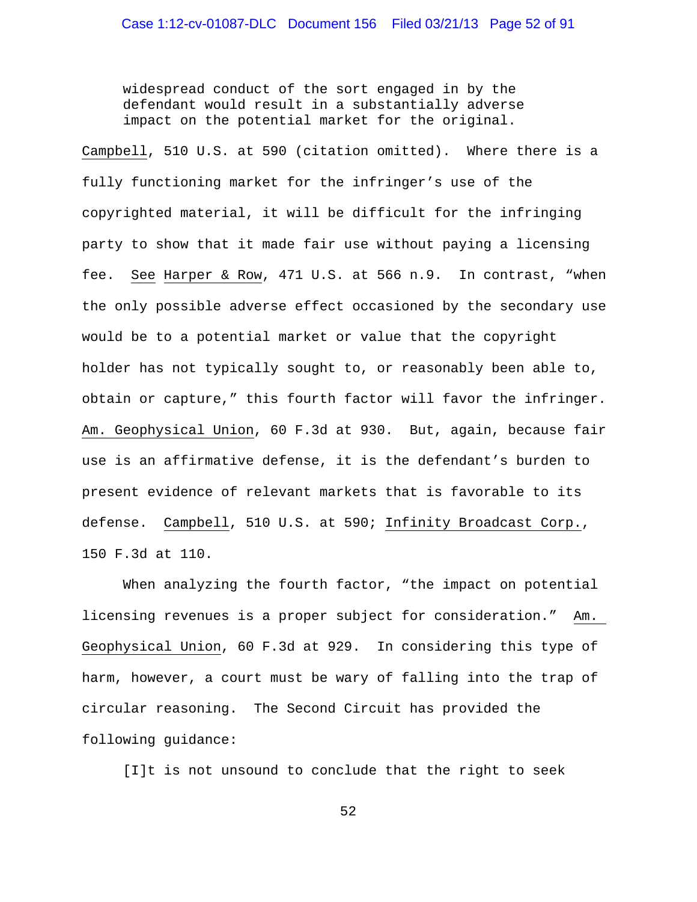> widespread conduct of the sort engaged in by the defendant would result in a substantially adverse impact on the potential market for the original.

Campbell, 510 U.S. at 590 (citation omitted). Where there is a fully functioning market for the infringer's use of the copyrighted material, it will be difficult for the infringing party to show that it made fair use without paying a licensing fee. See Harper & Row, 471 U.S. at 566 n.9. In contrast, "when the only possible adverse effect occasioned by the secondary use would be to a potential market or value that the copyright holder has not typically sought to, or reasonably been able to, obtain or capture," this fourth factor will favor the infringer. Am. Geophysical Union, 60 F.3d at 930. But, again, because fair use is an affirmative defense, it is the defendant's burden to present evidence of relevant markets that is favorable to its defense. Campbell, 510 U.S. at 590; Infinity Broadcast Corp., 150 F.3d at 110.

When analyzing the fourth factor, "the impact on potential licensing revenues is a proper subject for consideration." Am. Geophysical Union, 60 F.3d at 929. In considering this type of harm, however, a court must be wary of falling into the trap of circular reasoning. The Second Circuit has provided the following guidance:

> [I]t is not unsound to conclude that the right to seek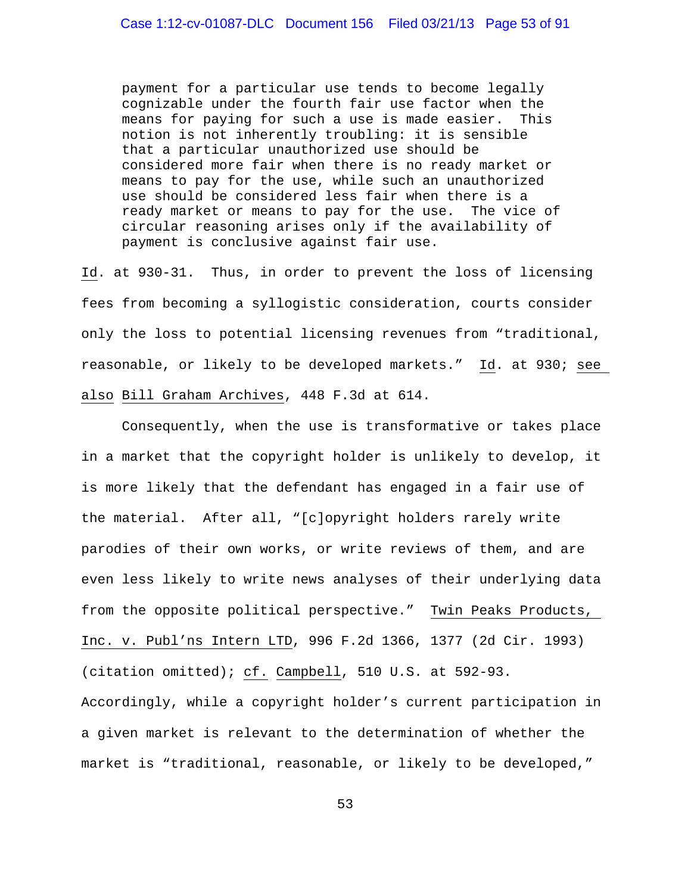> payment for a particular use tends to become legally cognizable under the fourth fair use factor when the means for paying for such a use is made easier. This notion is not inherently troubling: it is sensible that a particular unauthorized use should be considered more fair when there is no ready market or means to pay for the use, while such an unauthorized use should be considered less fair when there is a ready market or means to pay for the use. The vice of circular reasoning arises only if the availability of payment is conclusive against fair use.

Id. at 930-31. Thus, in order to prevent the loss of licensing fees from becoming a syllogistic consideration, courts consider only the loss to potential licensing revenues from "traditional, reasonable, or likely to be developed markets." Id. at 930; see also Bill Graham Archives, 448 F.3d at 614.

Consequently, when the use is transformative or takes place in a market that the copyright holder is unlikely to develop, it is more likely that the defendant has engaged in a fair use of the material. After all, "[c]opyright holders rarely write parodies of their own works, or write reviews of them, and are even less likely to write news analyses of their underlying data from the opposite political perspective." Twin Peaks Products, Inc. v. Publ'ns Intern LTD, 996 F.2d 1366, 1377 (2d Cir. 1993) (citation omitted); cf. Campbell, 510 U.S. at 592-93. Accordingly, while a copyright holder's current participation in a given market is relevant to the determination of whether the market is "traditional, reasonable, or likely to be developed,"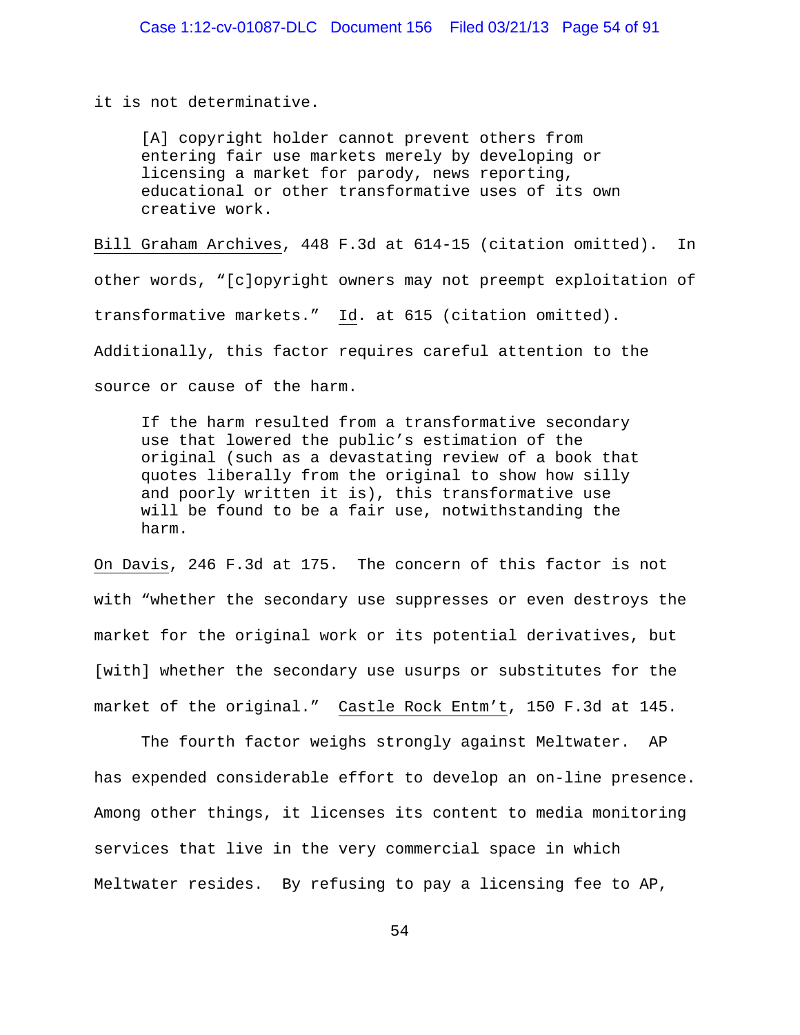it is not determinative.

> [A] copyright holder cannot prevent others from entering fair use markets merely by developing or licensing a market for parody, news reporting, educational or other transformative uses of its own creative work.

<u>Bill Graham Archives</u>, 448 F.3d at 614-15 (citation omitted). In other words, "[c]opyright owners may not preempt exploitation of transformative markets." <u>Id</u>. at 615 (citation omitted). Additionally, this factor requires careful attention to the source or cause of the harm.

> If the harm resulted from a transformative secondary use that lowered the public's estimation of the original (such as a devastating review of a book that quotes liberally from the original to show how silly and poorly written it is), this transformative use will be found to be a fair use, notwithstanding the harm.

<u>On Davis</u>, 246 F.3d at 175. The concern of this factor is not with "whether the secondary use suppresses or even destroys the market for the original work or its potential derivatives, but [with] whether the secondary use usurps or substitutes for the market of the original." <u>Castle Rock Entm't</u>, 150 F.3d at 145.

The fourth factor weighs strongly against Meltwater. AP has expended considerable effort to develop an on-line presence. Among other things, it licenses its content to media monitoring services that live in the very commercial space in which Meltwater resides. By refusing to pay a licensing fee to AP,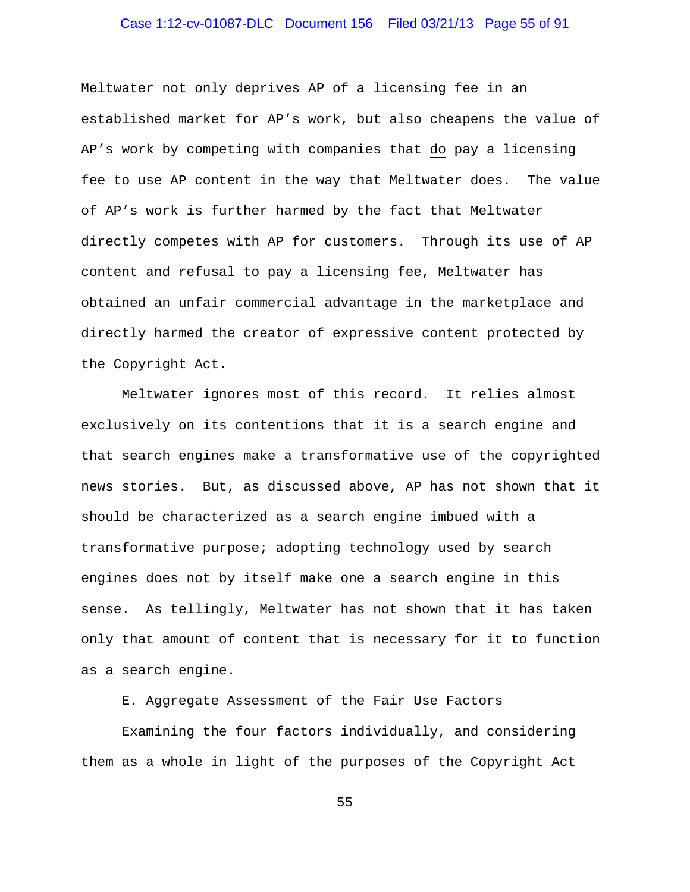Meltwater not only deprives AP of a licensing fee in an established market for AP's work, but also cheapens the value of AP's work by competing with companies that do pay a licensing fee to use AP content in the way that Meltwater does. The value of AP's work is further harmed by the fact that Meltwater directly competes with AP for customers. Through its use of AP content and refusal to pay a licensing fee, Meltwater has obtained an unfair commercial advantage in the marketplace and directly harmed the creator of expressive content protected by the Copyright Act.

Meltwater ignores most of this record. It relies almost exclusively on its contentions that it is a search engine and that search engines make a transformative use of the copyrighted news stories. But, as discussed above, AP has not shown that it should be characterized as a search engine imbued with a transformative purpose; adopting technology used by search engines does not by itself make one a search engine in this sense. As tellingly, Meltwater has not shown that it has taken only that amount of content that is necessary for it to function as a search engine.

E. Aggregate Assessment of the Fair Use Factors

Examining the four factors individually, and considering them as a whole in light of the purposes of the Copyright Act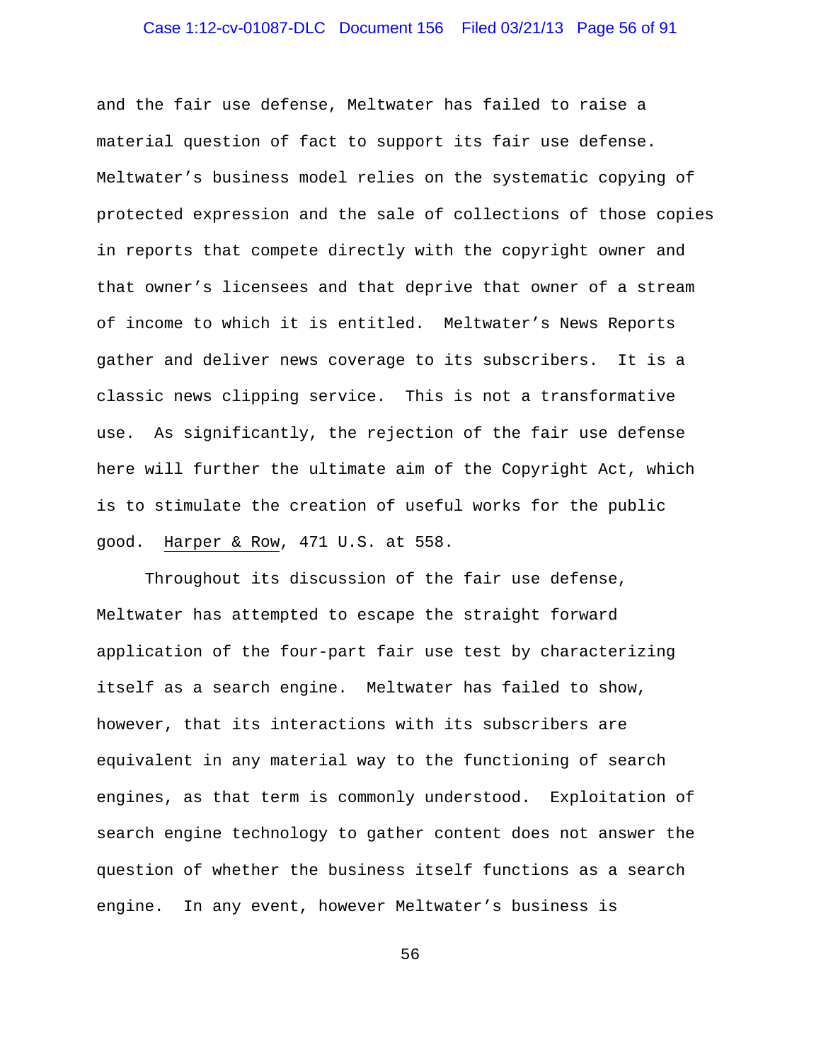and the fair use defense, Meltwater has failed to raise a material question of fact to support its fair use defense. Meltwater's business model relies on the systematic copying of protected expression and the sale of collections of those copies in reports that compete directly with the copyright owner and that owner's licensees and that deprive that owner of a stream of income to which it is entitled. Meltwater's News Reports gather and deliver news coverage to its subscribers. It is a classic news clipping service. This is not a transformative use. As significantly, the rejection of the fair use defense here will further the ultimate aim of the Copyright Act, which is to stimulate the creation of useful works for the public good. Harper & Row, 471 U.S. at 558.

Throughout its discussion of the fair use defense, Meltwater has attempted to escape the straight forward application of the four-part fair use test by characterizing itself as a search engine. Meltwater has failed to show, however, that its interactions with its subscribers are equivalent in any material way to the functioning of search engines, as that term is commonly understood. Exploitation of search engine technology to gather content does not answer the question of whether the business itself functions as a search engine. In any event, however Meltwater's business is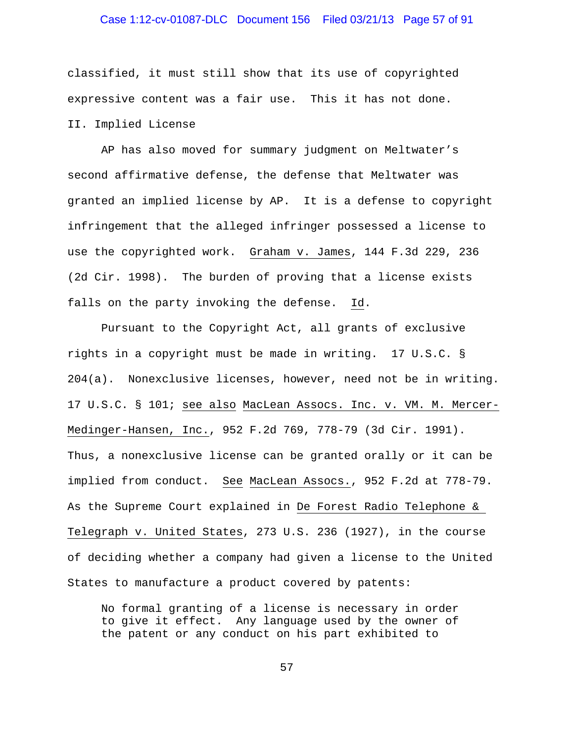classified, it must still show that its use of copyrighted expressive content was a fair use. This it has not done.

## II. Implied License

AP has also moved for summary judgment on Meltwater's second affirmative defense, the defense that Meltwater was granted an implied license by AP. It is a defense to copyright infringement that the alleged infringer possessed a license to use the copyrighted work. Graham v. James, 144 F.3d 229, 236 (2d Cir. 1998). The burden of proving that a license exists falls on the party invoking the defense. Id.

Pursuant to the Copyright Act, all grants of exclusive rights in a copyright must be made in writing. 17 U.S.C. § 204(a). Nonexclusive licenses, however, need not be in writing. 17 U.S.C. § 101; see also MacLean Assocs. Inc. v. VM. M. Mercer-Medinger-Hansen, Inc., 952 F.2d 769, 778-79 (3d Cir. 1991). Thus, a nonexclusive license can be granted orally or it can be implied from conduct. See MacLean Assocs., 952 F.2d at 778-79. As the Supreme Court explained in De Forest Radio Telephone & Telegraph v. United States, 273 U.S. 236 (1927), in the course of deciding whether a company had given a license to the United States to manufacture a product covered by patents:

> No formal granting of a license is necessary in order to give it effect. Any language used by the owner of the patent or any conduct on his part exhibited to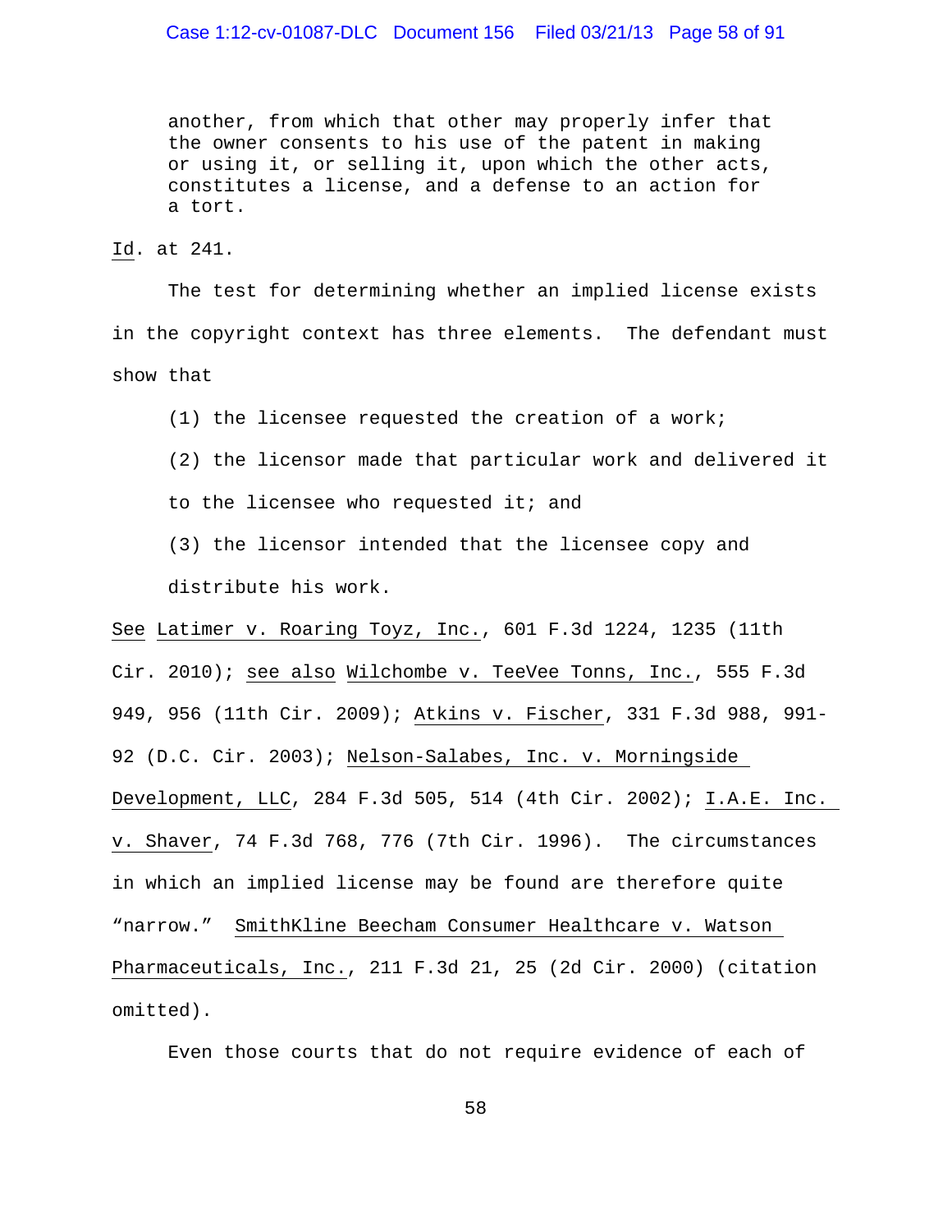> another, from which that other may properly infer that the owner consents to his use of the patent in making or using it, or selling it, upon which the other acts, constitutes a license, and a defense to an action for a tort.

Id. at 241.

The test for determining whether an implied license exists in the copyright context has three elements. The defendant must show that

> (1) the licensee requested the creation of a work;
>
> (2) the licensor made that particular work and delivered it to the licensee who requested it; and
>
> (3) the licensor intended that the licensee copy and distribute his work.

See Latimer v. Roaring Toyz, Inc., 601 F.3d 1224, 1235 (11th Cir. 2010); see also Wilchombe v. TeeVee Tonns, Inc., 555 F.3d 949, 956 (11th Cir. 2009); Atkins v. Fischer, 331 F.3d 988, 991-92 (D.C. Cir. 2003); Nelson-Salabes, Inc. v. Morningside Development, LLC, 284 F.3d 505, 514 (4th Cir. 2002); I.A.E. Inc. v. Shaver, 74 F.3d 768, 776 (7th Cir. 1996). The circumstances in which an implied license may be found are therefore quite "narrow." SmithKline Beecham Consumer Healthcare v. Watson Pharmaceuticals, Inc., 211 F.3d 21, 25 (2d Cir. 2000) (citation omitted).

Even those courts that do not require evidence of each of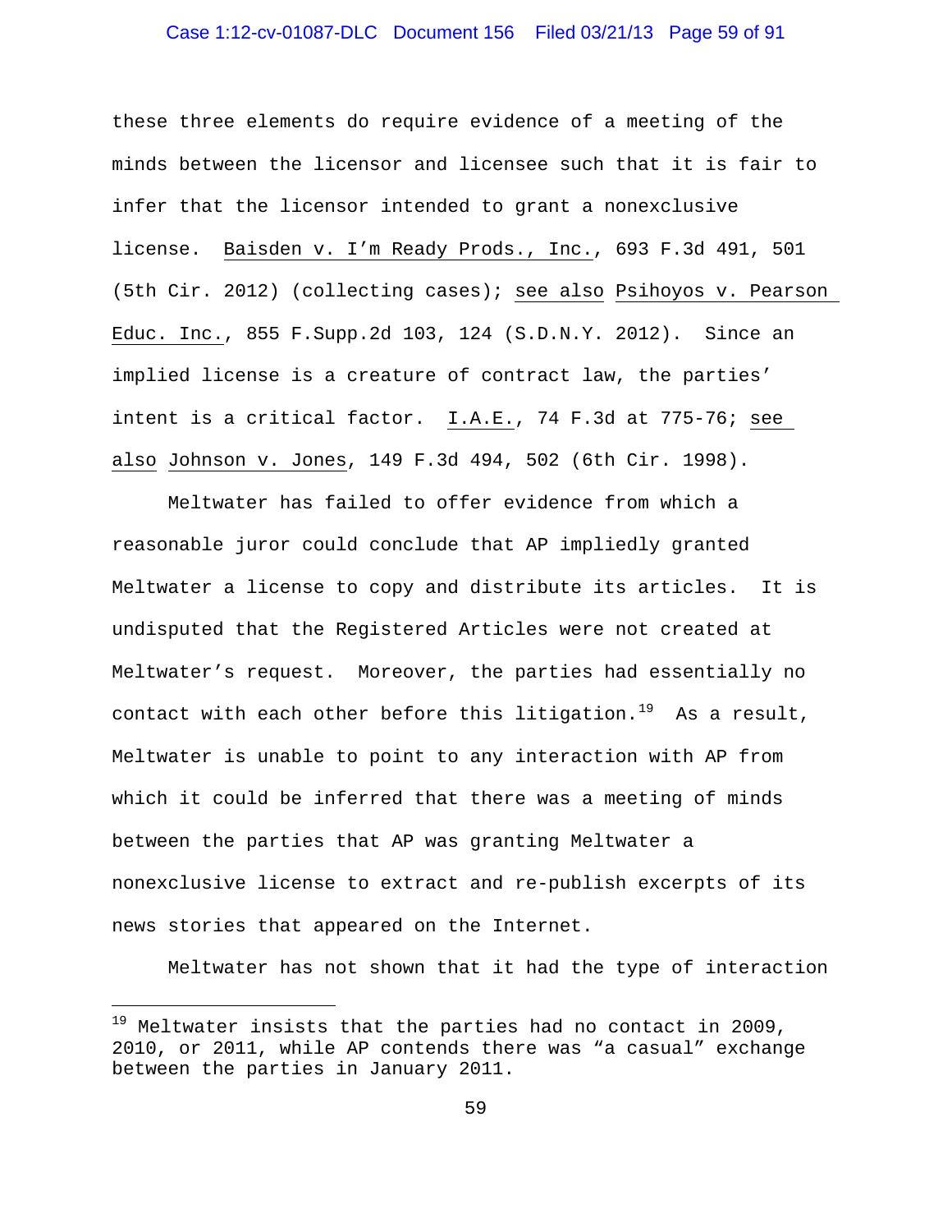these three elements do require evidence of a meeting of the minds between the licensor and licensee such that it is fair to infer that the licensor intended to grant a nonexclusive license. Baisden v. I'm Ready Prods., Inc., 693 F.3d 491, 501 (5th Cir. 2012) (collecting cases); see also Psihoyos v. Pearson Educ. Inc., 855 F.Supp.2d 103, 124 (S.D.N.Y. 2012). Since an implied license is a creature of contract law, the parties' intent is a critical factor. I.A.E., 74 F.3d at 775-76; see also Johnson v. Jones, 149 F.3d 494, 502 (6th Cir. 1998).

Meltwater has failed to offer evidence from which a reasonable juror could conclude that AP impliedly granted Meltwater a license to copy and distribute its articles. It is undisputed that the Registered Articles were not created at Meltwater's request. Moreover, the parties had essentially no contact with each other before this litigation.[19] As a result, Meltwater is unable to point to any interaction with AP from which it could be inferred that there was a meeting of minds between the parties that AP was granting Meltwater a nonexclusive license to extract and re-publish excerpts of its news stories that appeared on the Internet.

Meltwater has not shown that it had the type of interaction

---

[19] Meltwater insists that the parties had no contact in 2009, 2010, or 2011, while AP contends there was "a casual" exchange between the parties in January 2011.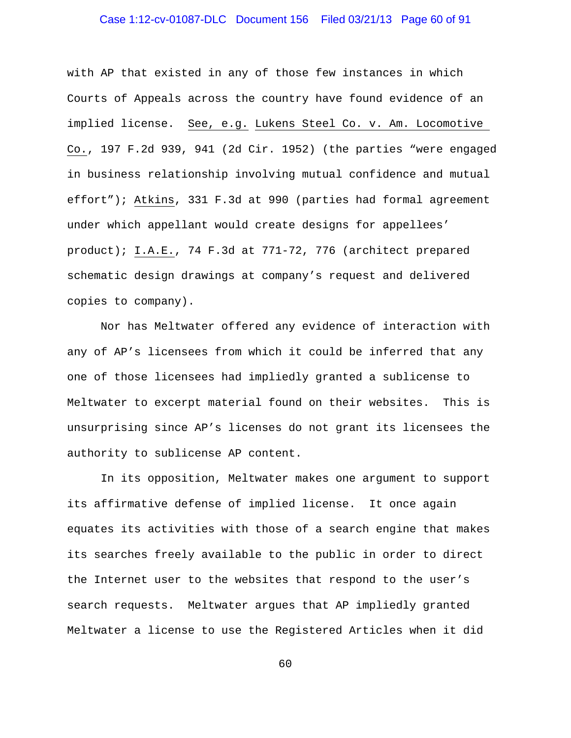with AP that existed in any of those few instances in which Courts of Appeals across the country have found evidence of an implied license. See, e.g. Lukens Steel Co. v. Am. Locomotive Co., 197 F.2d 939, 941 (2d Cir. 1952) (the parties "were engaged in business relationship involving mutual confidence and mutual effort"); Atkins, 331 F.3d at 990 (parties had formal agreement under which appellant would create designs for appellees' product); I.A.E., 74 F.3d at 771-72, 776 (architect prepared schematic design drawings at company's request and delivered copies to company).

Nor has Meltwater offered any evidence of interaction with any of AP's licensees from which it could be inferred that any one of those licensees had impliedly granted a sublicense to Meltwater to excerpt material found on their websites. This is unsurprising since AP's licenses do not grant its licensees the authority to sublicense AP content.

In its opposition, Meltwater makes one argument to support its affirmative defense of implied license. It once again equates its activities with those of a search engine that makes its searches freely available to the public in order to direct the Internet user to the websites that respond to the user's search requests. Meltwater argues that AP impliedly granted Meltwater a license to use the Registered Articles when it did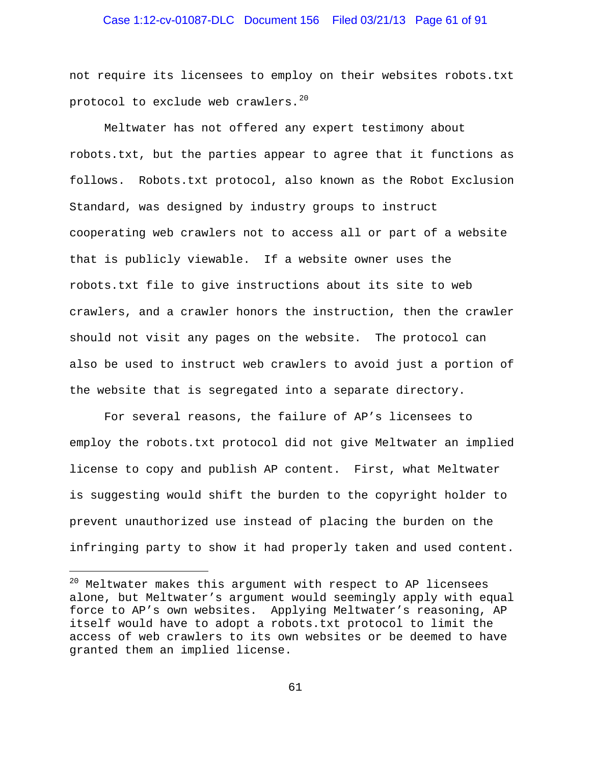not require its licensees to employ on their websites robots.txt protocol to exclude web crawlers.[20]

Meltwater has not offered any expert testimony about robots.txt, but the parties appear to agree that it functions as follows. Robots.txt protocol, also known as the Robot Exclusion Standard, was designed by industry groups to instruct cooperating web crawlers not to access all or part of a website that is publicly viewable. If a website owner uses the robots.txt file to give instructions about its site to web crawlers, and a crawler honors the instruction, then the crawler should not visit any pages on the website. The protocol can also be used to instruct web crawlers to avoid just a portion of the website that is segregated into a separate directory.

For several reasons, the failure of AP's licensees to employ the robots.txt protocol did not give Meltwater an implied license to copy and publish AP content. First, what Meltwater is suggesting would shift the burden to the copyright holder to prevent unauthorized use instead of placing the burden on the infringing party to show it had properly taken and used content.

---

[20] Meltwater makes this argument with respect to AP licensees alone, but Meltwater's argument would seemingly apply with equal force to AP's own websites. Applying Meltwater's reasoning, AP itself would have to adopt a robots.txt protocol to limit the access of web crawlers to its own websites or be deemed to have granted them an implied license.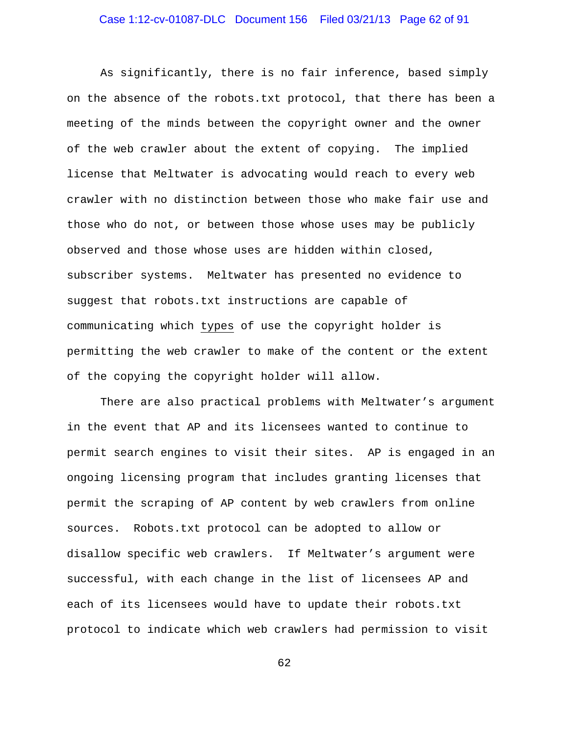As significantly, there is no fair inference, based simply on the absence of the robots.txt protocol, that there has been a meeting of the minds between the copyright owner and the owner of the web crawler about the extent of copying. The implied license that Meltwater is advocating would reach to every web crawler with no distinction between those who make fair use and those who do not, or between those whose uses may be publicly observed and those whose uses are hidden within closed, subscriber systems. Meltwater has presented no evidence to suggest that robots.txt instructions are capable of communicating which <u>types</u> of use the copyright holder is permitting the web crawler to make of the content or the extent of the copying the copyright holder will allow.

There are also practical problems with Meltwater's argument in the event that AP and its licensees wanted to continue to permit search engines to visit their sites. AP is engaged in an ongoing licensing program that includes granting licenses that permit the scraping of AP content by web crawlers from online sources. Robots.txt protocol can be adopted to allow or disallow specific web crawlers. If Meltwater's argument were successful, with each change in the list of licensees AP and each of its licensees would have to update their robots.txt protocol to indicate which web crawlers had permission to visit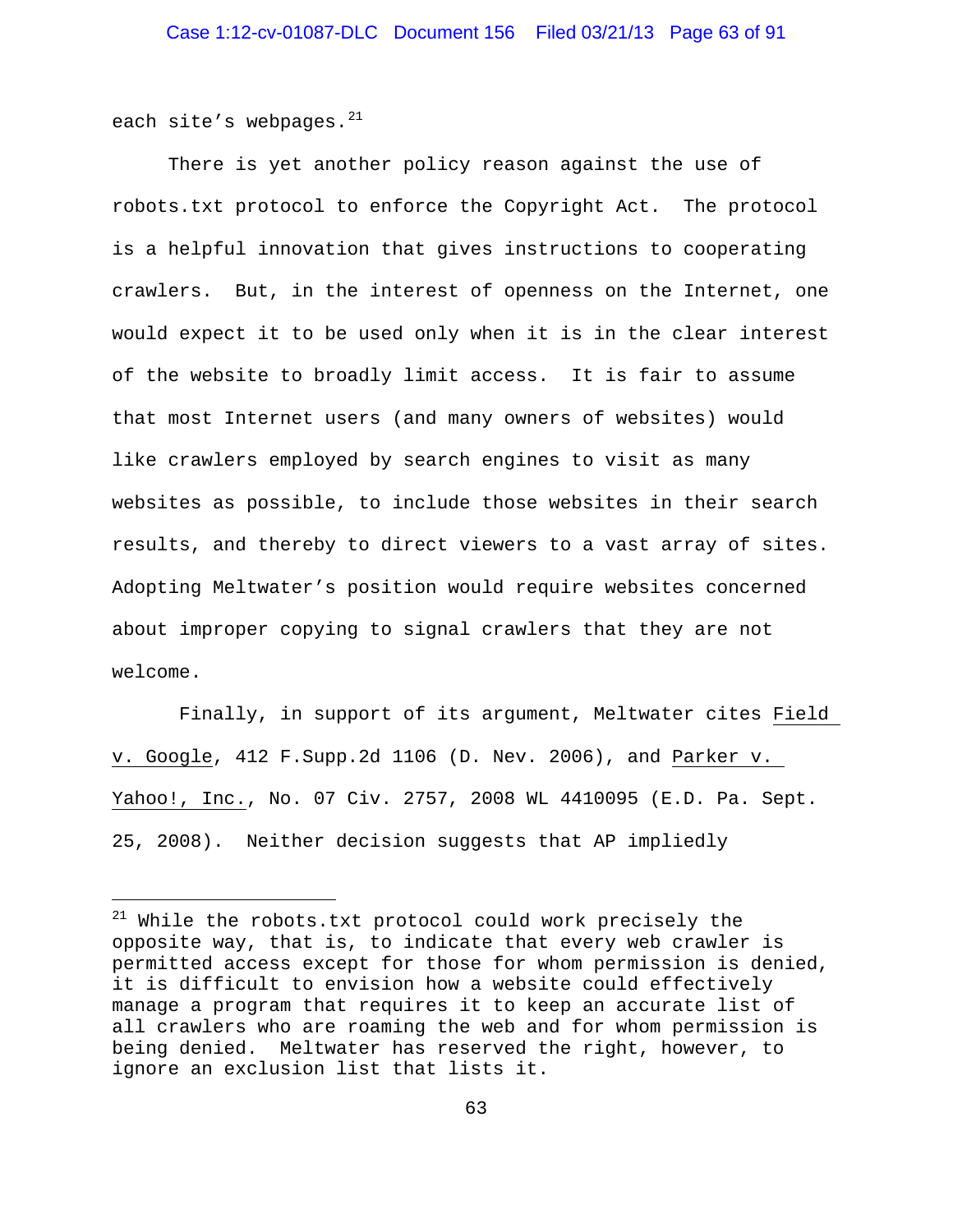each site's webpages.[21]

There is yet another policy reason against the use of robots.txt protocol to enforce the Copyright Act. The protocol is a helpful innovation that gives instructions to cooperating crawlers. But, in the interest of openness on the Internet, one would expect it to be used only when it is in the clear interest of the website to broadly limit access. It is fair to assume that most Internet users (and many owners of websites) would like crawlers employed by search engines to visit as many websites as possible, to include those websites in their search results, and thereby to direct viewers to a vast array of sites. Adopting Meltwater's position would require websites concerned about improper copying to signal crawlers that they are not welcome.

Finally, in support of its argument, Meltwater cites Field v. Google, 412 F.Supp.2d 1106 (D. Nev. 2006), and Parker v. Yahoo!, Inc., No. 07 Civ. 2757, 2008 WL 4410095 (E.D. Pa. Sept. 25, 2008). Neither decision suggests that AP impliedly

---

[21] While the robots.txt protocol could work precisely the opposite way, that is, to indicate that every web crawler is permitted access except for those for whom permission is denied, it is difficult to envision how a website could effectively manage a program that requires it to keep an accurate list of all crawlers who are roaming the web and for whom permission is being denied. Meltwater has reserved the right, however, to ignore an exclusion list that lists it.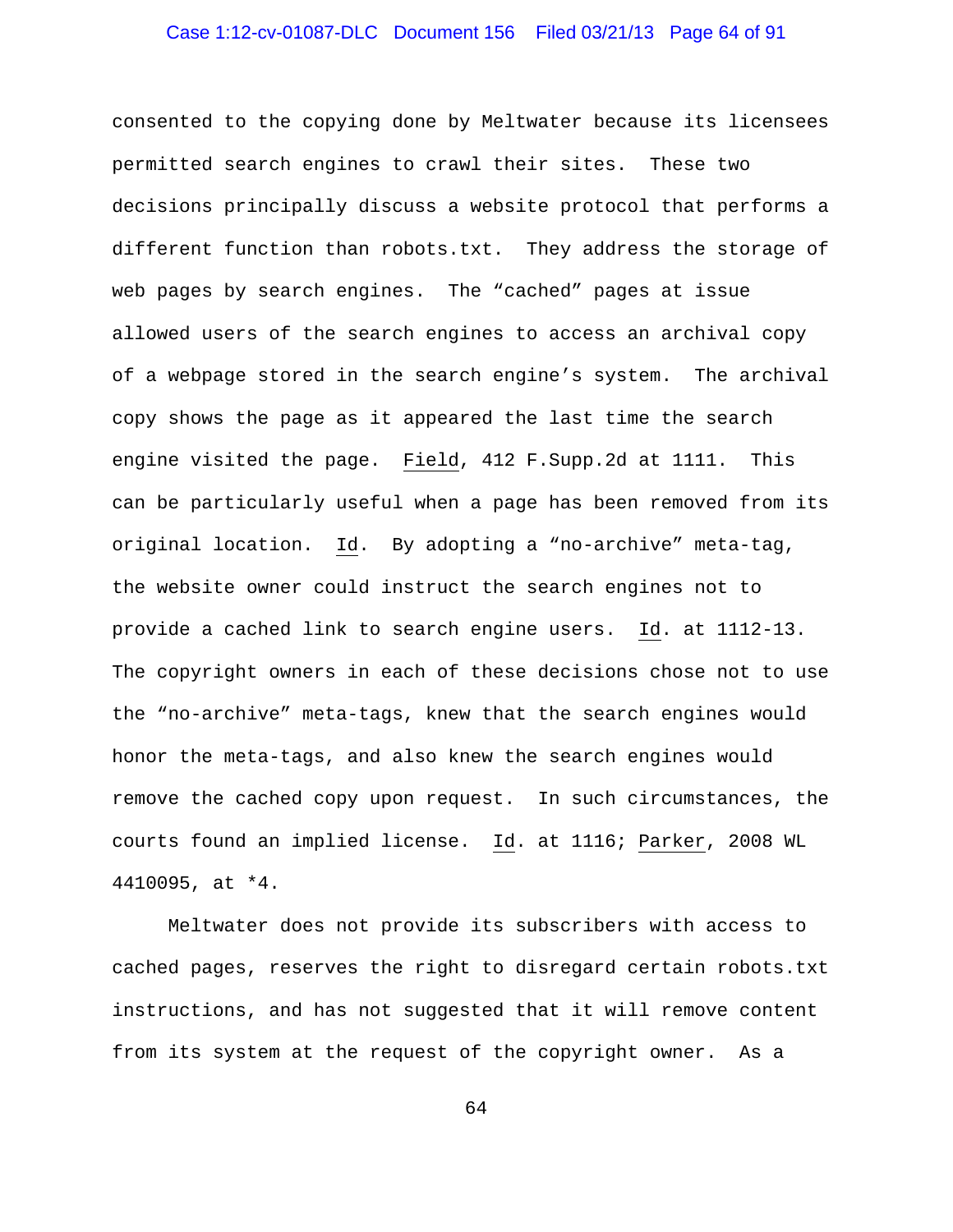consented to the copying done by Meltwater because its licensees permitted search engines to crawl their sites. These two decisions principally discuss a website protocol that performs a different function than robots.txt. They address the storage of web pages by search engines. The "cached" pages at issue allowed users of the search engines to access an archival copy of a webpage stored in the search engine's system. The archival copy shows the page as it appeared the last time the search engine visited the page. Field, 412 F.Supp.2d at 1111. This can be particularly useful when a page has been removed from its original location. Id. By adopting a "no-archive" meta-tag, the website owner could instruct the search engines not to provide a cached link to search engine users. Id. at 1112-13. The copyright owners in each of these decisions chose not to use the "no-archive" meta-tags, knew that the search engines would honor the meta-tags, and also knew the search engines would remove the cached copy upon request. In such circumstances, the courts found an implied license. Id. at 1116; Parker, 2008 WL 4410095, at *4.

Meltwater does not provide its subscribers with access to cached pages, reserves the right to disregard certain robots.txt instructions, and has not suggested that it will remove content from its system at the request of the copyright owner. As a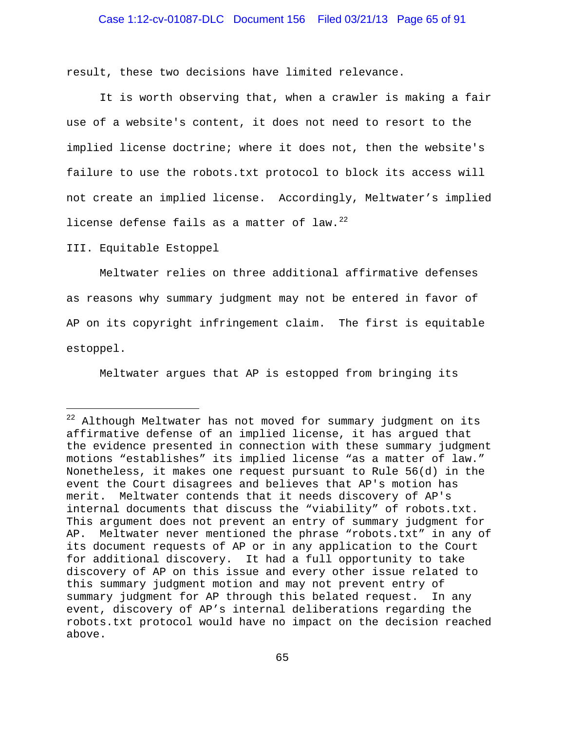result, these two decisions have limited relevance.

It is worth observing that, when a crawler is making a fair use of a website's content, it does not need to resort to the implied license doctrine; where it does not, then the website's failure to use the robots.txt protocol to block its access will not create an implied license. Accordingly, Meltwater’s implied license defense fails as a matter of law.[22]

## III. Equitable Estoppel

Meltwater relies on three additional affirmative defenses as reasons why summary judgment may not be entered in favor of AP on its copyright infringement claim. The first is equitable estoppel.

Meltwater argues that AP is estopped from bringing its

---

[22] Although Meltwater has not moved for summary judgment on its affirmative defense of an implied license, it has argued that the evidence presented in connection with these summary judgment motions “establishes” its implied license “as a matter of law.” Nonetheless, it makes one request pursuant to Rule 56(d) in the event the Court disagrees and believes that AP's motion has merit. Meltwater contends that it needs discovery of AP's internal documents that discuss the “viability” of robots.txt. This argument does not prevent an entry of summary judgment for AP. Meltwater never mentioned the phrase “robots.txt” in any of its document requests of AP or in any application to the Court for additional discovery. It had a full opportunity to take discovery of AP on this issue and every other issue related to this summary judgment motion and may not prevent entry of summary judgment for AP through this belated request. In any event, discovery of AP’s internal deliberations regarding the robots.txt protocol would have no impact on the decision reached above.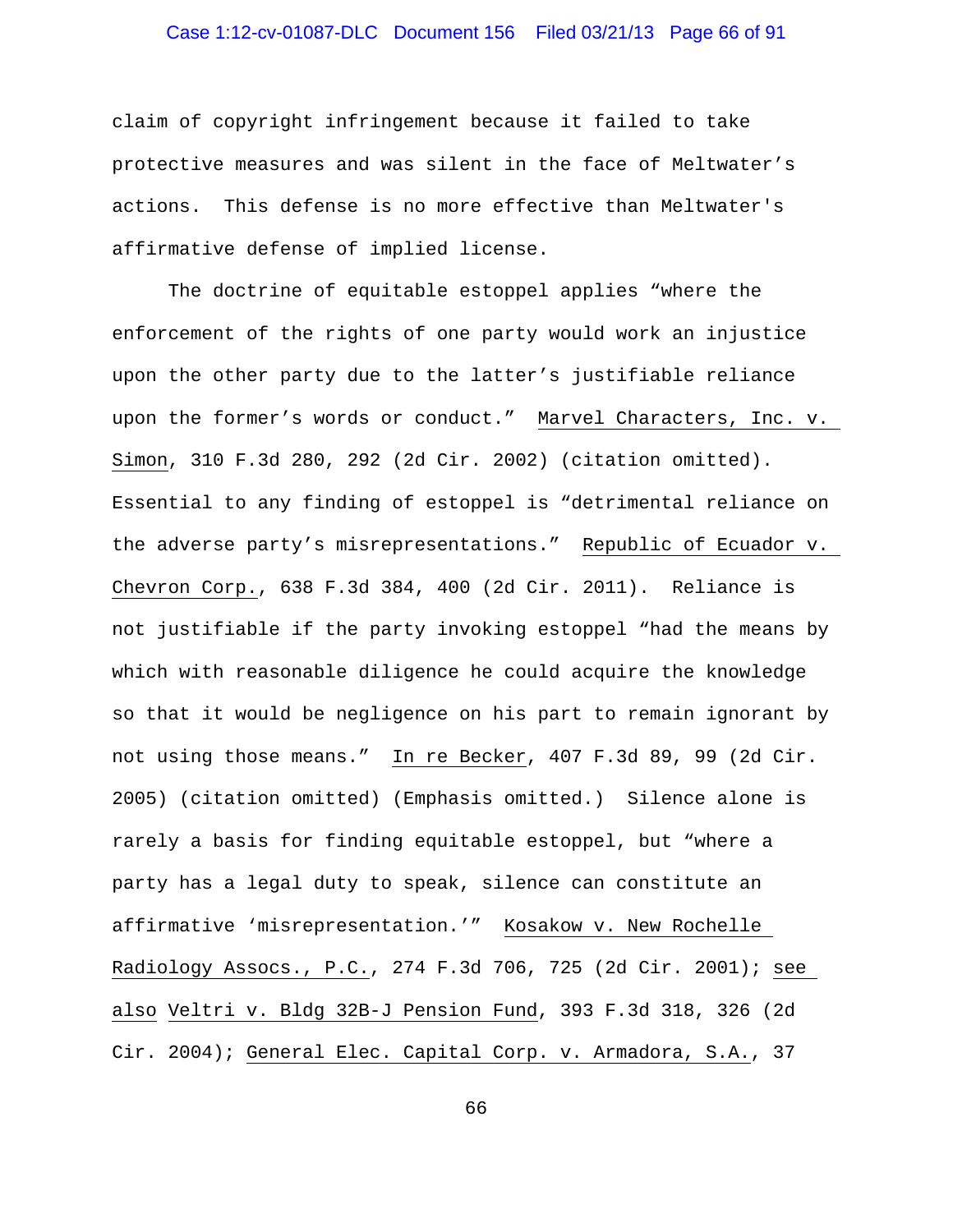claim of copyright infringement because it failed to take protective measures and was silent in the face of Meltwater's actions. This defense is no more effective than Meltwater's affirmative defense of implied license.

The doctrine of equitable estoppel applies "where the enforcement of the rights of one party would work an injustice upon the other party due to the latter's justifiable reliance upon the former's words or conduct." Marvel Characters, Inc. v. Simon, 310 F.3d 280, 292 (2d Cir. 2002) (citation omitted). Essential to any finding of estoppel is "detrimental reliance on the adverse party's misrepresentations." Republic of Ecuador v. Chevron Corp., 638 F.3d 384, 400 (2d Cir. 2011). Reliance is not justifiable if the party invoking estoppel "had the means by which with reasonable diligence he could acquire the knowledge so that it would be negligence on his part to remain ignorant by not using those means." In re Becker, 407 F.3d 89, 99 (2d Cir. 2005) (citation omitted) (Emphasis omitted.) Silence alone is rarely a basis for finding equitable estoppel, but "where a party has a legal duty to speak, silence can constitute an affirmative 'misrepresentation.'" Kosakow v. New Rochelle Radiology Assocs., P.C., 274 F.3d 706, 725 (2d Cir. 2001); see also Veltri v. Bldg 32B-J Pension Fund, 393 F.3d 318, 326 (2d Cir. 2004); General Elec. Capital Corp. v. Armadora, S.A., 37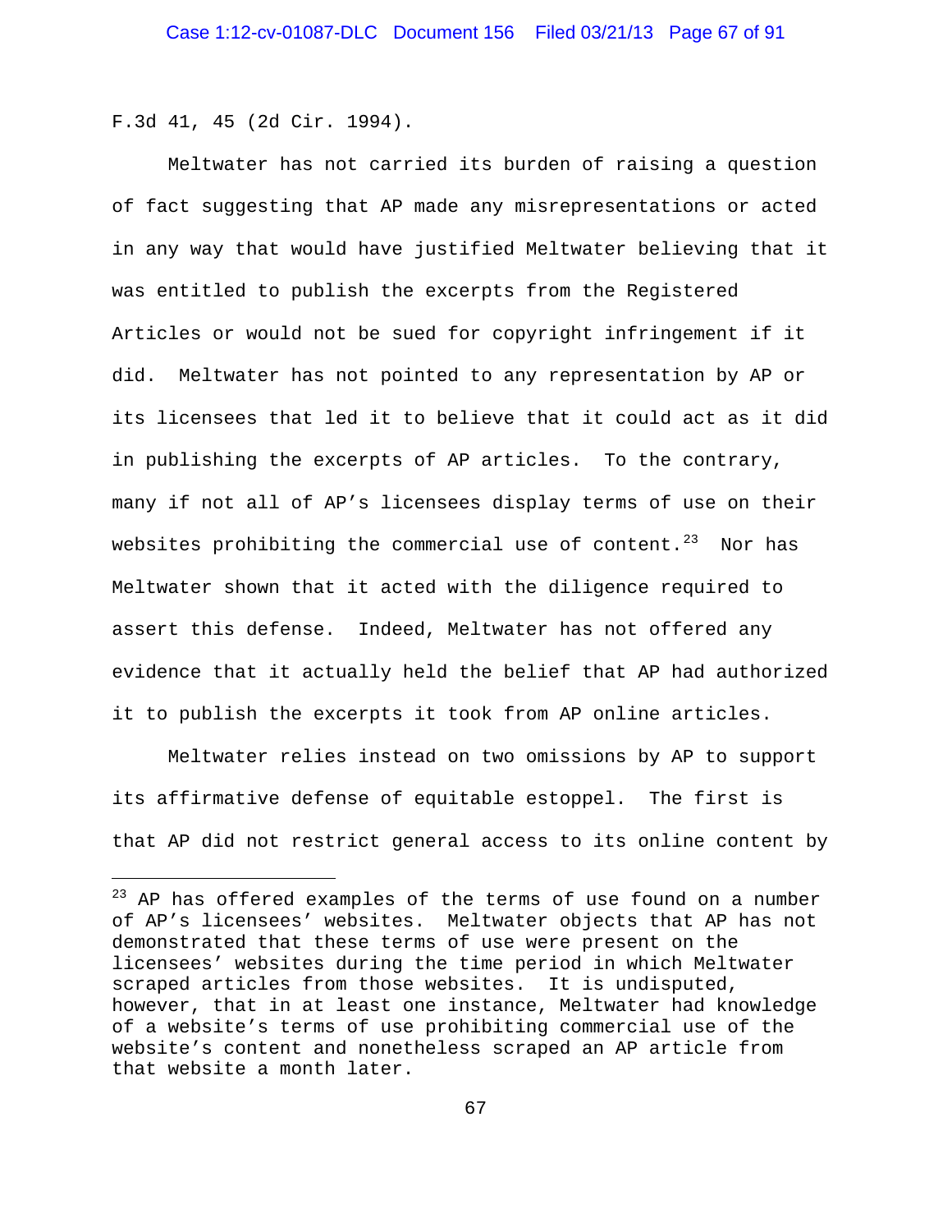F.3d 41, 45 (2d Cir. 1994).

Meltwater has not carried its burden of raising a question of fact suggesting that AP made any misrepresentations or acted in any way that would have justified Meltwater believing that it was entitled to publish the excerpts from the Registered Articles or would not be sued for copyright infringement if it did. Meltwater has not pointed to any representation by AP or its licensees that led it to believe that it could act as it did in publishing the excerpts of AP articles. To the contrary, many if not all of AP's licensees display terms of use on their websites prohibiting the commercial use of content.[23] Nor has Meltwater shown that it acted with the diligence required to assert this defense. Indeed, Meltwater has not offered any evidence that it actually held the belief that AP had authorized it to publish the excerpts it took from AP online articles.

Meltwater relies instead on two omissions by AP to support its affirmative defense of equitable estoppel. The first is that AP did not restrict general access to its online content by

---

[23] AP has offered examples of the terms of use found on a number of AP's licensees' websites. Meltwater objects that AP has not demonstrated that these terms of use were present on the licensees' websites during the time period in which Meltwater scraped articles from those websites. It is undisputed, however, that in at least one instance, Meltwater had knowledge of a website's terms of use prohibiting commercial use of the website's content and nonetheless scraped an AP article from that website a month later.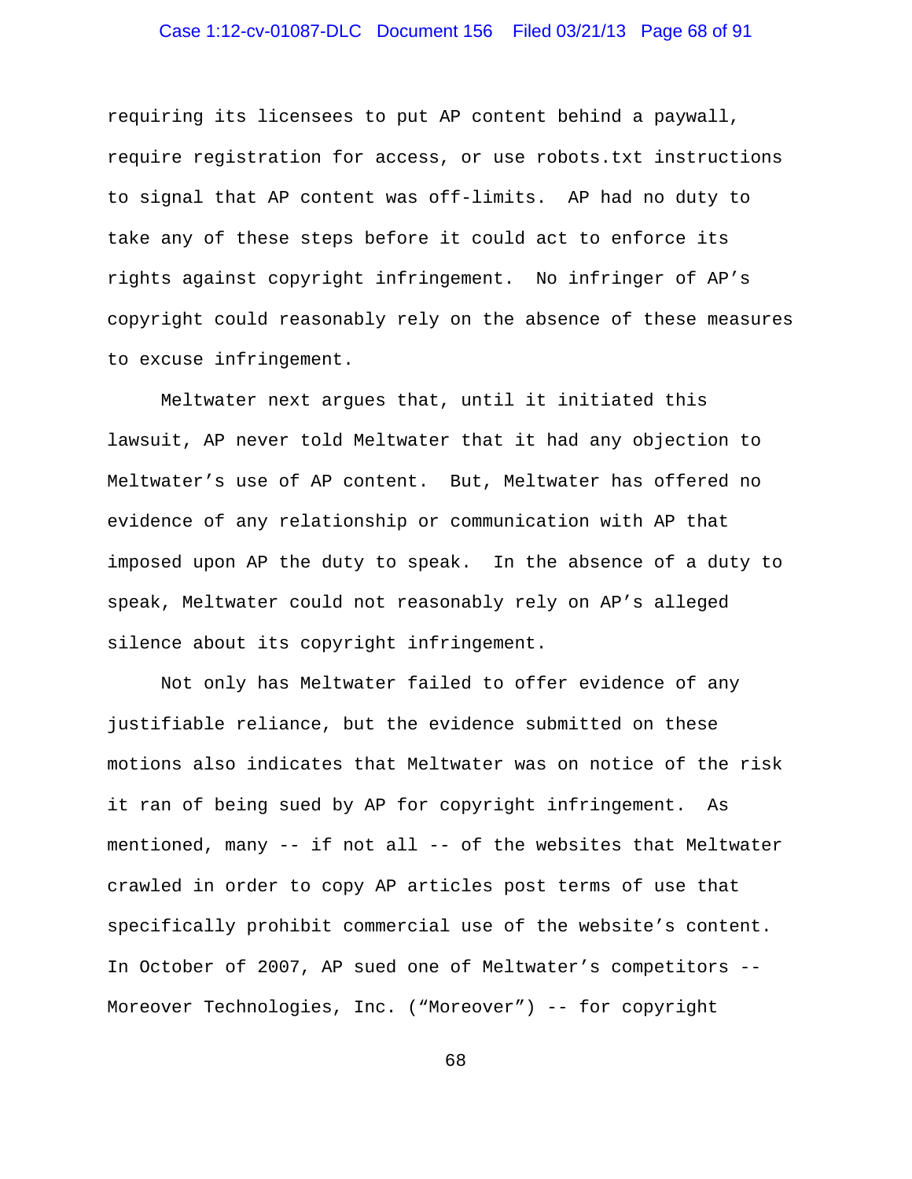requiring its licensees to put AP content behind a paywall, require registration for access, or use robots.txt instructions to signal that AP content was off-limits. AP had no duty to take any of these steps before it could act to enforce its rights against copyright infringement. No infringer of AP's copyright could reasonably rely on the absence of these measures to excuse infringement.

Meltwater next argues that, until it initiated this lawsuit, AP never told Meltwater that it had any objection to Meltwater's use of AP content. But, Meltwater has offered no evidence of any relationship or communication with AP that imposed upon AP the duty to speak. In the absence of a duty to speak, Meltwater could not reasonably rely on AP's alleged silence about its copyright infringement.

Not only has Meltwater failed to offer evidence of any justifiable reliance, but the evidence submitted on these motions also indicates that Meltwater was on notice of the risk it ran of being sued by AP for copyright infringement. As mentioned, many -- if not all -- of the websites that Meltwater crawled in order to copy AP articles post terms of use that specifically prohibit commercial use of the website's content. In October of 2007, AP sued one of Meltwater's competitors -- Moreover Technologies, Inc. ("Moreover") -- for copyright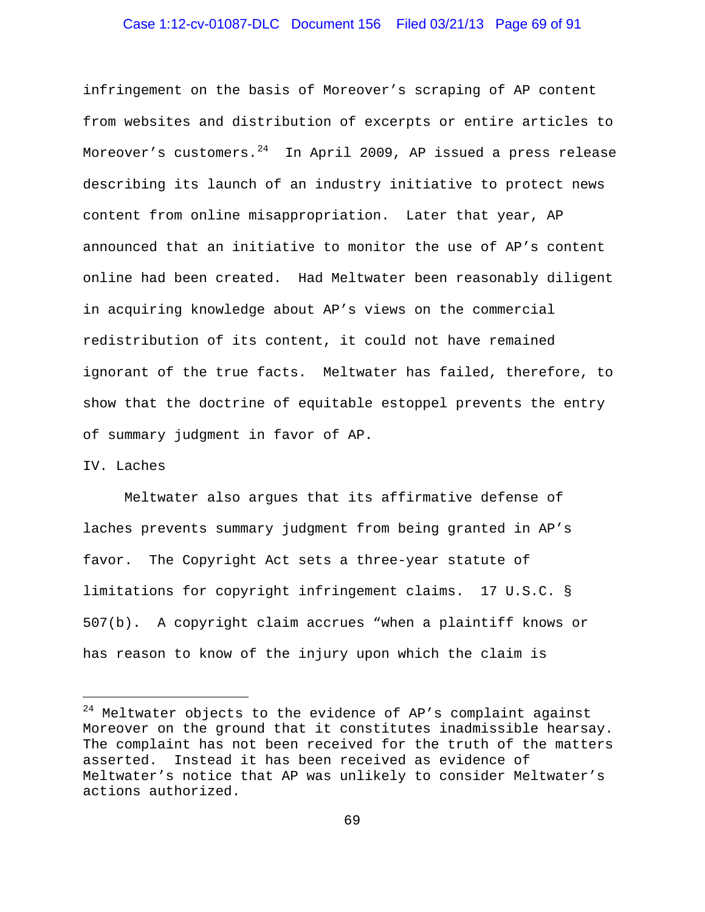infringement on the basis of Moreover's scraping of AP content from websites and distribution of excerpts or entire articles to Moreover's customers.[24] In April 2009, AP issued a press release describing its launch of an industry initiative to protect news content from online misappropriation. Later that year, AP announced that an initiative to monitor the use of AP's content online had been created. Had Meltwater been reasonably diligent in acquiring knowledge about AP's views on the commercial redistribution of its content, it could not have remained ignorant of the true facts. Meltwater has failed, therefore, to show that the doctrine of equitable estoppel prevents the entry of summary judgment in favor of AP.

## IV. Laches

Meltwater also argues that its affirmative defense of laches prevents summary judgment from being granted in AP's favor. The Copyright Act sets a three-year statute of limitations for copyright infringement claims. 17 U.S.C. § 507(b). A copyright claim accrues "when a plaintiff knows or has reason to know of the injury upon which the claim is

---

[24] Meltwater objects to the evidence of AP's complaint against Moreover on the ground that it constitutes inadmissible hearsay. The complaint has not been received for the truth of the matters asserted. Instead it has been received as evidence of Meltwater's notice that AP was unlikely to consider Meltwater's actions authorized.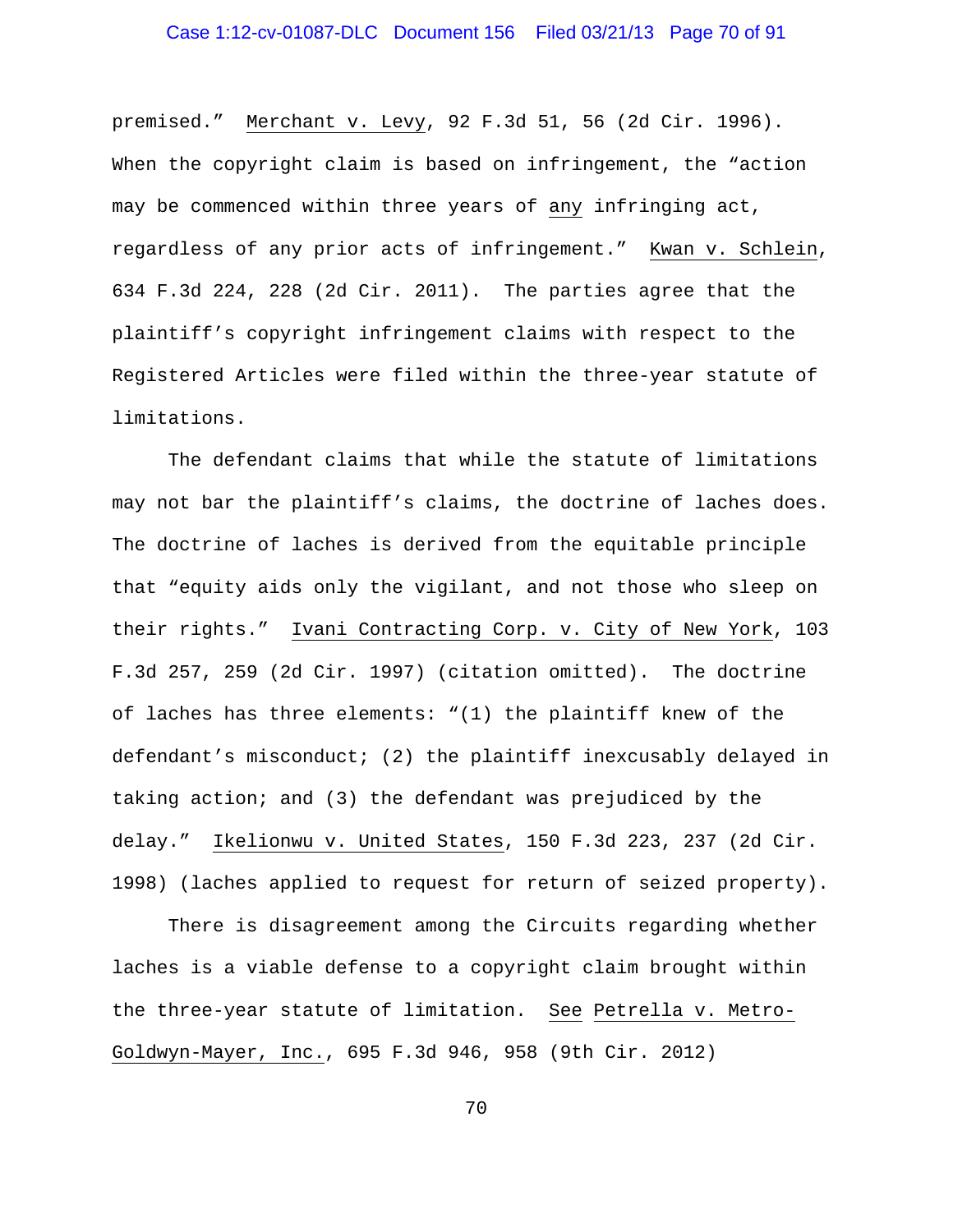premised." _Merchant v. Levy_, 92 F.3d 51, 56 (2d Cir. 1996). When the copyright claim is based on infringement, the "action may be commenced within three years of _any_ infringing act, regardless of any prior acts of infringement." _Kwan v. Schlein_, 634 F.3d 224, 228 (2d Cir. 2011). The parties agree that the plaintiff's copyright infringement claims with respect to the Registered Articles were filed within the three-year statute of limitations.

The defendant claims that while the statute of limitations may not bar the plaintiff's claims, the doctrine of laches does. The doctrine of laches is derived from the equitable principle that "equity aids only the vigilant, and not those who sleep on their rights." _Ivani Contracting Corp. v. City of New York_, 103 F.3d 257, 259 (2d Cir. 1997) (citation omitted). The doctrine of laches has three elements: "(1) the plaintiff knew of the defendant's misconduct; (2) the plaintiff inexcusably delayed in taking action; and (3) the defendant was prejudiced by the delay." _Ikelionwu v. United States_, 150 F.3d 223, 237 (2d Cir. 1998) (laches applied to request for return of seized property).

There is disagreement among the Circuits regarding whether laches is a viable defense to a copyright claim brought within the three-year statute of limitation. _See_ _Petrella v. Metro-Goldwyn-Mayer, Inc._, 695 F.3d 946, 958 (9th Cir. 2012)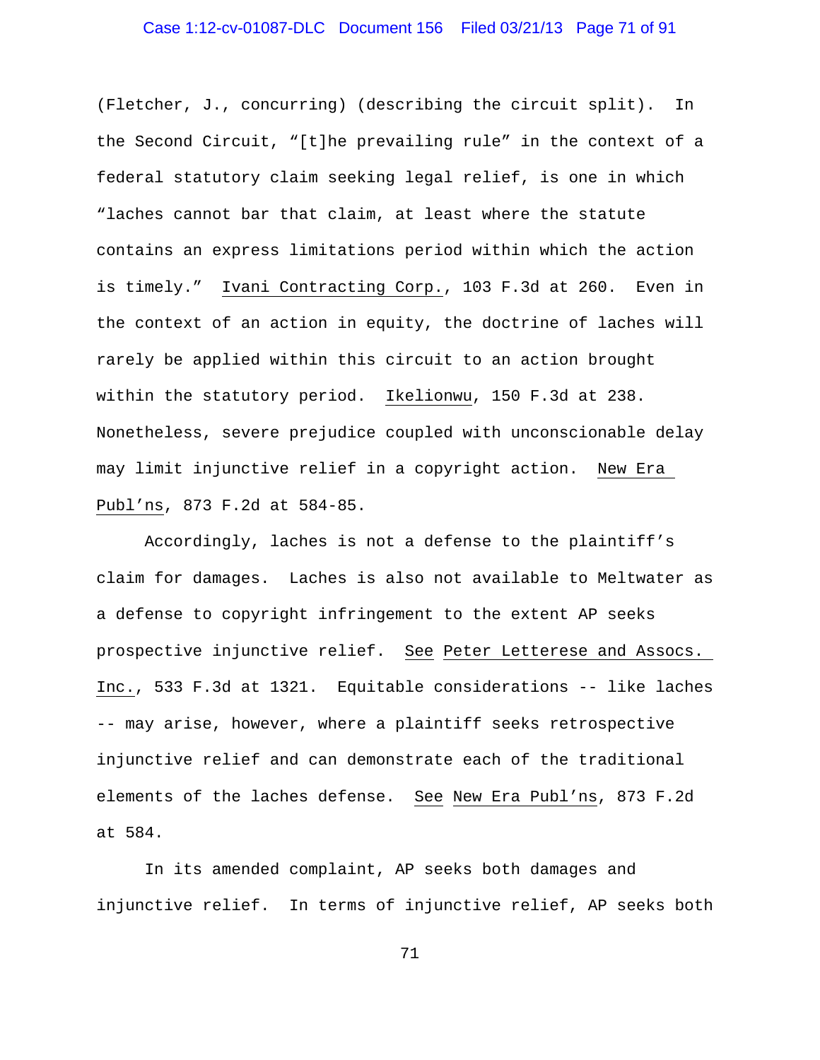(Fletcher, J., concurring) (describing the circuit split). In the Second Circuit, "[t]he prevailing rule" in the context of a federal statutory claim seeking legal relief, is one in which "laches cannot bar that claim, at least where the statute contains an express limitations period within which the action is timely." Ivani Contracting Corp., 103 F.3d at 260. Even in the context of an action in equity, the doctrine of laches will rarely be applied within this circuit to an action brought within the statutory period. Ikelionwu, 150 F.3d at 238. Nonetheless, severe prejudice coupled with unconscionable delay may limit injunctive relief in a copyright action. New Era Publ'ns, 873 F.2d at 584-85.

Accordingly, laches is not a defense to the plaintiff's claim for damages. Laches is also not available to Meltwater as a defense to copyright infringement to the extent AP seeks prospective injunctive relief. See Peter Letterese and Assocs. Inc., 533 F.3d at 1321. Equitable considerations -- like laches -- may arise, however, where a plaintiff seeks retrospective injunctive relief and can demonstrate each of the traditional elements of the laches defense. See New Era Publ'ns, 873 F.2d at 584.

In its amended complaint, AP seeks both damages and injunctive relief. In terms of injunctive relief, AP seeks both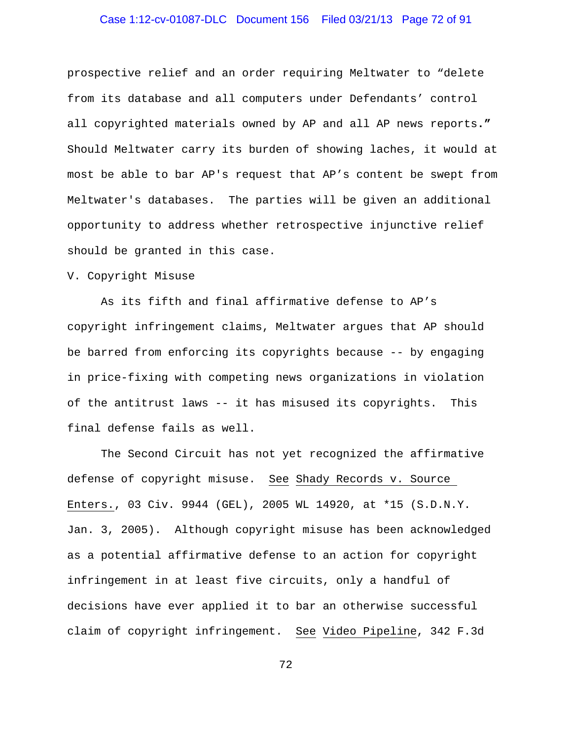prospective relief and an order requiring Meltwater to "delete from its database and all computers under Defendants' control all copyrighted materials owned by AP and all AP news reports." Should Meltwater carry its burden of showing laches, it would at most be able to bar AP's request that AP's content be swept from Meltwater's databases. The parties will be given an additional opportunity to address whether retrospective injunctive relief should be granted in this case.

V. Copyright Misuse

As its fifth and final affirmative defense to AP's copyright infringement claims, Meltwater argues that AP should be barred from enforcing its copyrights because -- by engaging in price-fixing with competing news organizations in violation of the antitrust laws -- it has misused its copyrights. This final defense fails as well.

The Second Circuit has not yet recognized the affirmative defense of copyright misuse. See Shady Records v. Source Enters., 03 Civ. 9944 (GEL), 2005 WL 14920, at *15 (S.D.N.Y. Jan. 3, 2005). Although copyright misuse has been acknowledged as a potential affirmative defense to an action for copyright infringement in at least five circuits, only a handful of decisions have ever applied it to bar an otherwise successful claim of copyright infringement. See Video Pipeline, 342 F.3d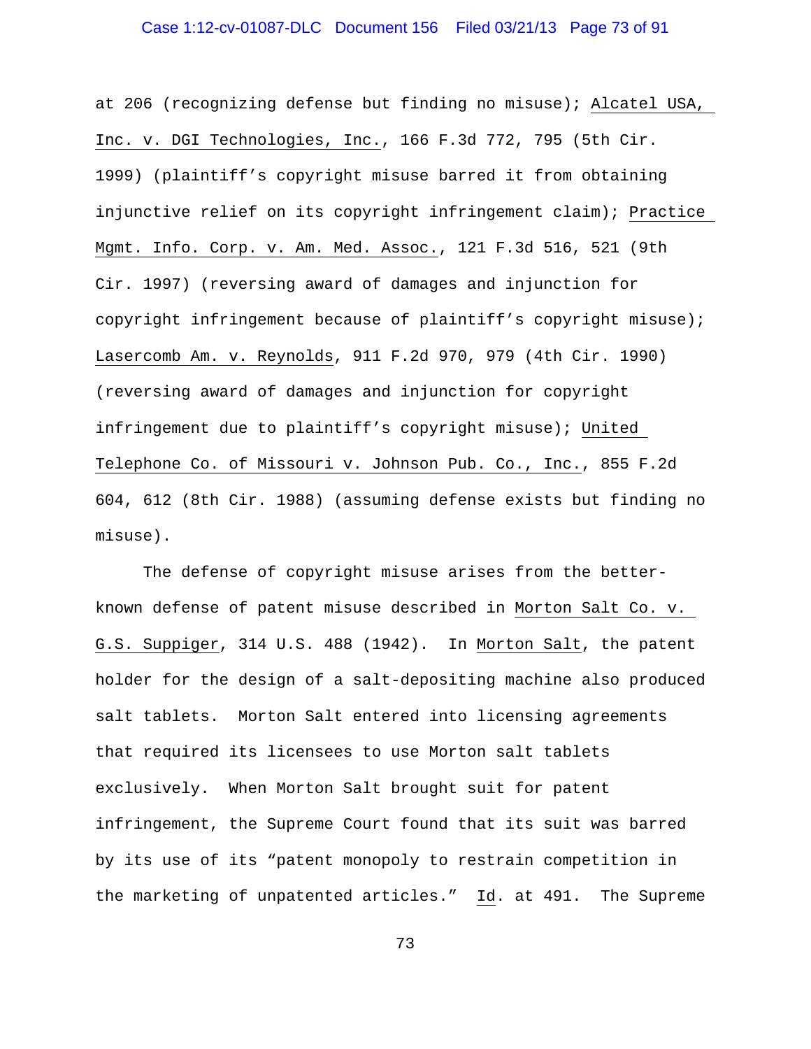at 206 (recognizing defense but finding no misuse); Alcatel USA, Inc. v. DGI Technologies, Inc., 166 F.3d 772, 795 (5th Cir. 1999) (plaintiff's copyright misuse barred it from obtaining injunctive relief on its copyright infringement claim); Practice Mgmt. Info. Corp. v. Am. Med. Assoc., 121 F.3d 516, 521 (9th Cir. 1997) (reversing award of damages and injunction for copyright infringement because of plaintiff's copyright misuse); Lasercomb Am. v. Reynolds, 911 F.2d 970, 979 (4th Cir. 1990) (reversing award of damages and injunction for copyright infringement due to plaintiff's copyright misuse); United Telephone Co. of Missouri v. Johnson Pub. Co., Inc., 855 F.2d 604, 612 (8th Cir. 1988) (assuming defense exists but finding no misuse).

The defense of copyright misuse arises from the better-known defense of patent misuse described in Morton Salt Co. v. G.S. Suppiger, 314 U.S. 488 (1942). In Morton Salt, the patent holder for the design of a salt-depositing machine also produced salt tablets. Morton Salt entered into licensing agreements that required its licensees to use Morton salt tablets exclusively. When Morton Salt brought suit for patent infringement, the Supreme Court found that its suit was barred by its use of its "patent monopoly to restrain competition in the marketing of unpatented articles." Id. at 491. The Supreme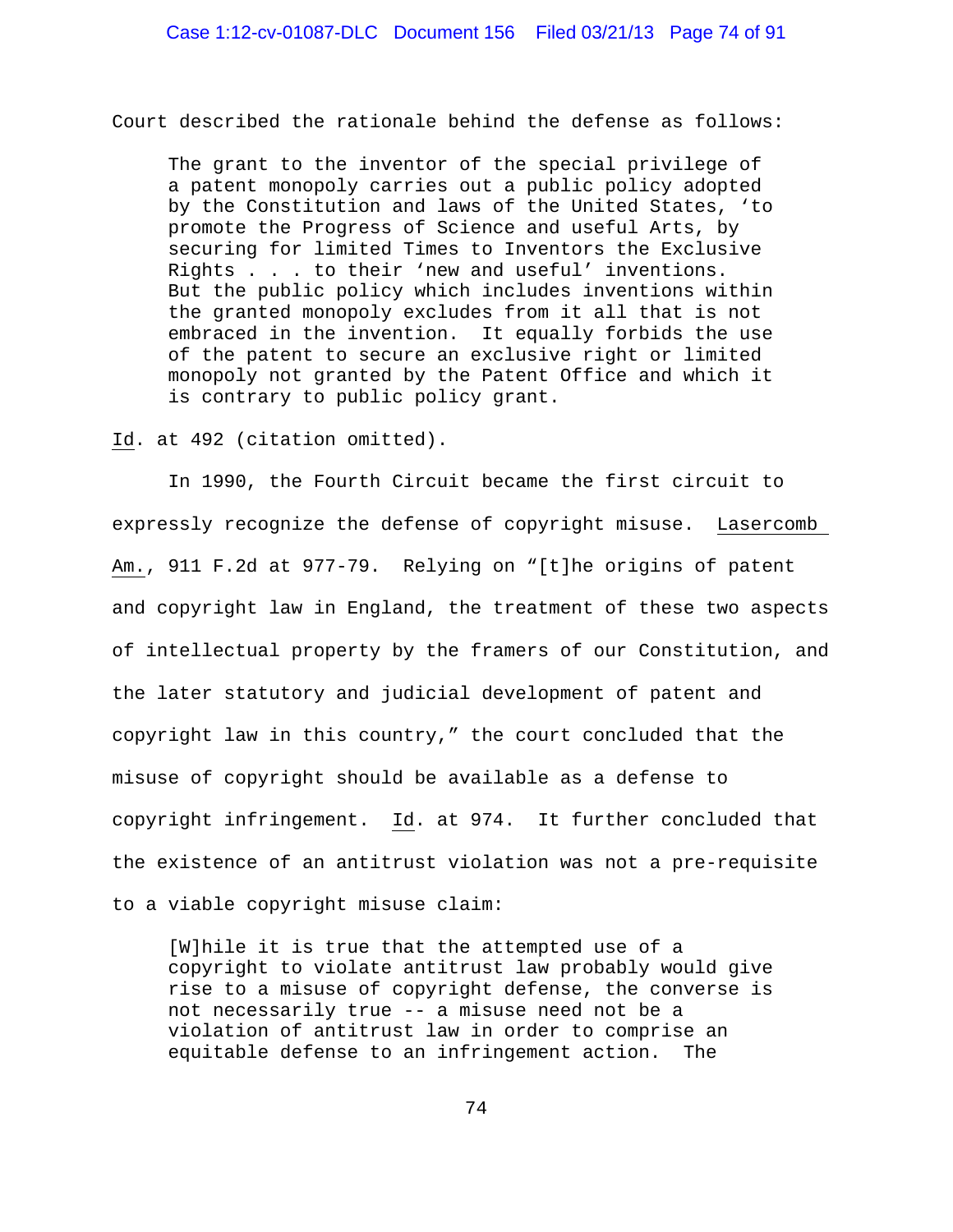Court described the rationale behind the defense as follows:

> The grant to the inventor of the special privilege of a patent monopoly carries out a public policy adopted by the Constitution and laws of the United States, 'to promote the Progress of Science and useful Arts, by securing for limited Times to Inventors the Exclusive Rights . . . to their 'new and useful' inventions. But the public policy which includes inventions within the granted monopoly excludes from it all that is not embraced in the invention. It equally forbids the use of the patent to secure an exclusive right or limited monopoly not granted by the Patent Office and which it is contrary to public policy grant.

Id. at 492 (citation omitted).

In 1990, the Fourth Circuit became the first circuit to expressly recognize the defense of copyright misuse. Lasercomb Am., 911 F.2d at 977-79. Relying on "[t]he origins of patent and copyright law in England, the treatment of these two aspects of intellectual property by the framers of our Constitution, and the later statutory and judicial development of patent and copyright law in this country," the court concluded that the misuse of copyright should be available as a defense to copyright infringement. Id. at 974. It further concluded that the existence of an antitrust violation was not a pre-requisite to a viable copyright misuse claim:

> [W]hile it is true that the attempted use of a copyright to violate antitrust law probably would give rise to a misuse of copyright defense, the converse is not necessarily true -- a misuse need not be a violation of antitrust law in order to comprise an equitable defense to an infringement action. The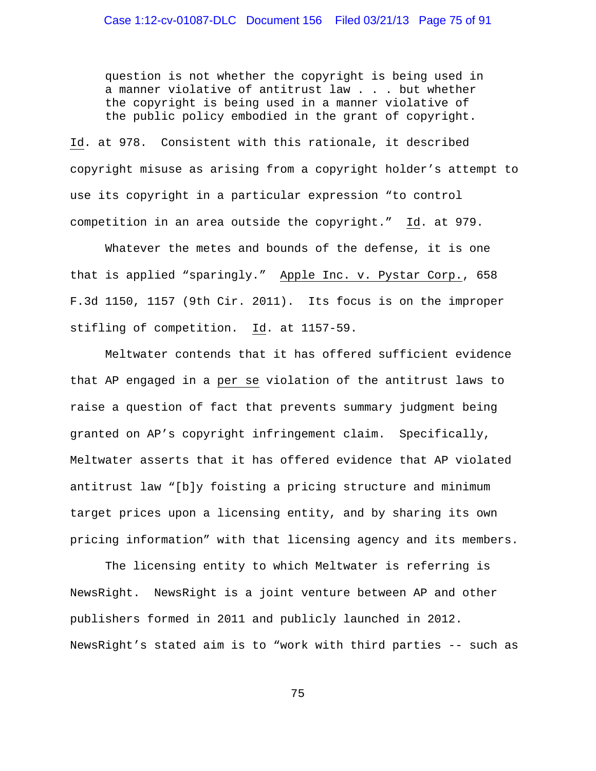> question is not whether the copyright is being used in a manner violative of antitrust law . . . but whether the copyright is being used in a manner violative of the public policy embodied in the grant of copyright.

Id. at 978. Consistent with this rationale, it described copyright misuse as arising from a copyright holder's attempt to use its copyright in a particular expression "to control competition in an area outside the copyright." Id. at 979.

Whatever the metes and bounds of the defense, it is one that is applied "sparingly." Apple Inc. v. Pystar Corp., 658 F.3d 1150, 1157 (9th Cir. 2011). Its focus is on the improper stifling of competition. Id. at 1157-59.

Meltwater contends that it has offered sufficient evidence that AP engaged in a per se violation of the antitrust laws to raise a question of fact that prevents summary judgment being granted on AP's copyright infringement claim. Specifically, Meltwater asserts that it has offered evidence that AP violated antitrust law "[b]y foisting a pricing structure and minimum target prices upon a licensing entity, and by sharing its own pricing information" with that licensing agency and its members.

The licensing entity to which Meltwater is referring is NewsRight. NewsRight is a joint venture between AP and other publishers formed in 2011 and publicly launched in 2012. NewsRight's stated aim is to "work with third parties -- such as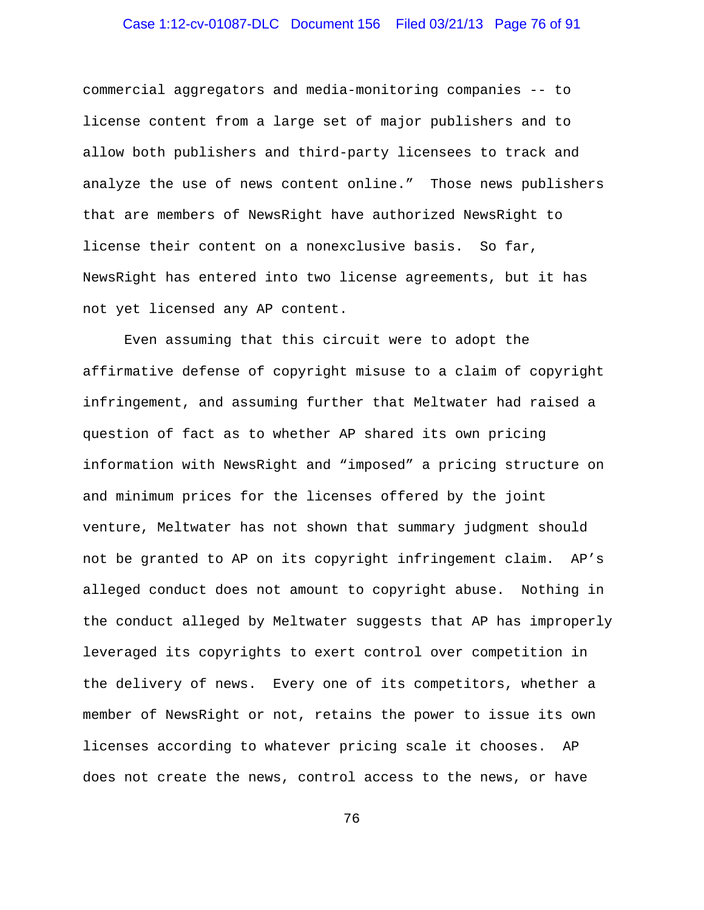commercial aggregators and media-monitoring companies -- to license content from a large set of major publishers and to allow both publishers and third-party licensees to track and analyze the use of news content online." Those news publishers that are members of NewsRight have authorized NewsRight to license their content on a nonexclusive basis. So far, NewsRight has entered into two license agreements, but it has not yet licensed any AP content.

Even assuming that this circuit were to adopt the affirmative defense of copyright misuse to a claim of copyright infringement, and assuming further that Meltwater had raised a question of fact as to whether AP shared its own pricing information with NewsRight and "imposed" a pricing structure on and minimum prices for the licenses offered by the joint venture, Meltwater has not shown that summary judgment should not be granted to AP on its copyright infringement claim. AP's alleged conduct does not amount to copyright abuse. Nothing in the conduct alleged by Meltwater suggests that AP has improperly leveraged its copyrights to exert control over competition in the delivery of news. Every one of its competitors, whether a member of NewsRight or not, retains the power to issue its own licenses according to whatever pricing scale it chooses. AP does not create the news, control access to the news, or have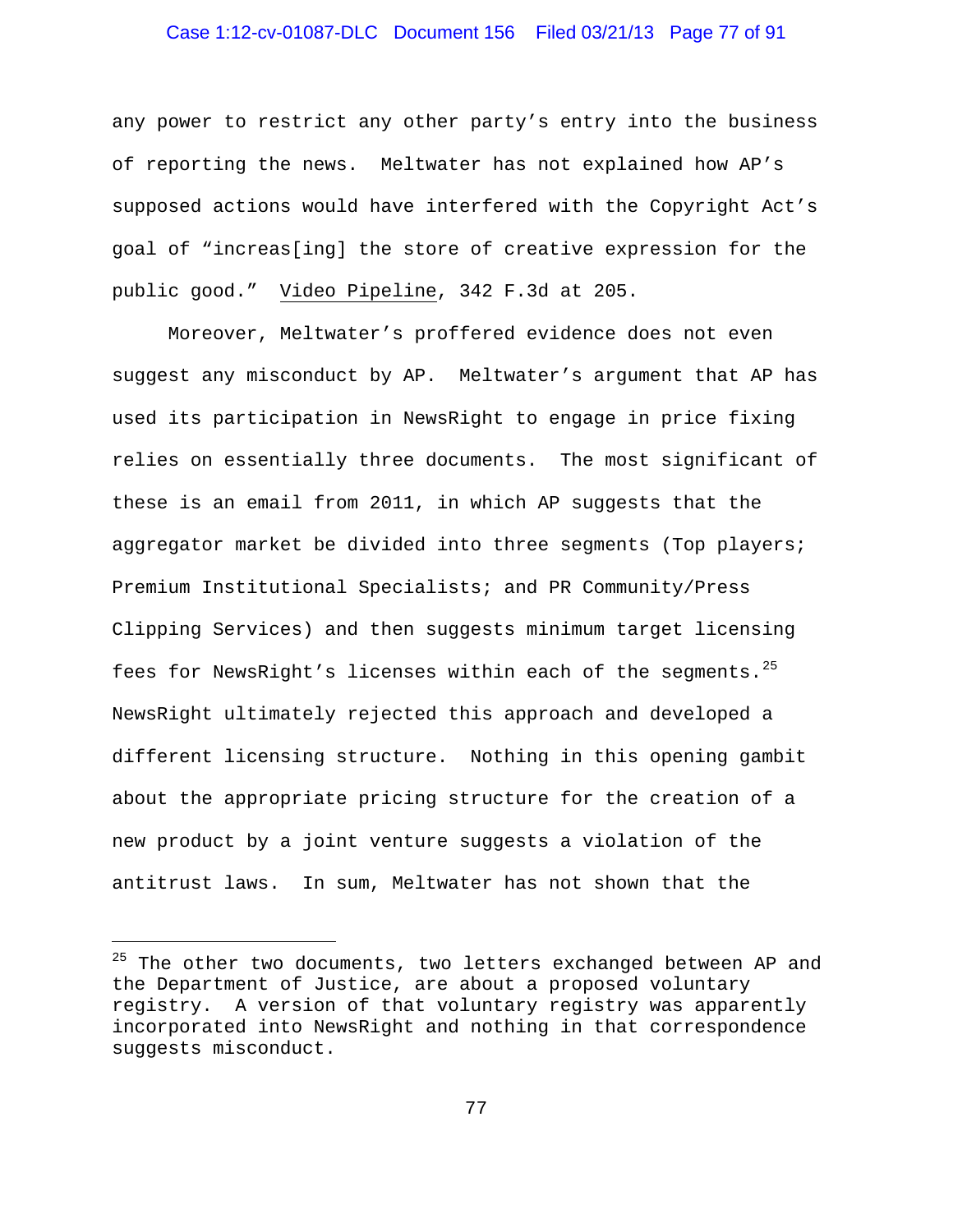any power to restrict any other party's entry into the business of reporting the news. Meltwater has not explained how AP's supposed actions would have interfered with the Copyright Act's goal of "increas[ing] the store of creative expression for the public good." Video Pipeline, 342 F.3d at 205.

Moreover, Meltwater's proffered evidence does not even suggest any misconduct by AP. Meltwater's argument that AP has used its participation in NewsRight to engage in price fixing relies on essentially three documents. The most significant of these is an email from 2011, in which AP suggests that the aggregator market be divided into three segments (Top players; Premium Institutional Specialists; and PR Community/Press Clipping Services) and then suggests minimum target licensing fees for NewsRight's licenses within each of the segments.[25] NewsRight ultimately rejected this approach and developed a different licensing structure. Nothing in this opening gambit about the appropriate pricing structure for the creation of a new product by a joint venture suggests a violation of the antitrust laws. In sum, Meltwater has not shown that the

---

[25] The other two documents, two letters exchanged between AP and the Department of Justice, are about a proposed voluntary registry. A version of that voluntary registry was apparently incorporated into NewsRight and nothing in that correspondence suggests misconduct.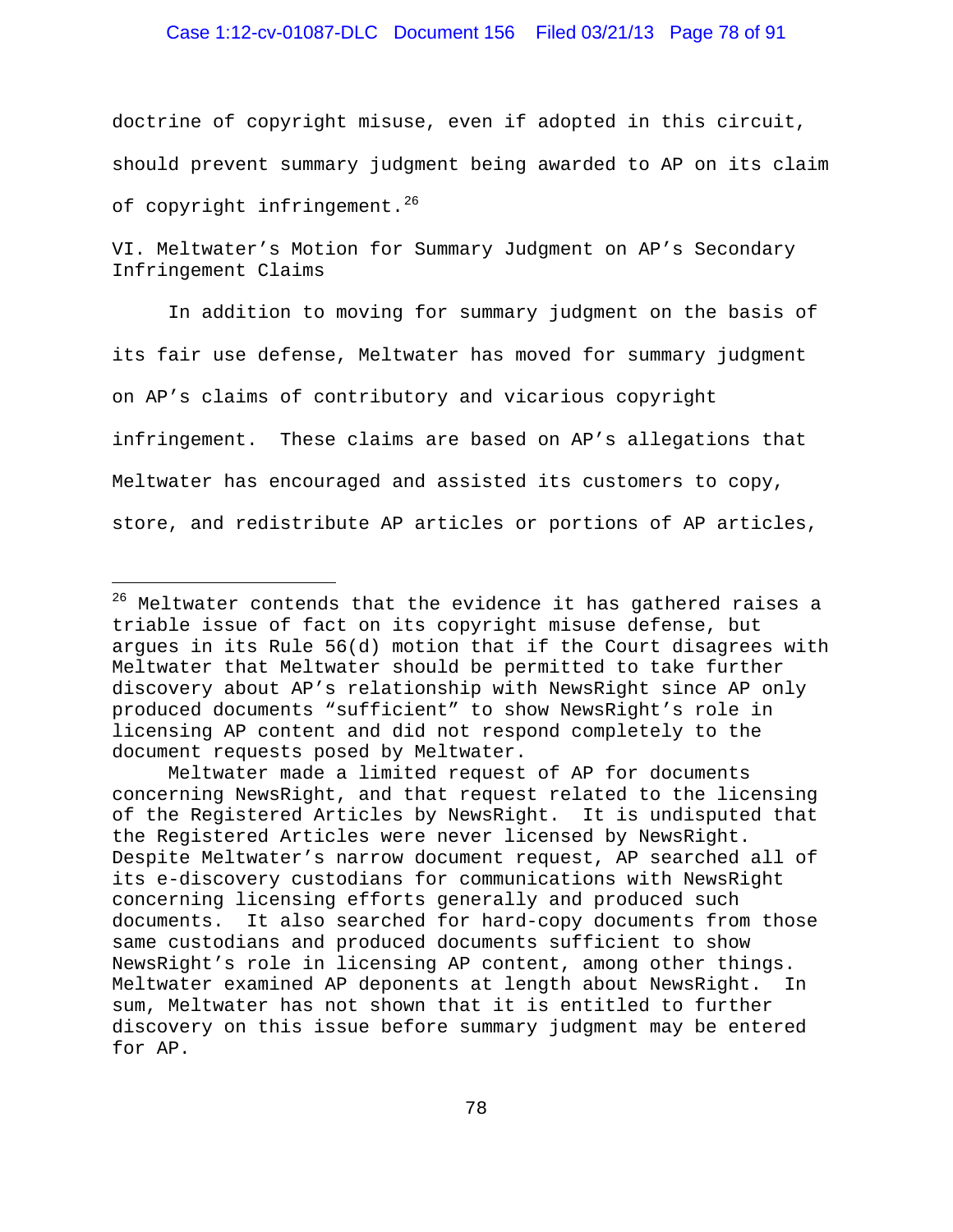doctrine of copyright misuse, even if adopted in this circuit, should prevent summary judgment being awarded to AP on its claim of copyright infringement.[26]

## VI. Meltwater's Motion for Summary Judgment on AP's Secondary Infringement Claims

In addition to moving for summary judgment on the basis of its fair use defense, Meltwater has moved for summary judgment on AP's claims of contributory and vicarious copyright infringement. These claims are based on AP's allegations that Meltwater has encouraged and assisted its customers to copy, store, and redistribute AP articles or portions of AP articles,

---

[26] Meltwater contends that the evidence it has gathered raises a triable issue of fact on its copyright misuse defense, but argues in its Rule 56(d) motion that if the Court disagrees with Meltwater that Meltwater should be permitted to take further discovery about AP's relationship with NewsRight since AP only produced documents "sufficient" to show NewsRight's role in licensing AP content and did not respond completely to the document requests posed by Meltwater.

Meltwater made a limited request of AP for documents concerning NewsRight, and that request related to the licensing of the Registered Articles by NewsRight. It is undisputed that the Registered Articles were never licensed by NewsRight. Despite Meltwater's narrow document request, AP searched all of its e-discovery custodians for communications with NewsRight concerning licensing efforts generally and produced such documents. It also searched for hard-copy documents from those same custodians and produced documents sufficient to show NewsRight's role in licensing AP content, among other things. Meltwater examined AP deponents at length about NewsRight. In sum, Meltwater has not shown that it is entitled to further discovery on this issue before summary judgment may be entered for AP.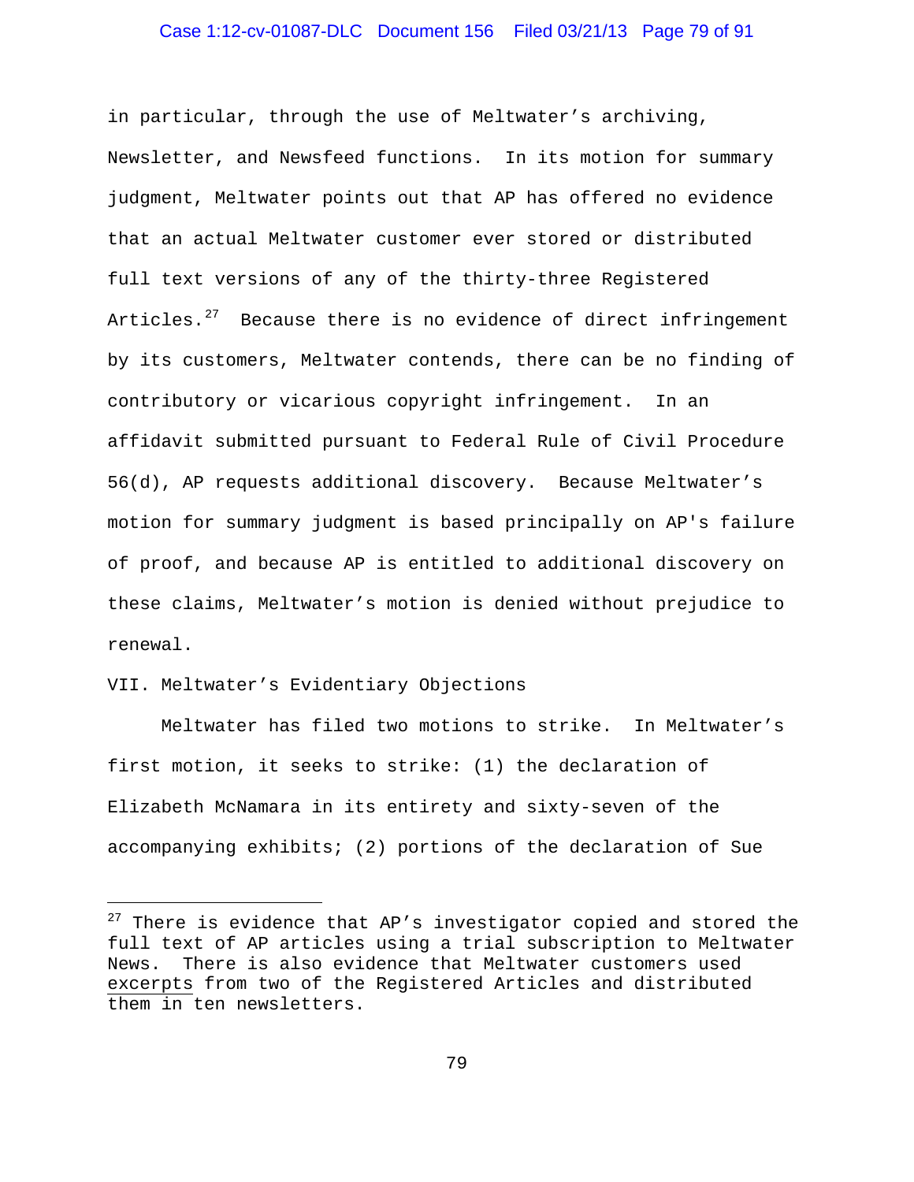in particular, through the use of Meltwater's archiving, Newsletter, and Newsfeed functions. In its motion for summary judgment, Meltwater points out that AP has offered no evidence that an actual Meltwater customer ever stored or distributed full text versions of any of the thirty-three Registered Articles.[27] Because there is no evidence of direct infringement by its customers, Meltwater contends, there can be no finding of contributory or vicarious copyright infringement. In an affidavit submitted pursuant to Federal Rule of Civil Procedure 56(d), AP requests additional discovery. Because Meltwater's motion for summary judgment is based principally on AP's failure of proof, and because AP is entitled to additional discovery on these claims, Meltwater's motion is denied without prejudice to renewal.

## VII. Meltwater's Evidentiary Objections

Meltwater has filed two motions to strike. In Meltwater's first motion, it seeks to strike: (1) the declaration of Elizabeth McNamara in its entirety and sixty-seven of the accompanying exhibits; (2) portions of the declaration of Sue

---

[27] There is evidence that AP's investigator copied and stored the full text of AP articles using a trial subscription to Meltwater News. There is also evidence that Meltwater customers used <u>excerpts</u> from two of the Registered Articles and distributed them in ten newsletters.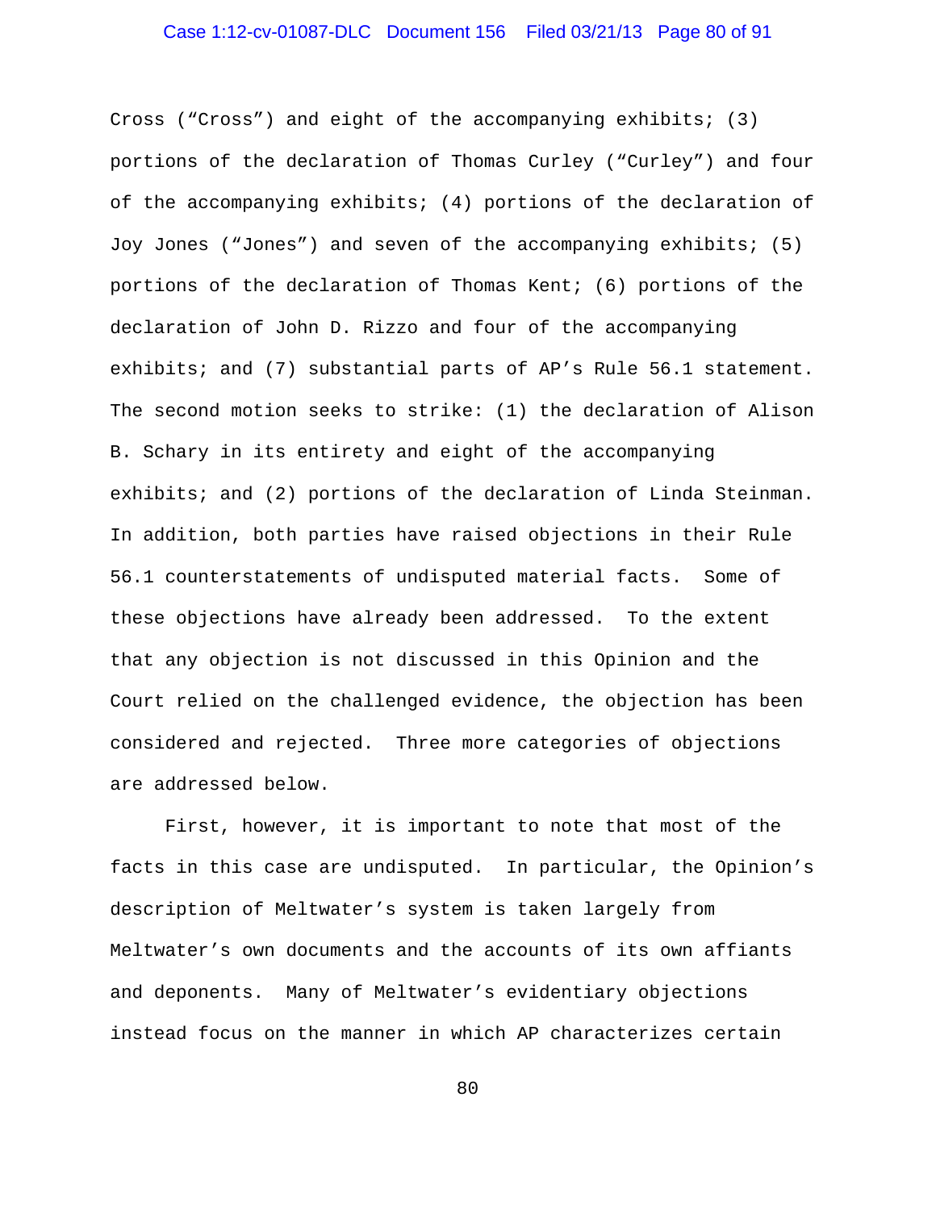Cross ("Cross") and eight of the accompanying exhibits; (3) portions of the declaration of Thomas Curley ("Curley") and four of the accompanying exhibits; (4) portions of the declaration of Joy Jones ("Jones") and seven of the accompanying exhibits; (5) portions of the declaration of Thomas Kent; (6) portions of the declaration of John D. Rizzo and four of the accompanying exhibits; and (7) substantial parts of AP's Rule 56.1 statement. The second motion seeks to strike: (1) the declaration of Alison B. Schary in its entirety and eight of the accompanying exhibits; and (2) portions of the declaration of Linda Steinman. In addition, both parties have raised objections in their Rule 56.1 counterstatements of undisputed material facts. Some of these objections have already been addressed. To the extent that any objection is not discussed in this Opinion and the Court relied on the challenged evidence, the objection has been considered and rejected. Three more categories of objections are addressed below.

First, however, it is important to note that most of the facts in this case are undisputed. In particular, the Opinion's description of Meltwater's system is taken largely from Meltwater's own documents and the accounts of its own affiants and deponents. Many of Meltwater's evidentiary objections instead focus on the manner in which AP characterizes certain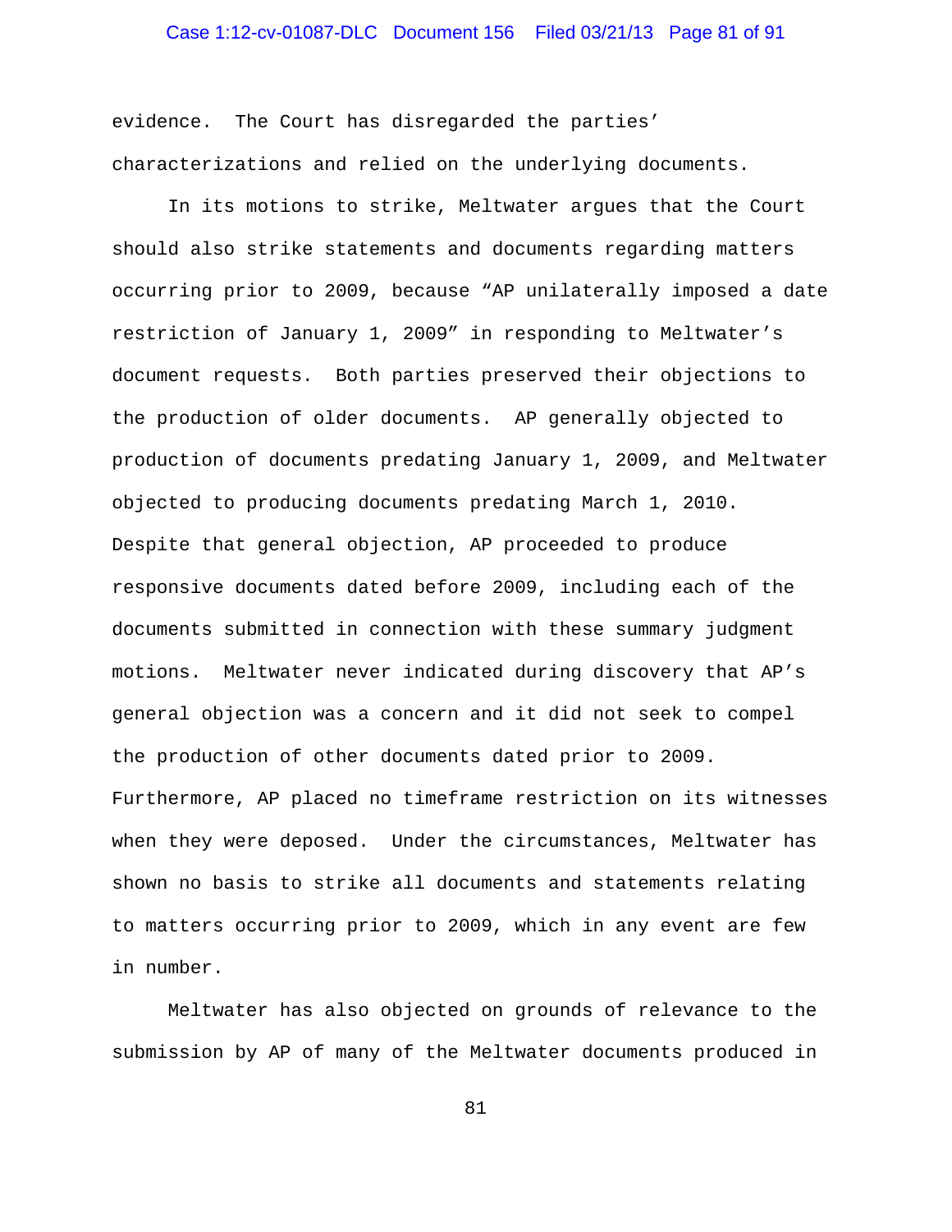evidence. The Court has disregarded the parties' characterizations and relied on the underlying documents.

In its motions to strike, Meltwater argues that the Court should also strike statements and documents regarding matters occurring prior to 2009, because "AP unilaterally imposed a date restriction of January 1, 2009" in responding to Meltwater's document requests. Both parties preserved their objections to the production of older documents. AP generally objected to production of documents predating January 1, 2009, and Meltwater objected to producing documents predating March 1, 2010. Despite that general objection, AP proceeded to produce responsive documents dated before 2009, including each of the documents submitted in connection with these summary judgment motions. Meltwater never indicated during discovery that AP's general objection was a concern and it did not seek to compel the production of other documents dated prior to 2009. Furthermore, AP placed no timeframe restriction on its witnesses when they were deposed. Under the circumstances, Meltwater has shown no basis to strike all documents and statements relating to matters occurring prior to 2009, which in any event are few in number.

Meltwater has also objected on grounds of relevance to the submission by AP of many of the Meltwater documents produced in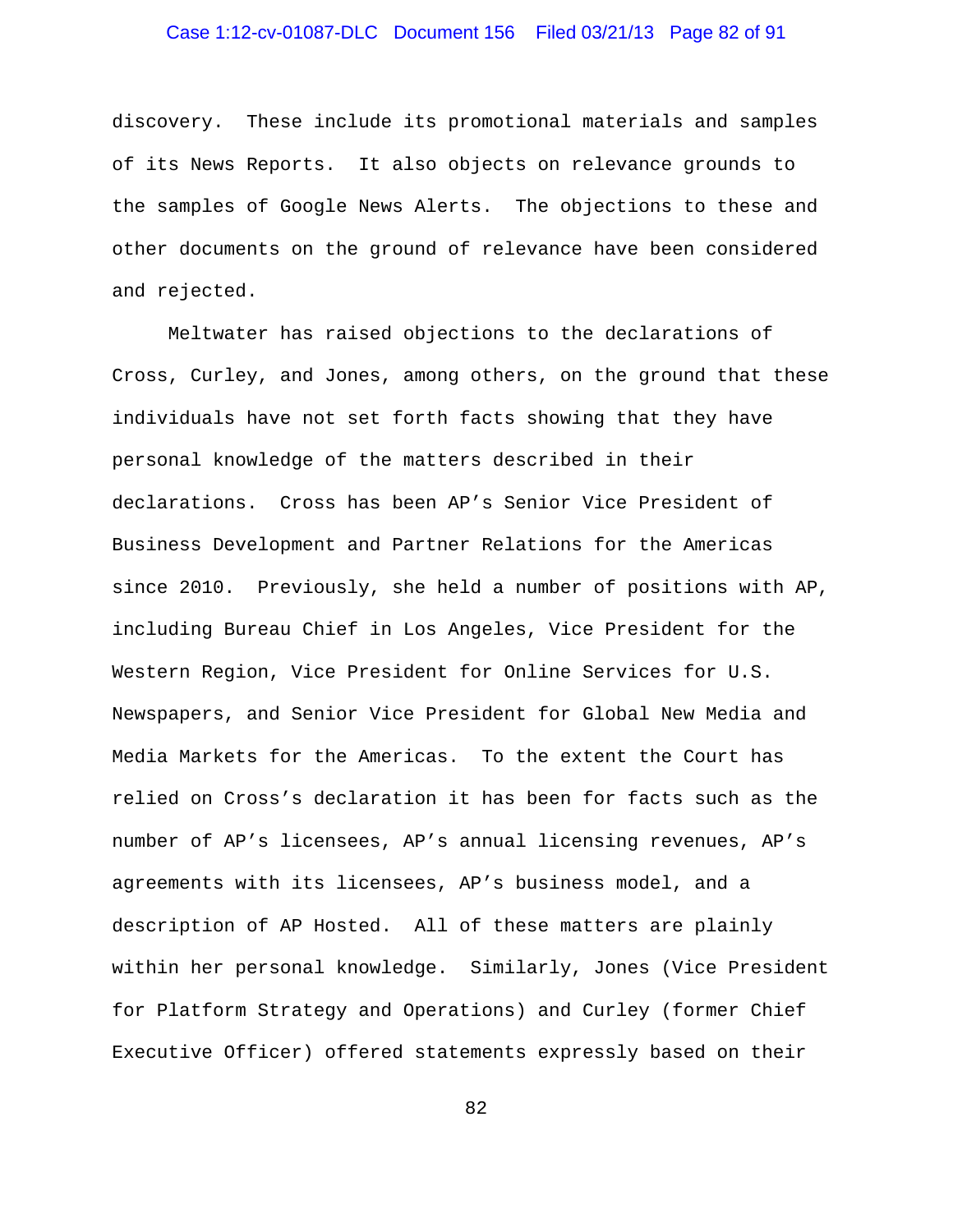discovery. These include its promotional materials and samples of its News Reports. It also objects on relevance grounds to the samples of Google News Alerts. The objections to these and other documents on the ground of relevance have been considered and rejected.

Meltwater has raised objections to the declarations of Cross, Curley, and Jones, among others, on the ground that these individuals have not set forth facts showing that they have personal knowledge of the matters described in their declarations. Cross has been AP's Senior Vice President of Business Development and Partner Relations for the Americas since 2010. Previously, she held a number of positions with AP, including Bureau Chief in Los Angeles, Vice President for the Western Region, Vice President for Online Services for U.S. Newspapers, and Senior Vice President for Global New Media and Media Markets for the Americas. To the extent the Court has relied on Cross's declaration it has been for facts such as the number of AP's licensees, AP's annual licensing revenues, AP's agreements with its licensees, AP's business model, and a description of AP Hosted. All of these matters are plainly within her personal knowledge. Similarly, Jones (Vice President for Platform Strategy and Operations) and Curley (former Chief Executive Officer) offered statements expressly based on their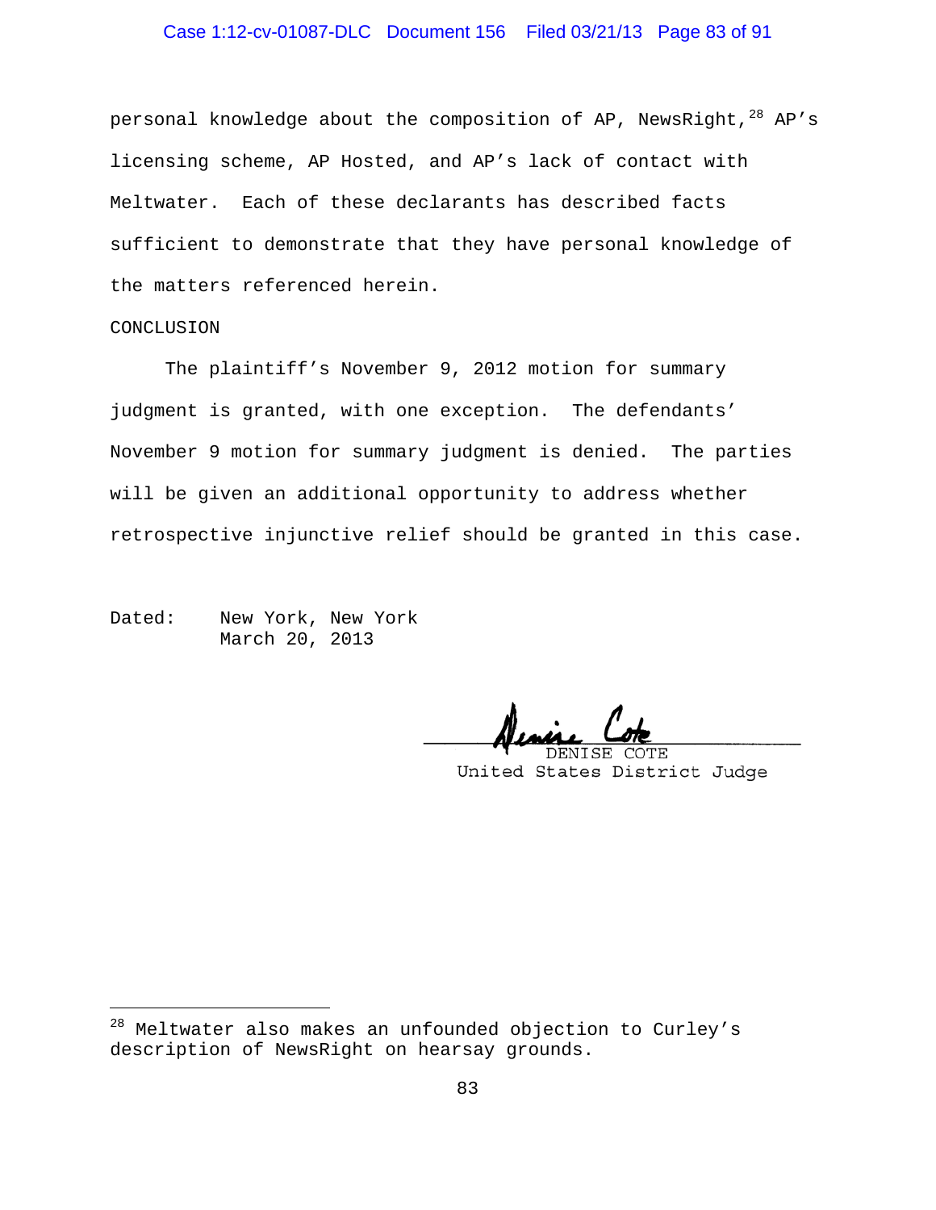personal knowledge about the composition of AP, NewsRight,[28] AP's licensing scheme, AP Hosted, and AP's lack of contact with Meltwater. Each of these declarants has described facts sufficient to demonstrate that they have personal knowledge of the matters referenced herein.

## CONCLUSION

The plaintiff's November 9, 2012 motion for summary judgment is granted, with one exception. The defendants' November 9 motion for summary judgment is denied. The parties will be given an additional opportunity to address whether retrospective injunctive relief should be granted in this case.

Dated: New York, New York
March 20, 2013

DENISE COTE
United States District Judge

---

[28] Meltwater also makes an unfounded objection to Curley's description of NewsRight on hearsay grounds.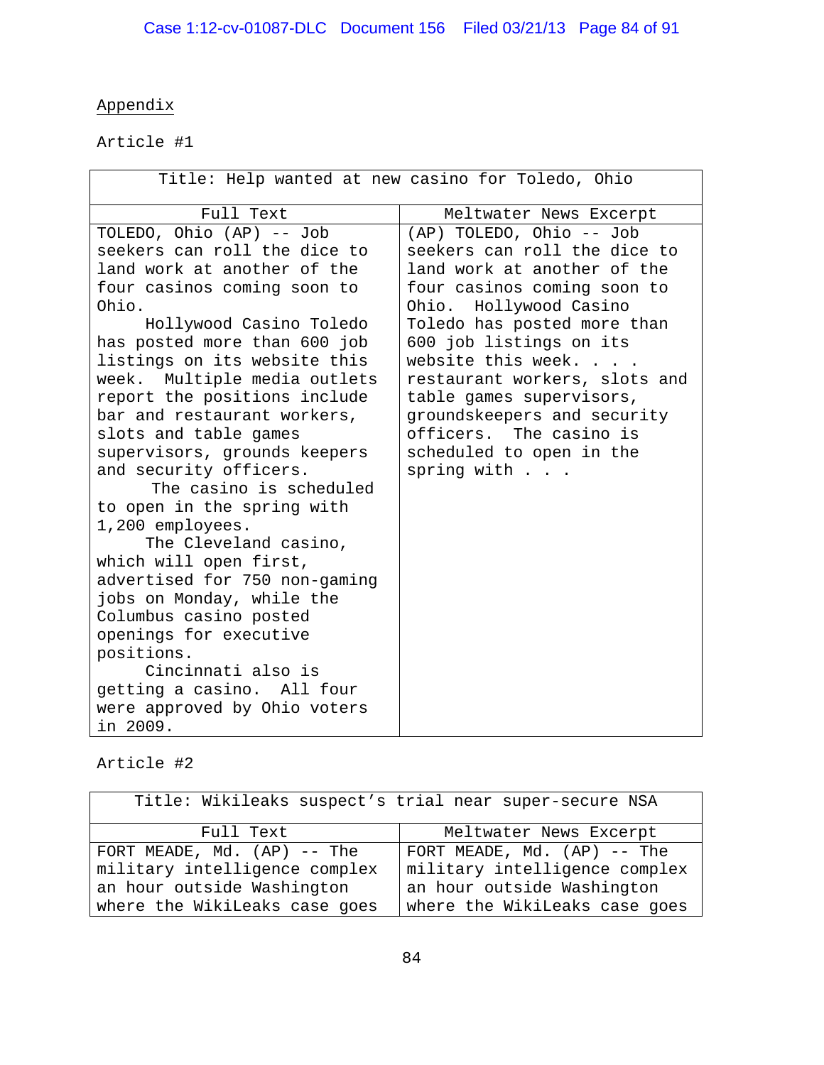Appendix

Article #1

| Title: Help wanted at new casino for Toledo, Ohio | |
|---|---|
| Full Text | Meltwater News Excerpt |
| TOLEDO, Ohio (AP) -- Job seekers can roll the dice to land work at another of the four casinos coming soon to Ohio.<br>Hollywood Casino Toledo has posted more than 600 job listings on its website this week. Multiple media outlets report the positions include bar and restaurant workers, slots and table games supervisors, grounds keepers and security officers.<br>The casino is scheduled to open in the spring with 1,200 employees.<br>The Cleveland casino, which will open first, advertised for 750 non-gaming jobs on Monday, while the Columbus casino posted openings for executive positions.<br>Cincinnati also is getting a casino. All four were approved by Ohio voters in 2009. | (AP) TOLEDO, Ohio -- Job seekers can roll the dice to land work at another of the four casinos coming soon to Ohio. Hollywood Casino Toledo has posted more than 600 job listings on its website this week. . . . restaurant workers, slots and table games supervisors, groundskeepers and security officers. The casino is scheduled to open in the spring with . . . |

Article #2

| Title: Wikileaks suspect's trial near super-secure NSA | |
|---|---|
| Full Text | Meltwater News Excerpt |
| FORT MEADE, Md. (AP) -- The military intelligence complex an hour outside Washington where the WikiLeaks case goes | FORT MEADE, Md. (AP) -- The military intelligence complex an hour outside Washington where the WikiLeaks case goes |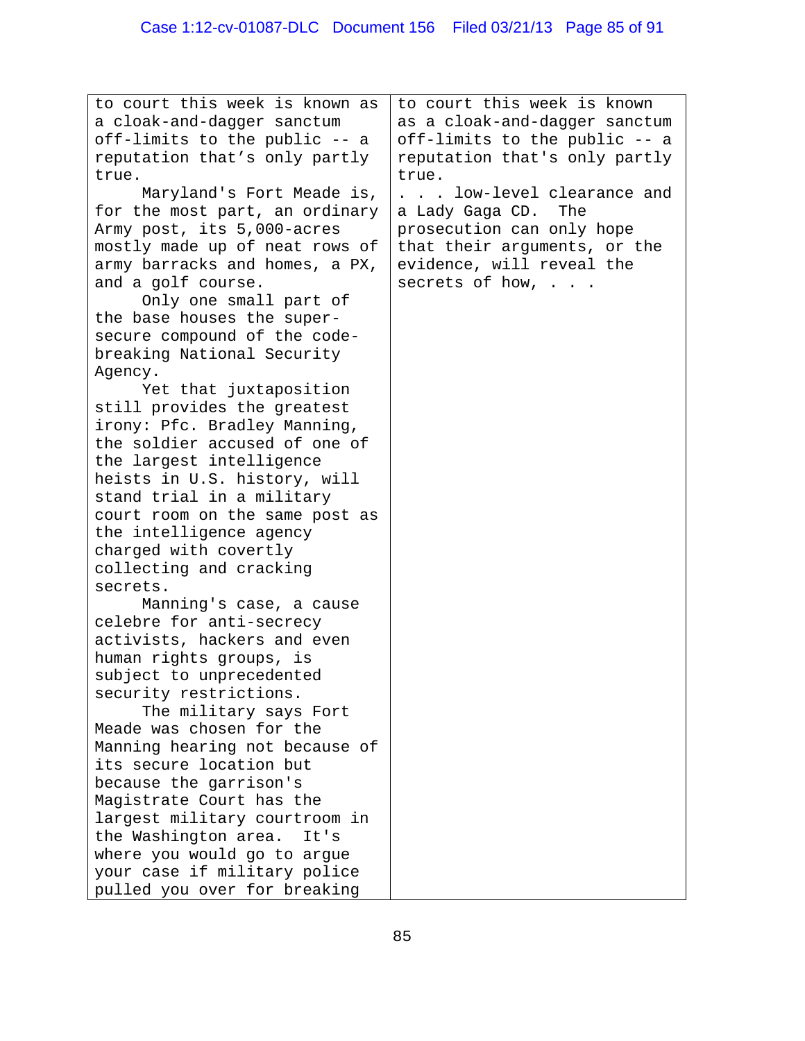| | |
|---|---|
| to court this week is known as a cloak-and-dagger sanctum off-limits to the public -- a reputation that's only partly true.<br><br>Maryland's Fort Meade is, for the most part, an ordinary Army post, its 5,000-acres mostly made up of neat rows of army barracks and homes, a PX, and a golf course.<br><br>Only one small part of the base houses the super-secure compound of the code-breaking National Security Agency.<br><br>Yet that juxtaposition still provides the greatest irony: Pfc. Bradley Manning, the soldier accused of one of the largest intelligence heists in U.S. history, will stand trial in a military court room on the same post as the intelligence agency charged with covertly collecting and cracking secrets.<br><br>Manning's case, a cause celebre for anti-secrecy activists, hackers and even human rights groups, is subject to unprecedented security restrictions.<br><br>The military says Fort Meade was chosen for the Manning hearing not because of its secure location but because the garrison's Magistrate Court has the largest military courtroom in the Washington area. It's where you would go to argue your case if military police pulled you over for breaking | to court this week is known as a cloak-and-dagger sanctum off-limits to the public -- a reputation that's only partly true.<br><br>. . . low-level clearance and a Lady Gaga CD. The prosecution can only hope that their arguments, or the evidence, will reveal the secrets of how, . . . |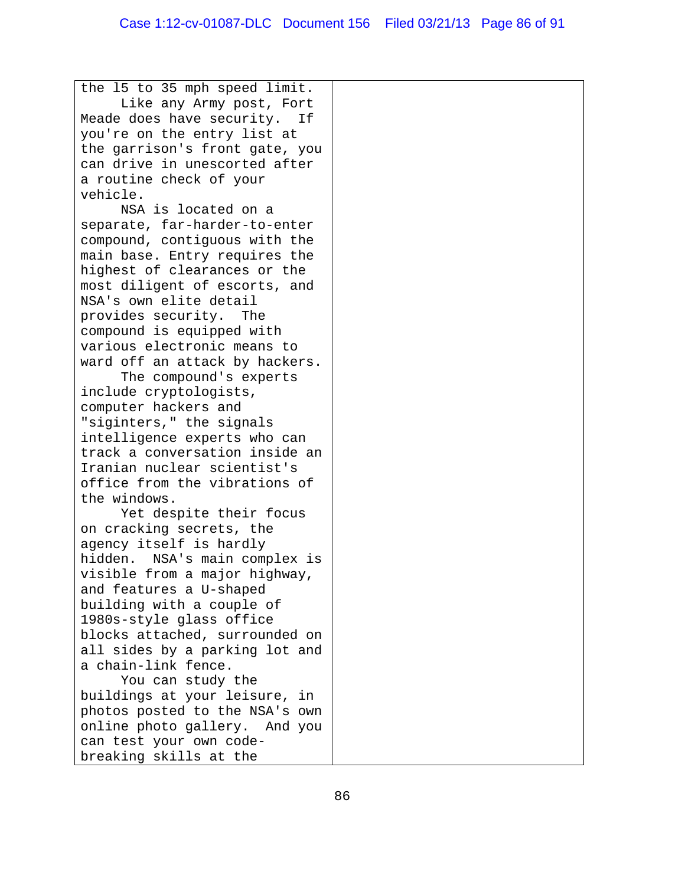| | |
|---|---|
| the 15 to 35 mph speed limit.<br>Like any Army post, Fort Meade does have security. If you're on the entry list at the garrison's front gate, you can drive in unescorted after a routine check of your vehicle.<br>NSA is located on a separate, far-harder-to-enter compound, contiguous with the main base. Entry requires the highest of clearances or the most diligent of escorts, and NSA's own elite detail provides security. The compound is equipped with various electronic means to ward off an attack by hackers.<br>The compound's experts include cryptologists, computer hackers and "siginters," the signals intelligence experts who can track a conversation inside an Iranian nuclear scientist's office from the vibrations of the windows.<br>Yet despite their focus on cracking secrets, the agency itself is hardly hidden. NSA's main complex is visible from a major highway, and features a U-shaped building with a couple of 1980s-style glass office blocks attached, surrounded on all sides by a parking lot and a chain-link fence.<br>You can study the buildings at your leisure, in photos posted to the NSA's own online photo gallery. And you can test your own code-breaking skills at the | |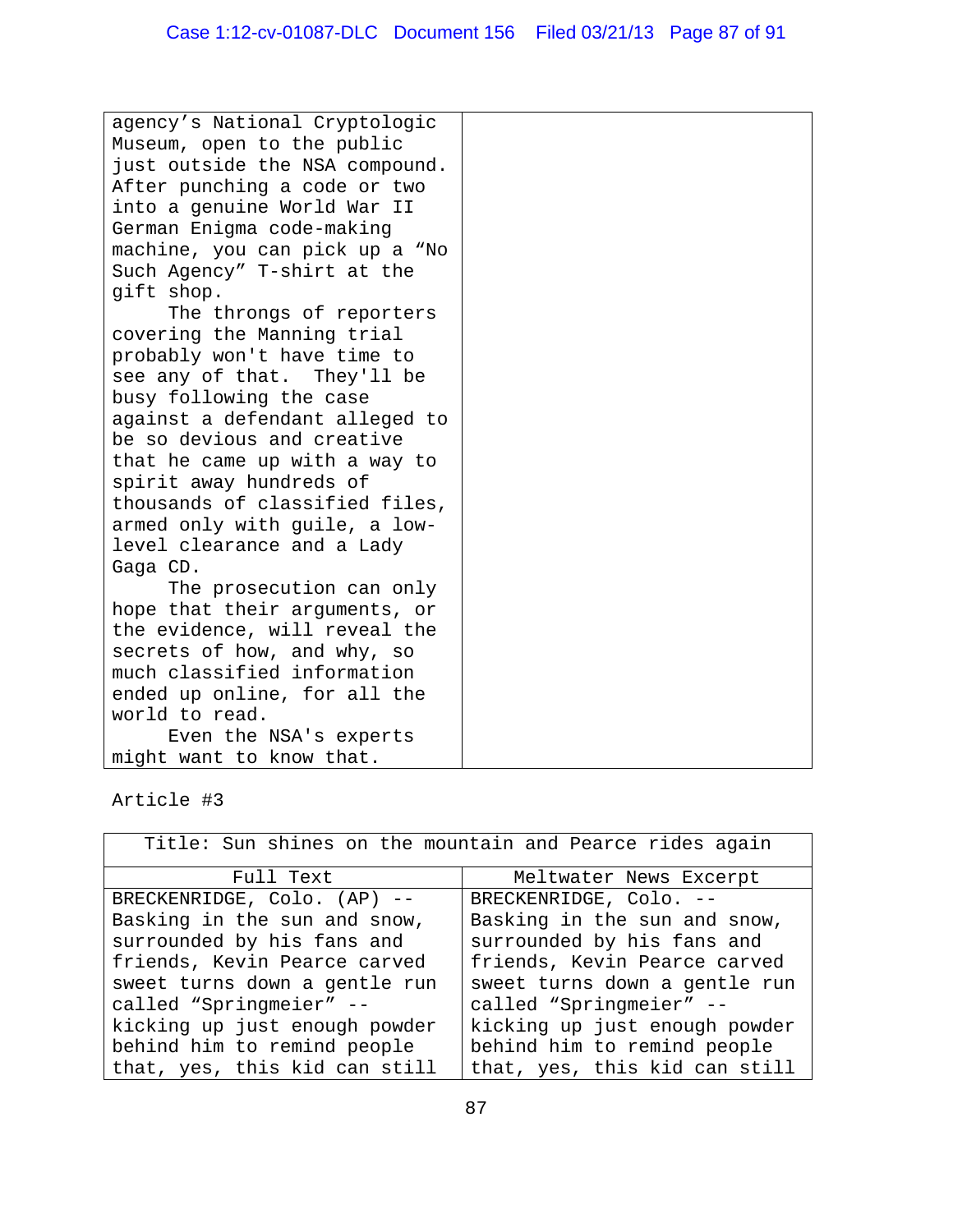| | |
|---|---|
| agency's National Cryptologic Museum, open to the public just outside the NSA compound. After punching a code or two into a genuine World War II German Enigma code-making machine, you can pick up a "No Such Agency" T-shirt at the gift shop.<br>The throngs of reporters covering the Manning trial probably won't have time to see any of that. They'll be busy following the case against a defendant alleged to be so devious and creative that he came up with a way to spirit away hundreds of thousands of classified files, armed only with guile, a low-level clearance and a Lady Gaga CD.<br>The prosecution can only hope that their arguments, or the evidence, will reveal the secrets of how, and why, so much classified information ended up online, for all the world to read.<br>Even the NSA's experts might want to know that. | |

Article #3

| Title: Sun shines on the mountain and Pearce rides again | |
|---|---|
| Full Text | Meltwater News Excerpt |
| BRECKENRIDGE, Colo. (AP) -- Basking in the sun and snow, surrounded by his fans and friends, Kevin Pearce carved sweet turns down a gentle run called "Springmeier" -- kicking up just enough powder behind him to remind people that, yes, this kid can still | BRECKENRIDGE, Colo. -- Basking in the sun and snow, surrounded by his fans and friends, Kevin Pearce carved sweet turns down a gentle run called "Springmeier" -- kicking up just enough powder behind him to remind people that, yes, this kid can still |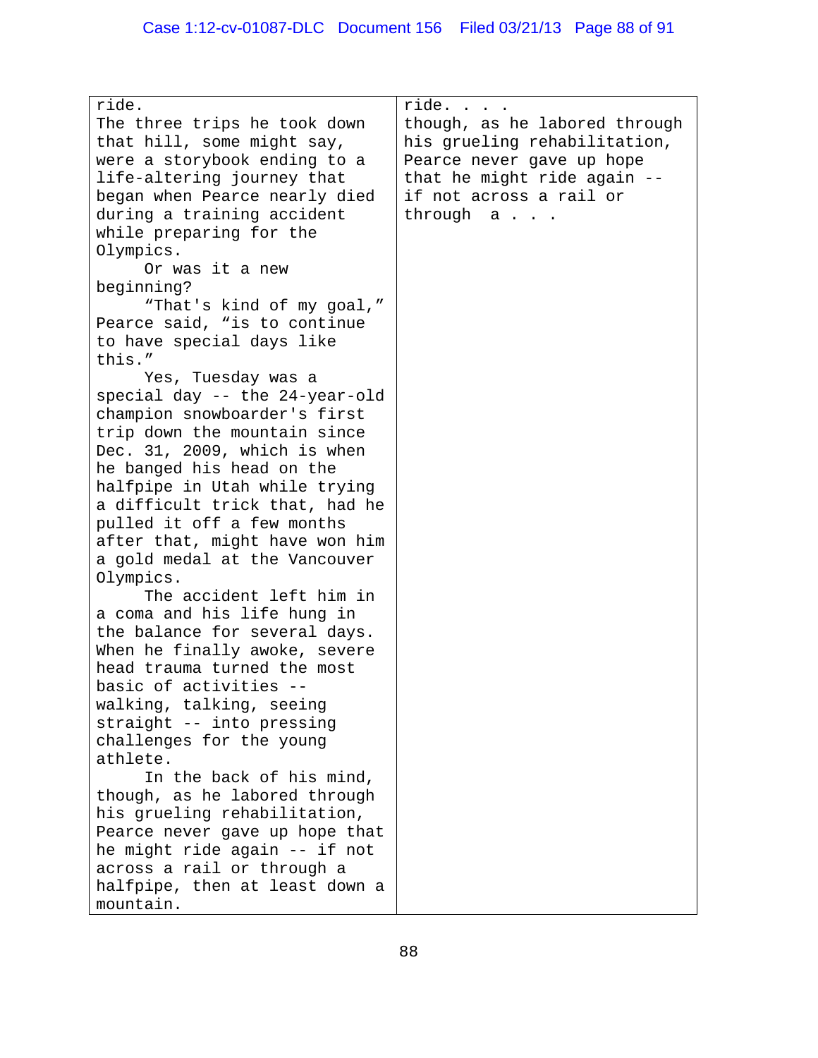| | |
|---|---|
| ride.<br>The three trips he took down that hill, some might say, were a storybook ending to a life-altering journey that began when Pearce nearly died during a training accident while preparing for the Olympics.<br>Or was it a new beginning?<br>"That's kind of my goal," Pearce said, "is to continue to have special days like this."<br>Yes, Tuesday was a special day -- the 24-year-old champion snowboarder's first trip down the mountain since Dec. 31, 2009, which is when he banged his head on the halfpipe in Utah while trying a difficult trick that, had he pulled it off a few months after that, might have won him a gold medal at the Vancouver Olympics.<br>The accident left him in a coma and his life hung in the balance for several days. When he finally awoke, severe head trauma turned the most basic of activities -- walking, talking, seeing straight -- into pressing challenges for the young athlete.<br>In the back of his mind, though, as he labored through his grueling rehabilitation, Pearce never gave up hope that he might ride again -- if not across a rail or through a halfpipe, then at least down a mountain. | ride. . . .<br>though, as he labored through his grueling rehabilitation, Pearce never gave up hope that he might ride again -- if not across a rail or through a . . . |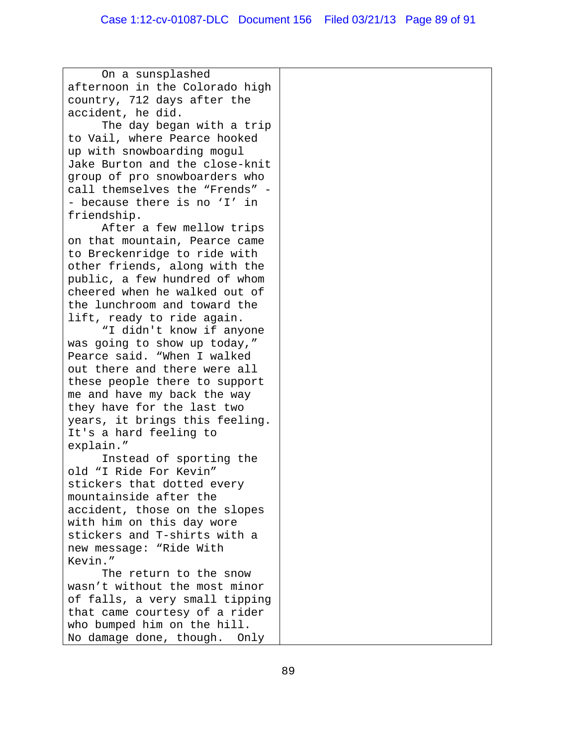| | |
|---|---|
| On a sunsplashed afternoon in the Colorado high country, 712 days after the accident, he did.<br>The day began with a trip to Vail, where Pearce hooked up with snowboarding mogul Jake Burton and the close-knit group of pro snowboarders who call themselves the "Frends" -- because there is no 'I' in friendship.<br>After a few mellow trips on that mountain, Pearce came to Breckenridge to ride with other friends, along with the public, a few hundred of whom cheered when he walked out of the lunchroom and toward the lift, ready to ride again.<br>"I didn't know if anyone was going to show up today," Pearce said. "When I walked out there and there were all these people there to support me and have my back the way they have for the last two years, it brings this feeling. It's a hard feeling to explain."<br>Instead of sporting the old "I Ride For Kevin" stickers that dotted every mountainside after the accident, those on the slopes with him on this day wore stickers and T-shirts with a new message: "Ride With Kevin."<br>The return to the snow wasn't without the most minor of falls, a very small tipping that came courtesy of a rider who bumped him on the hill. No damage done, though. Only | |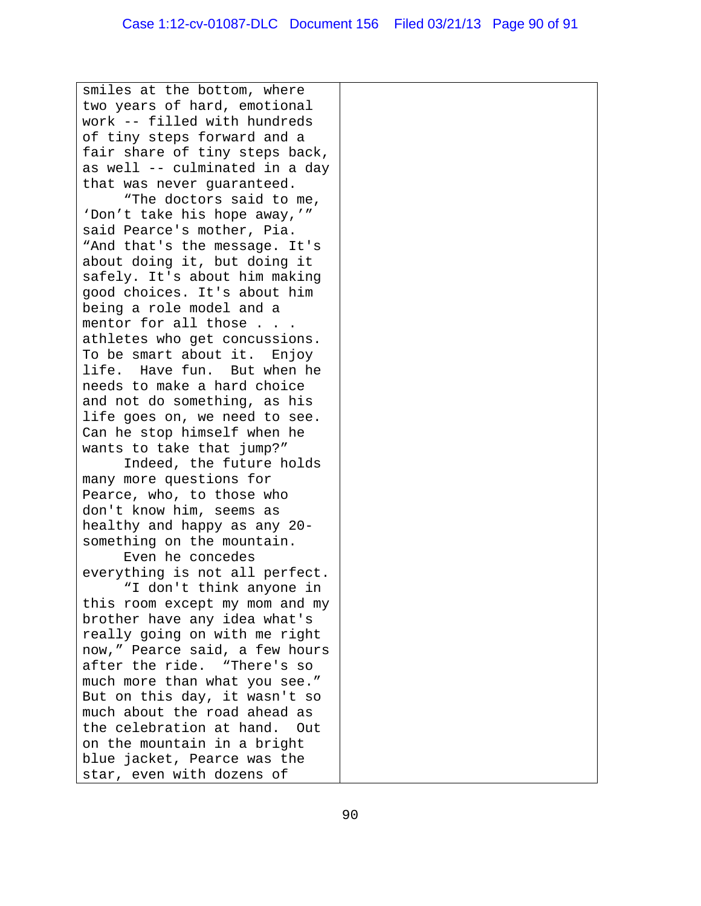| | |
|---|---|
| smiles at the bottom, where two years of hard, emotional work -- filled with hundreds of tiny steps forward and a fair share of tiny steps back, as well -- culminated in a day that was never guaranteed.<br>"The doctors said to me, 'Don't take his hope away,'" said Pearce's mother, Pia. "And that's the message. It's about doing it, but doing it safely. It's about him making good choices. It's about him being a role model and a mentor for all those . . . athletes who get concussions. To be smart about it. Enjoy life. Have fun. But when he needs to make a hard choice and not do something, as his life goes on, we need to see. Can he stop himself when he wants to take that jump?"<br>Indeed, the future holds many more questions for Pearce, who, to those who don't know him, seems as healthy and happy as any 20-something on the mountain.<br>Even he concedes everything is not all perfect.<br>"I don't think anyone in this room except my mom and my brother have any idea what's really going on with me right now," Pearce said, a few hours after the ride. "There's so much more than what you see." But on this day, it wasn't so much about the road ahead as the celebration at hand. Out on the mountain in a bright blue jacket, Pearce was the star, even with dozens of | |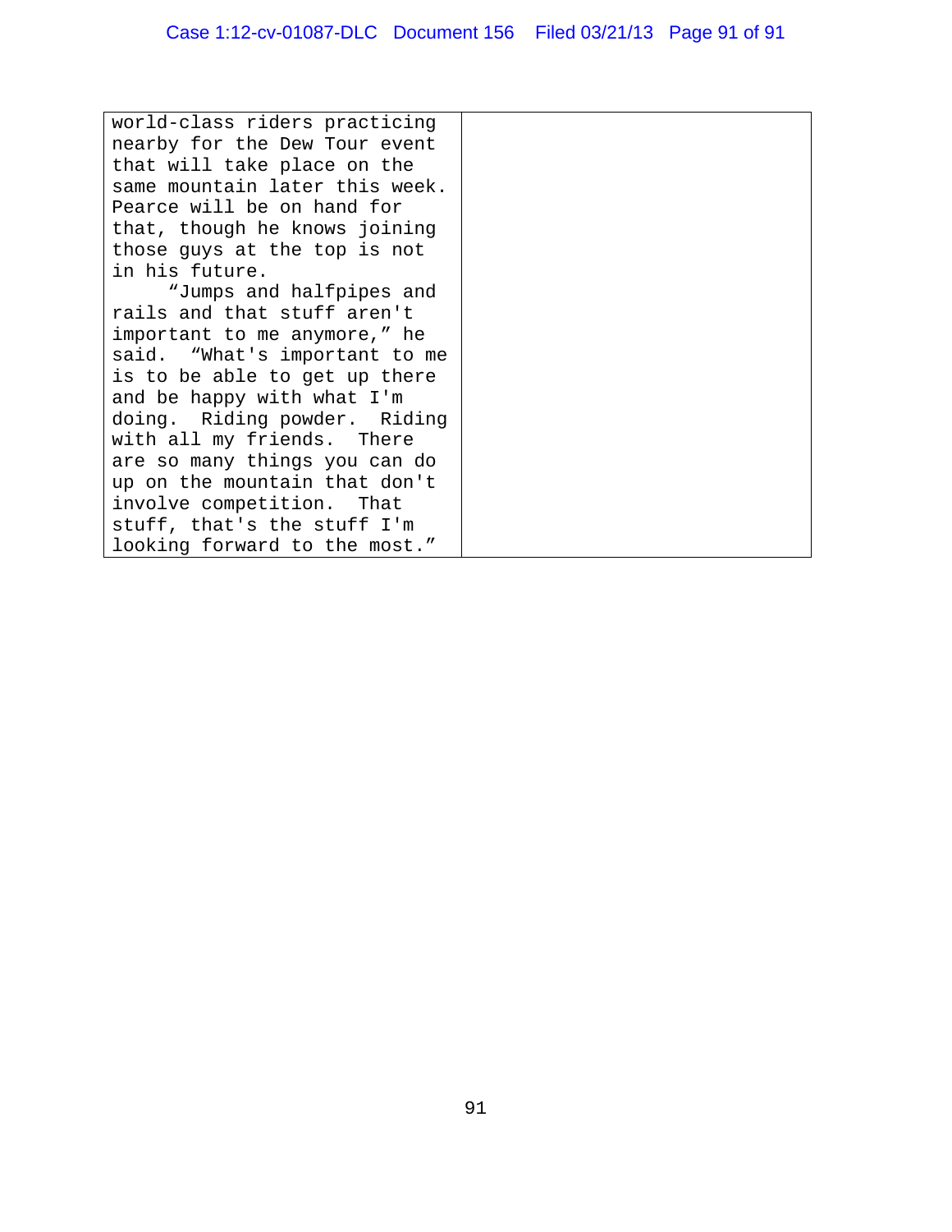| | |
|---|---|
| world-class riders practicing nearby for the Dew Tour event that will take place on the same mountain later this week. Pearce will be on hand for that, though he knows joining those guys at the top is not in his future.<br>“Jumps and halfpipes and rails and that stuff aren't important to me anymore,” he said. “What's important to me is to be able to get up there and be happy with what I'm doing. Riding powder. Riding with all my friends. There are so many things you can do up on the mountain that don't involve competition. That stuff, that's the stuff I'm looking forward to the most.” | |